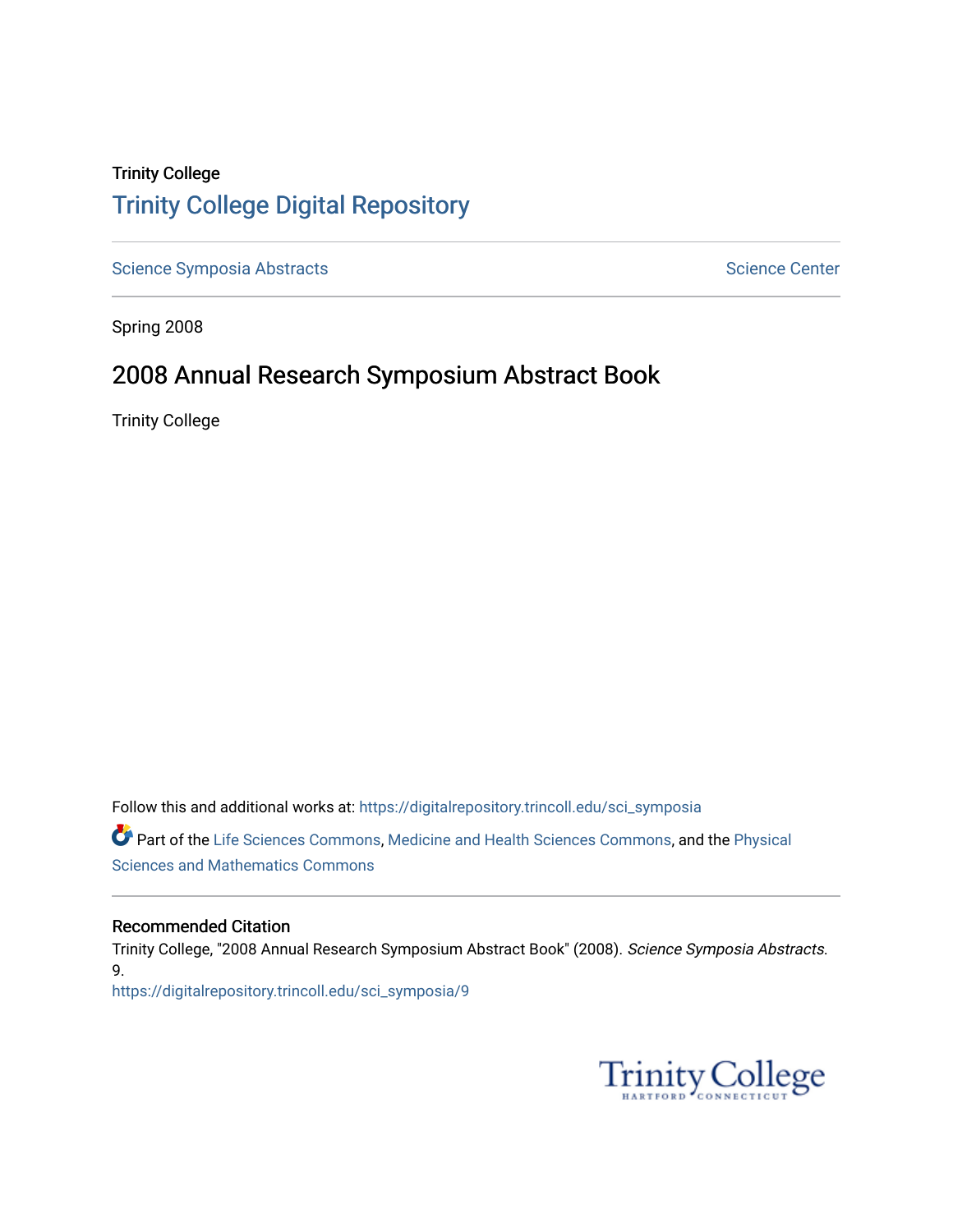Trinity College

# Trinity College Digital Repository

Science Symposia Abstracts

Science Center

Spring 2008

## 2008 Annual Research Symposium Abstract Book

Trinity College

Follow this and additional works at: https://digitalrepository.trincoll.edu/sci_symposia

Part of the Life Sciences Commons, Medicine and Health Sciences Commons, and the Physical Sciences and Mathematics Commons

### Recommended Citation

Trinity College, "2008 Annual Research Symposium Abstract Book" (2008). *Science Symposia Abstracts*. 9.
https://digitalrepository.trincoll.edu/sci_symposia/9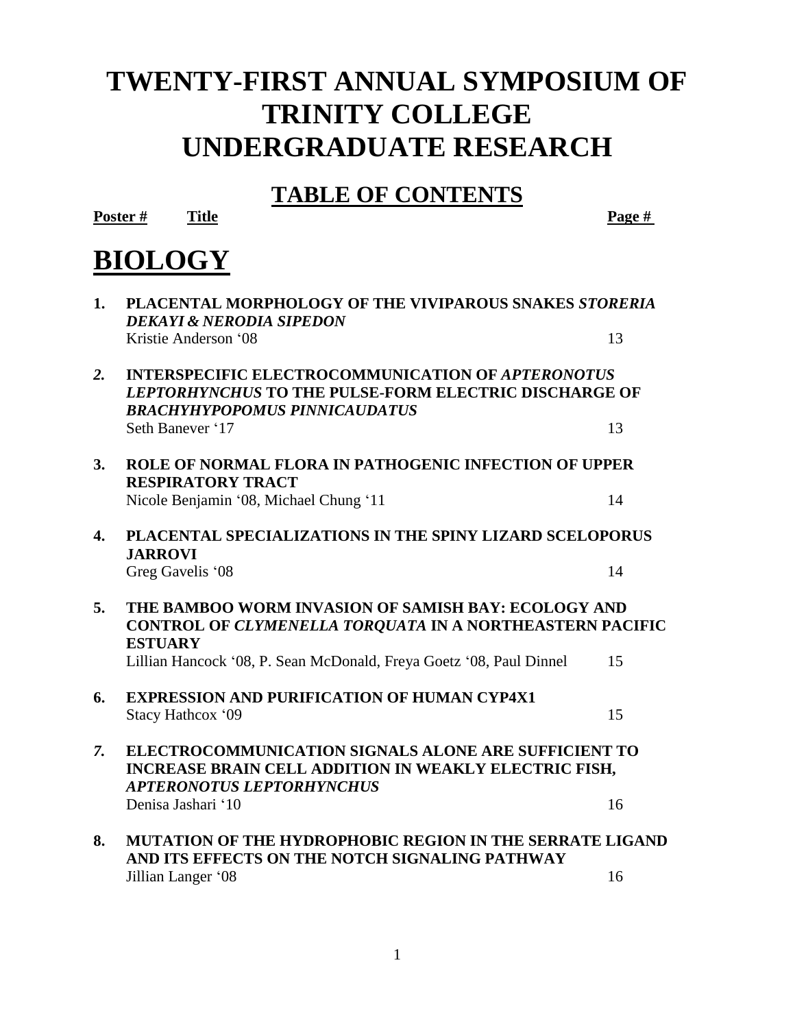# TWENTY-FIRST ANNUAL SYMPOSIUM OF TRINITY COLLEGE UNDERGRADUATE RESEARCH

## TABLE OF CONTENTS

**Poster #** **Title** **Page #**

# BIOLOGY

| Poster # | Title | Page # |
|---|---|---|
| **1.** | **PLACENTAL MORPHOLOGY OF THE VIVIPAROUS SNAKES *STORERIA DEKAYI & NERODIA SIPEDON***<br>Kristie Anderson '08 | 13 |
| ***2.*** | **INTERSPECIFIC ELECTROCOMMUNICATION OF *APTERONOTUS LEPTORHYNCHUS* TO THE PULSE-FORM ELECTRIC DISCHARGE OF *BRACHYHYPOPOMUS PINNICAUDATUS***<br>Seth Banever '17 | 13 |
| **3.** | **ROLE OF NORMAL FLORA IN PATHOGENIC INFECTION OF UPPER RESPIRATORY TRACT**<br>Nicole Benjamin '08, Michael Chung '11 | 14 |
| **4.** | **PLACENTAL SPECIALIZATIONS IN THE SPINY LIZARD SCELOPORUS JARROVI**<br>Greg Gavelis '08 | 14 |
| **5.** | **THE BAMBOO WORM INVASION OF SAMISH BAY: ECOLOGY AND CONTROL OF *CLYMENELLA TORQUATA* IN A NORTHEASTERN PACIFIC ESTUARY**<br>Lillian Hancock '08, P. Sean McDonald, Freya Goetz '08, Paul Dinnel | 15 |
| **6.** | **EXPRESSION AND PURIFICATION OF HUMAN CYP4X1**<br>Stacy Hathcox '09 | 15 |
| ***7.*** | **ELECTROCOMMUNICATION SIGNALS ALONE ARE SUFFICIENT TO INCREASE BRAIN CELL ADDITION IN WEAKLY ELECTRIC FISH, *APTERONOTUS LEPTORHYNCHUS***<br>Denisa Jashari '10 | 16 |
| **8.** | **MUTATION OF THE HYDROPHOBIC REGION IN THE SERRATE LIGAND AND ITS EFFECTS ON THE NOTCH SIGNALING PATHWAY**<br>Jillian Langer '08 | 16 |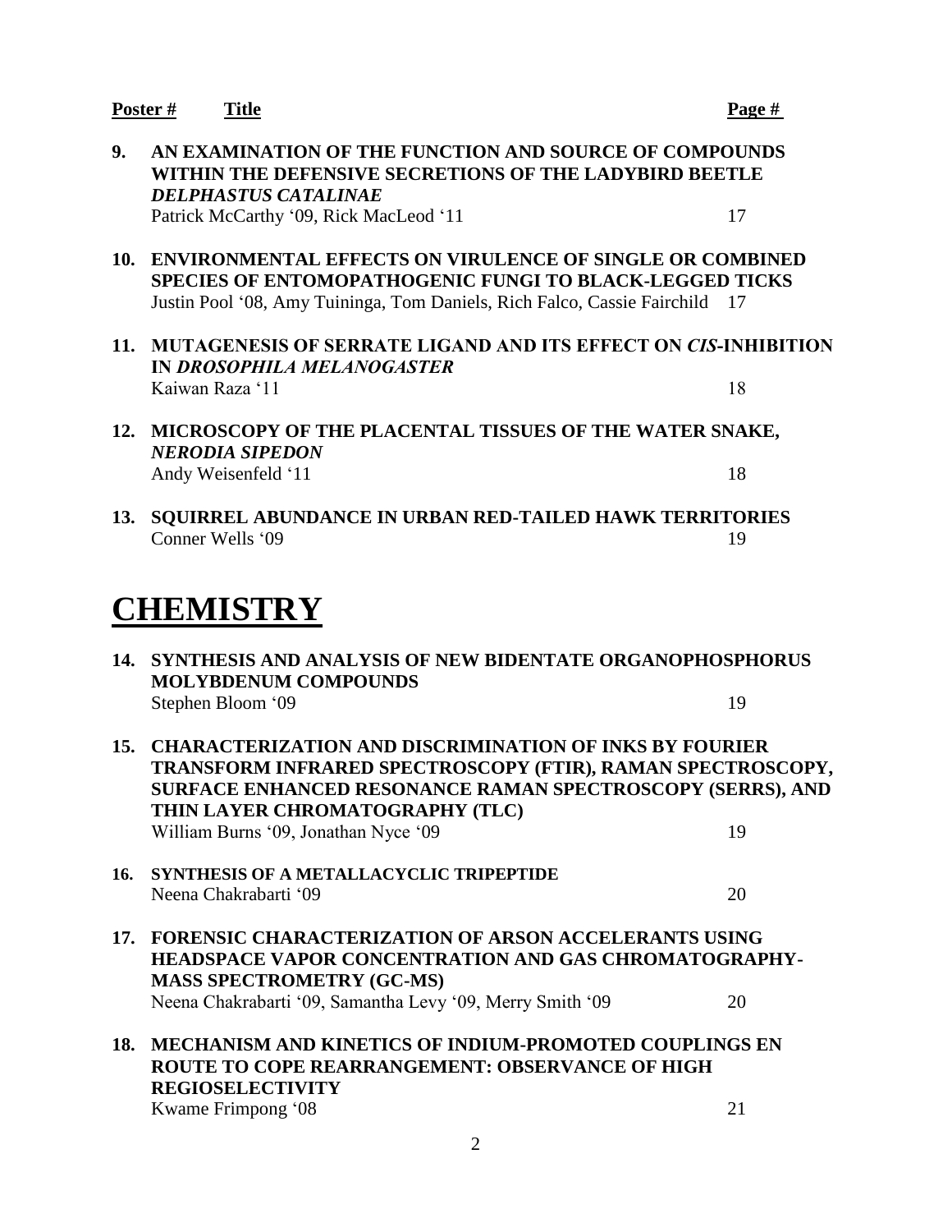| Poster # | Title | Page # |
|---|---|---|
| **9.** | **AN EXAMINATION OF THE FUNCTION AND SOURCE OF COMPOUNDS WITHIN THE DEFENSIVE SECRETIONS OF THE LADYBIRD BEETLE *DELPHASTUS CATALINAE***<br>Patrick McCarthy '09, Rick MacLeod '11 | 17 |
| **10.** | **ENVIRONMENTAL EFFECTS ON VIRULENCE OF SINGLE OR COMBINED SPECIES OF ENTOMOPATHOGENIC FUNGI TO BLACK-LEGGED TICKS**<br>Justin Pool '08, Amy Tuininga, Tom Daniels, Rich Falco, Cassie Fairchild | 17 |
| **11.** | **MUTAGENESIS OF SERRATE LIGAND AND ITS EFFECT ON *CIS*-INHIBITION IN *DROSOPHILA MELANOGASTER***<br>Kaiwan Raza '11 | 18 |
| **12.** | **MICROSCOPY OF THE PLACENTAL TISSUES OF THE WATER SNAKE, *NERODIA SIPEDON***<br>Andy Weisenfeld '11 | 18 |
| **13.** | **SQUIRREL ABUNDANCE IN URBAN RED-TAILED HAWK TERRITORIES**<br>Conner Wells '09 | 19 |

# CHEMISTRY

| Poster # | Title | Page # |
|---|---|---|
| **14.** | **SYNTHESIS AND ANALYSIS OF NEW BIDENTATE ORGANOPHOSPHORUS MOLYBDENUM COMPOUNDS**<br>Stephen Bloom '09 | 19 |
| **15.** | **CHARACTERIZATION AND DISCRIMINATION OF INKS BY FOURIER TRANSFORM INFRARED SPECTROSCOPY (FTIR), RAMAN SPECTROSCOPY, SURFACE ENHANCED RESONANCE RAMAN SPECTROSCOPY (SERRS), AND THIN LAYER CHROMATOGRAPHY (TLC)**<br>William Burns '09, Jonathan Nyce '09 | 19 |
| **16.** | **SYNTHESIS OF A METALLACYCLIC TRIPEPTIDE**<br>Neena Chakrabarti '09 | 20 |
| **17.** | **FORENSIC CHARACTERIZATION OF ARSON ACCELERANTS USING HEADSPACE VAPOR CONCENTRATION AND GAS CHROMATOGRAPHY-MASS SPECTROMETRY (GC-MS)**<br>Neena Chakrabarti '09, Samantha Levy '09, Merry Smith '09 | 20 |
| **18.** | **MECHANISM AND KINETICS OF INDIUM-PROMOTED COUPLINGS EN ROUTE TO COPE REARRANGEMENT: OBSERVANCE OF HIGH REGIOSELECTIVITY**<br>Kwame Frimpong '08 | 21 |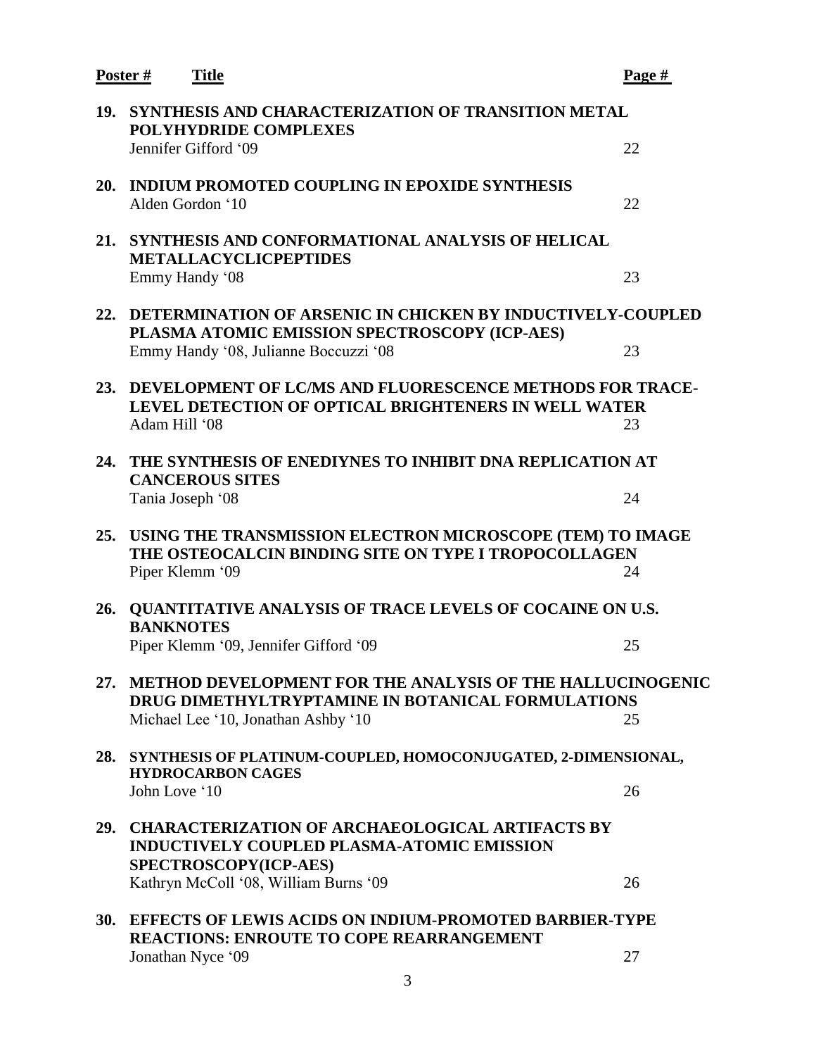| Poster # | Title | Page # |
|---|---|---|
| 19. | **SYNTHESIS AND CHARACTERIZATION OF TRANSITION METAL POLYHYDRIDE COMPLEXES**<br>Jennifer Gifford '09 | 22 |
| 20. | **INDIUM PROMOTED COUPLING IN EPOXIDE SYNTHESIS**<br>Alden Gordon '10 | 22 |
| 21. | **SYNTHESIS AND CONFORMATIONAL ANALYSIS OF HELICAL METALLACYCLICPEPTIDES**<br>Emmy Handy '08 | 23 |
| 22. | **DETERMINATION OF ARSENIC IN CHICKEN BY INDUCTIVELY-COUPLED PLASMA ATOMIC EMISSION SPECTROSCOPY (ICP-AES)**<br>Emmy Handy '08, Julianne Boccuzzi '08 | 23 |
| 23. | **DEVELOPMENT OF LC/MS AND FLUORESCENCE METHODS FOR TRACE-LEVEL DETECTION OF OPTICAL BRIGHTENERS IN WELL WATER**<br>Adam Hill '08 | 23 |
| 24. | **THE SYNTHESIS OF ENEDIYNES TO INHIBIT DNA REPLICATION AT CANCEROUS SITES**<br>Tania Joseph '08 | 24 |
| 25. | **USING THE TRANSMISSION ELECTRON MICROSCOPE (TEM) TO IMAGE THE OSTEOCALCIN BINDING SITE ON TYPE I TROPOCOLLAGEN**<br>Piper Klemm '09 | 24 |
| 26. | **QUANTITATIVE ANALYSIS OF TRACE LEVELS OF COCAINE ON U.S. BANKNOTES**<br>Piper Klemm '09, Jennifer Gifford '09 | 25 |
| 27. | **METHOD DEVELOPMENT FOR THE ANALYSIS OF THE HALLUCINOGENIC DRUG DIMETHYLTRYPTAMINE IN BOTANICAL FORMULATIONS**<br>Michael Lee '10, Jonathan Ashby '10 | 25 |
| 28. | **SYNTHESIS OF PLATINUM-COUPLED, HOMOCONJUGATED, 2-DIMENSIONAL, HYDROCARBON CAGES**<br>John Love '10 | 26 |
| 29. | **CHARACTERIZATION OF ARCHAEOLOGICAL ARTIFACTS BY INDUCTIVELY COUPLED PLASMA-ATOMIC EMISSION SPECTROSCOPY(ICP-AES)**<br>Kathryn McColl '08, William Burns '09 | 26 |
| 30. | **EFFECTS OF LEWIS ACIDS ON INDIUM-PROMOTED BARBIER-TYPE REACTIONS: ENROUTE TO COPE REARRANGEMENT**<br>Jonathan Nyce '09 | 27 |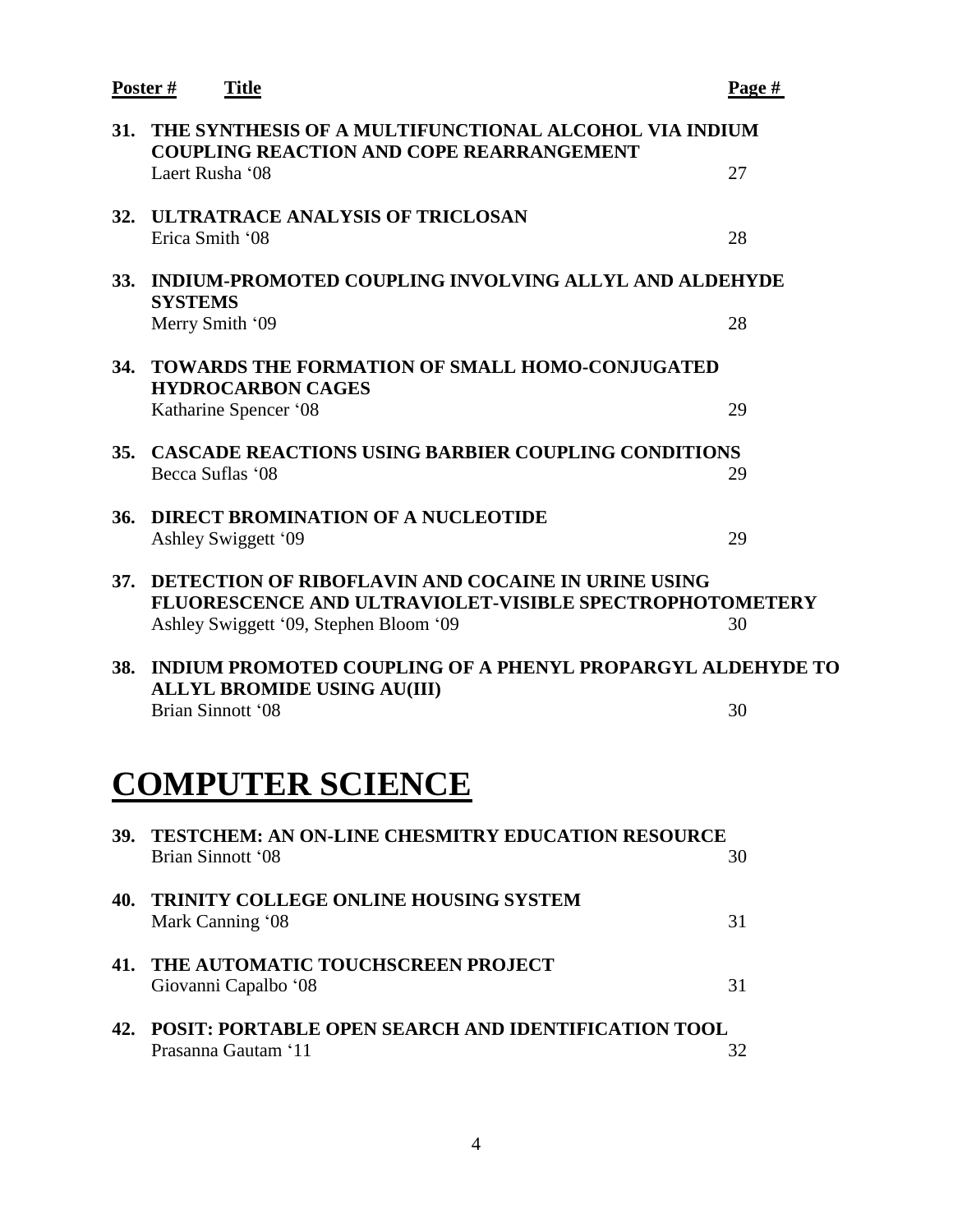| Poster # | Title | Page # |
| --- | --- | --- |
| 31. | **THE SYNTHESIS OF A MULTIFUNCTIONAL ALCOHOL VIA INDIUM COUPLING REACTION AND COPE REARRANGEMENT**<br>Laert Rusha '08 | 27 |
| 32. | **ULTRATRACE ANALYSIS OF TRICLOSAN**<br>Erica Smith '08 | 28 |
| 33. | **INDIUM-PROMOTED COUPLING INVOLVING ALLYL AND ALDEHYDE SYSTEMS**<br>Merry Smith '09 | 28 |
| 34. | **TOWARDS THE FORMATION OF SMALL HOMO-CONJUGATED HYDROCARBON CAGES**<br>Katharine Spencer '08 | 29 |
| 35. | **CASCADE REACTIONS USING BARBIER COUPLING CONDITIONS**<br>Becca Suflas '08 | 29 |
| 36. | **DIRECT BROMINATION OF A NUCLEOTIDE**<br>Ashley Swiggett '09 | 29 |
| 37. | **DETECTION OF RIBOFLAVIN AND COCAINE IN URINE USING FLUORESCENCE AND ULTRAVIOLET-VISIBLE SPECTROPHOTOMETERY**<br>Ashley Swiggett '09, Stephen Bloom '09 | 30 |
| 38. | **INDIUM PROMOTED COUPLING OF A PHENYL PROPARGYL ALDEHYDE TO ALLYL BROMIDE USING AU(III)**<br>Brian Sinnott '08 | 30 |

# COMPUTER SCIENCE

| Poster # | Title | Page # |
| --- | --- | --- |
| 39. | **TESTCHEM: AN ON-LINE CHESMITRY EDUCATION RESOURCE**<br>Brian Sinnott '08 | 30 |
| 40. | **TRINITY COLLEGE ONLINE HOUSING SYSTEM**<br>Mark Canning '08 | 31 |
| 41. | **THE AUTOMATIC TOUCHSCREEN PROJECT**<br>Giovanni Capalbo '08 | 31 |
| 42. | **POSIT: PORTABLE OPEN SEARCH AND IDENTIFICATION TOOL**<br>Prasanna Gautam '11 | 32 |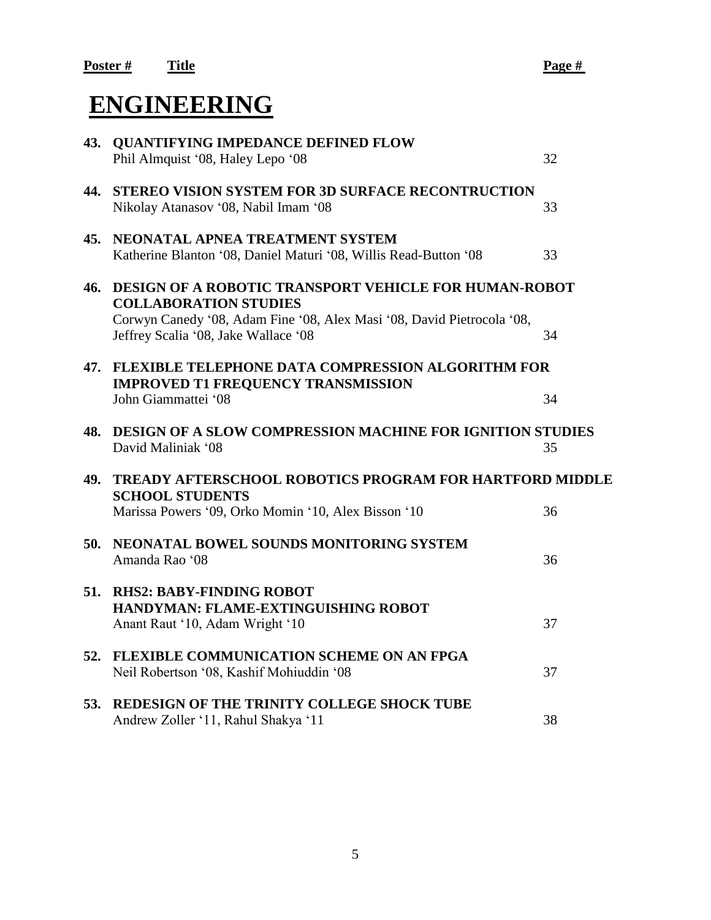| Poster # | Title | Page # |
|---|---|---|

# ENGINEERING

| Poster # | Title | Page # |
|---|---|---|
| 43. | **QUANTIFYING IMPEDANCE DEFINED FLOW**<br>Phil Almquist '08, Haley Lepo '08 | 32 |
| 44. | **STEREO VISION SYSTEM FOR 3D SURFACE RECONTRUCTION**<br>Nikolay Atanasov '08, Nabil Imam '08 | 33 |
| 45. | **NEONATAL APNEA TREATMENT SYSTEM**<br>Katherine Blanton '08, Daniel Maturi '08, Willis Read-Button '08 | 33 |
| 46. | **DESIGN OF A ROBOTIC TRANSPORT VEHICLE FOR HUMAN-ROBOT COLLABORATION STUDIES**<br>Corwyn Canedy '08, Adam Fine '08, Alex Masi '08, David Pietrocola '08, Jeffrey Scalia '08, Jake Wallace '08 | 34 |
| 47. | **FLEXIBLE TELEPHONE DATA COMPRESSION ALGORITHM FOR IMPROVED T1 FREQUENCY TRANSMISSION**<br>John Giammattei '08 | 34 |
| 48. | **DESIGN OF A SLOW COMPRESSION MACHINE FOR IGNITION STUDIES**<br>David Maliniak '08 | 35 |
| 49. | **TREADY AFTERSCHOOL ROBOTICS PROGRAM FOR HARTFORD MIDDLE SCHOOL STUDENTS**<br>Marissa Powers '09, Orko Momin '10, Alex Bisson '10 | 36 |
| 50. | **NEONATAL BOWEL SOUNDS MONITORING SYSTEM**<br>Amanda Rao '08 | 36 |
| 51. | **RHS2: BABY-FINDING ROBOT**<br>**HANDYMAN: FLAME-EXTINGUISHING ROBOT**<br>Anant Raut '10, Adam Wright '10 | 37 |
| 52. | **FLEXIBLE COMMUNICATION SCHEME ON AN FPGA**<br>Neil Robertson '08, Kashif Mohiuddin '08 | 37 |
| 53. | **REDESIGN OF THE TRINITY COLLEGE SHOCK TUBE**<br>Andrew Zoller '11, Rahul Shakya '11 | 38 |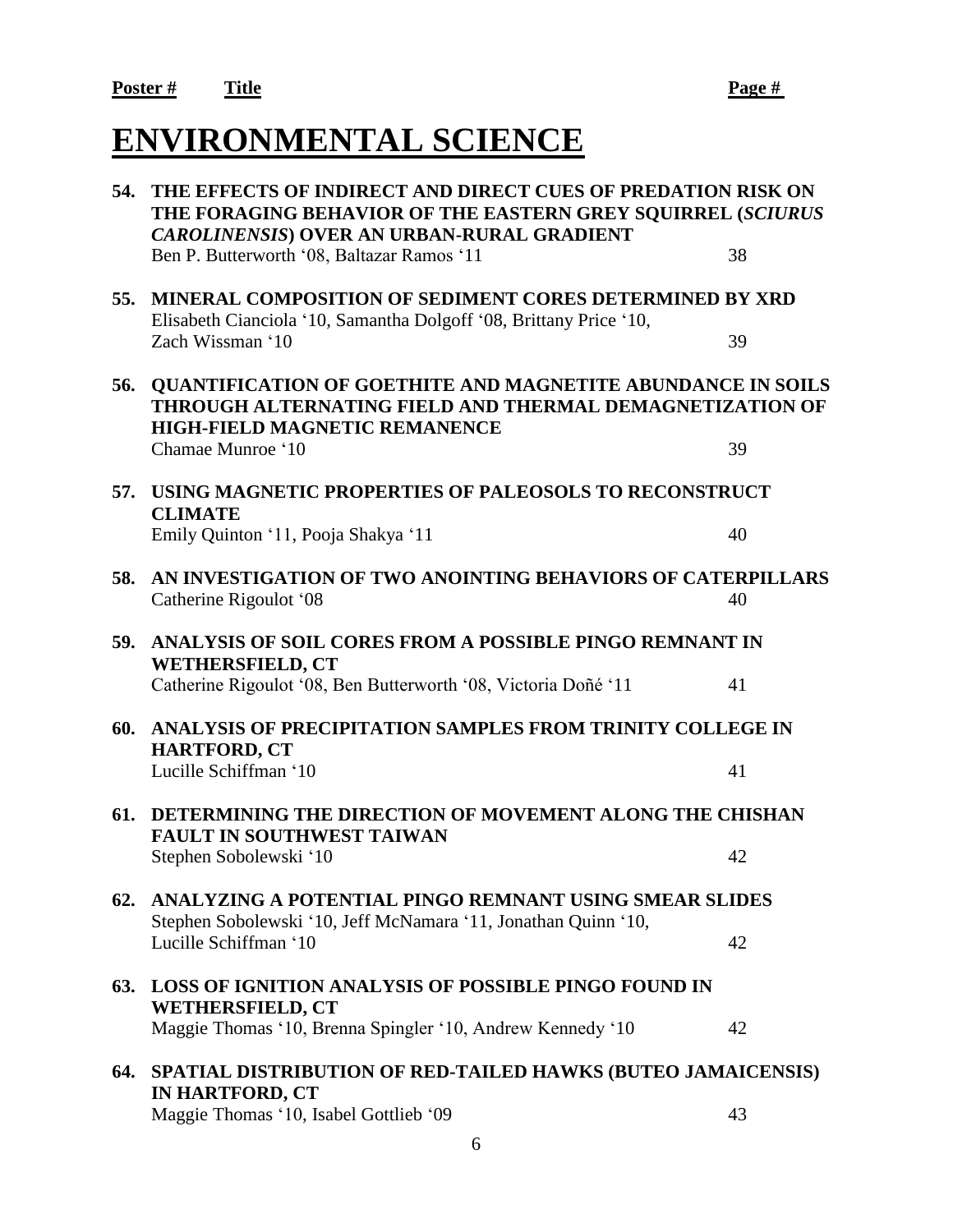**Poster #** **Title** **Page #**

# ENVIRONMENTAL SCIENCE

**54. THE EFFECTS OF INDIRECT AND DIRECT CUES OF PREDATION RISK ON THE FORAGING BEHAVIOR OF THE EASTERN GREY SQUIRREL (*SCIURUS CAROLINENSIS*) OVER AN URBAN-RURAL GRADIENT**
Ben P. Butterworth '08, Baltazar Ramos '11 — 38

**55. MINERAL COMPOSITION OF SEDIMENT CORES DETERMINED BY XRD**
Elisabeth Cianciola '10, Samantha Dolgoff '08, Brittany Price '10, Zach Wissman '10 — 39

**56. QUANTIFICATION OF GOETHITE AND MAGNETITE ABUNDANCE IN SOILS THROUGH ALTERNATING FIELD AND THERMAL DEMAGNETIZATION OF HIGH-FIELD MAGNETIC REMANENCE**
Chamae Munroe '10 — 39

**57. USING MAGNETIC PROPERTIES OF PALEOSOLS TO RECONSTRUCT CLIMATE**
Emily Quinton '11, Pooja Shakya '11 — 40

**58. AN INVESTIGATION OF TWO ANOINTING BEHAVIORS OF CATERPILLARS**
Catherine Rigoulot '08 — 40

**59. ANALYSIS OF SOIL CORES FROM A POSSIBLE PINGO REMNANT IN WETHERSFIELD, CT**
Catherine Rigoulot '08, Ben Butterworth '08, Victoria Doñé '11 — 41

**60. ANALYSIS OF PRECIPITATION SAMPLES FROM TRINITY COLLEGE IN HARTFORD, CT**
Lucille Schiffman '10 — 41

**61. DETERMINING THE DIRECTION OF MOVEMENT ALONG THE CHISHAN FAULT IN SOUTHWEST TAIWAN**
Stephen Sobolewski '10 — 42

**62. ANALYZING A POTENTIAL PINGO REMNANT USING SMEAR SLIDES**
Stephen Sobolewski '10, Jeff McNamara '11, Jonathan Quinn '10, Lucille Schiffman '10 — 42

**63. LOSS OF IGNITION ANALYSIS OF POSSIBLE PINGO FOUND IN WETHERSFIELD, CT**
Maggie Thomas '10, Brenna Spingler '10, Andrew Kennedy '10 — 42

**64. SPATIAL DISTRIBUTION OF RED-TAILED HAWKS (BUTEO JAMAICENSIS) IN HARTFORD, CT**
Maggie Thomas '10, Isabel Gottlieb '09 — 43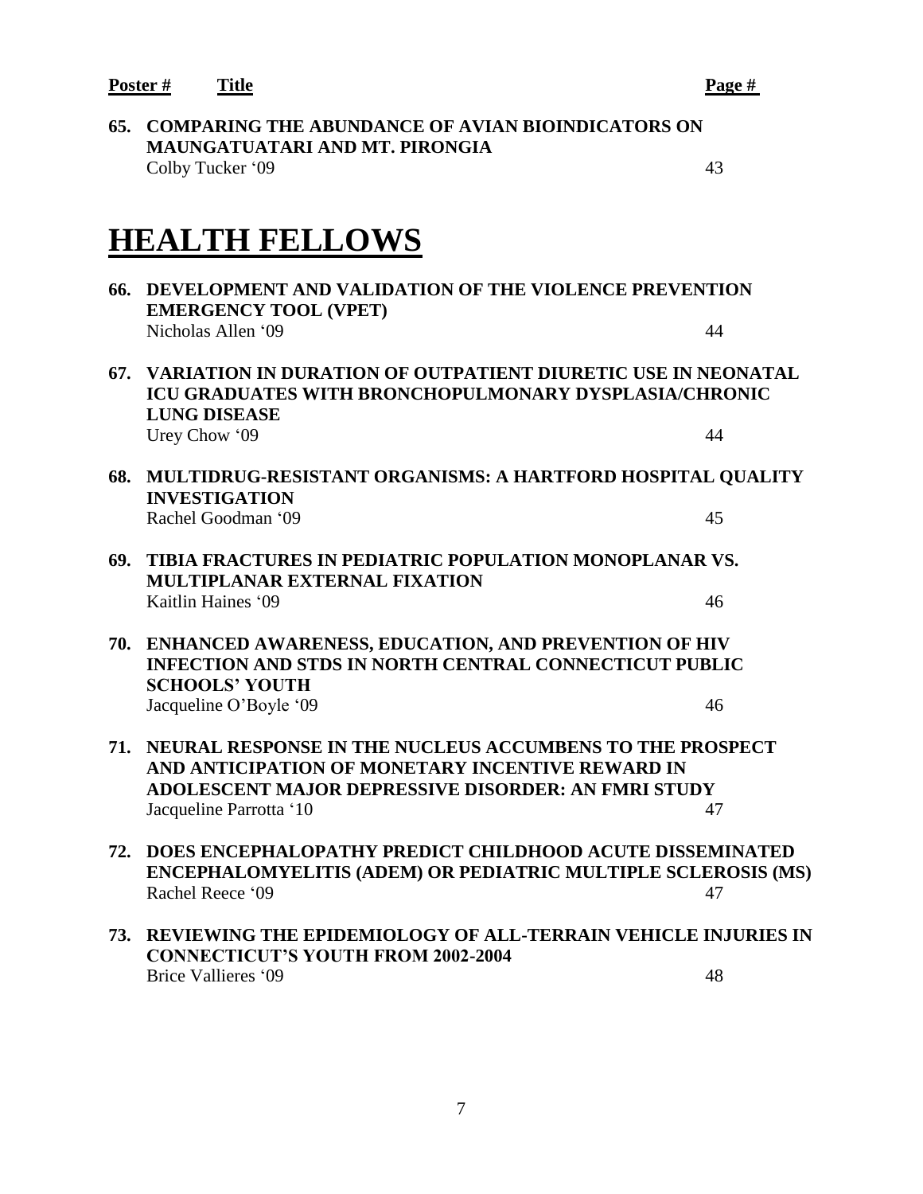| Poster # | Title | Page # |
|---|---|---|
| **65.** | **COMPARING THE ABUNDANCE OF AVIAN BIOINDICATORS ON MAUNGATUATARI AND MT. PIRONGIA**<br>Colby Tucker '09 | 43 |

# HEALTH FELLOWS

| Poster # | Title | Page # |
|---|---|---|
| **66.** | **DEVELOPMENT AND VALIDATION OF THE VIOLENCE PREVENTION EMERGENCY TOOL (VPET)**<br>Nicholas Allen '09 | 44 |
| **67.** | **VARIATION IN DURATION OF OUTPATIENT DIURETIC USE IN NEONATAL ICU GRADUATES WITH BRONCHOPULMONARY DYSPLASIA/CHRONIC LUNG DISEASE**<br>Urey Chow '09 | 44 |
| **68.** | **MULTIDRUG-RESISTANT ORGANISMS: A HARTFORD HOSPITAL QUALITY INVESTIGATION**<br>Rachel Goodman '09 | 45 |
| **69.** | **TIBIA FRACTURES IN PEDIATRIC POPULATION MONOPLANAR VS. MULTIPLANAR EXTERNAL FIXATION**<br>Kaitlin Haines '09 | 46 |
| **70.** | **ENHANCED AWARENESS, EDUCATION, AND PREVENTION OF HIV INFECTION AND STDS IN NORTH CENTRAL CONNECTICUT PUBLIC SCHOOLS' YOUTH**<br>Jacqueline O'Boyle '09 | 46 |
| **71.** | **NEURAL RESPONSE IN THE NUCLEUS ACCUMBENS TO THE PROSPECT AND ANTICIPATION OF MONETARY INCENTIVE REWARD IN ADOLESCENT MAJOR DEPRESSIVE DISORDER: AN FMRI STUDY**<br>Jacqueline Parrotta '10 | 47 |
| **72.** | **DOES ENCEPHALOPATHY PREDICT CHILDHOOD ACUTE DISSEMINATED ENCEPHALOMYELITIS (ADEM) OR PEDIATRIC MULTIPLE SCLEROSIS (MS)**<br>Rachel Reece '09 | 47 |
| **73.** | **REVIEWING THE EPIDEMIOLOGY OF ALL-TERRAIN VEHICLE INJURIES IN CONNECTICUT'S YOUTH FROM 2002-2004**<br>Brice Vallieres '09 | 48 |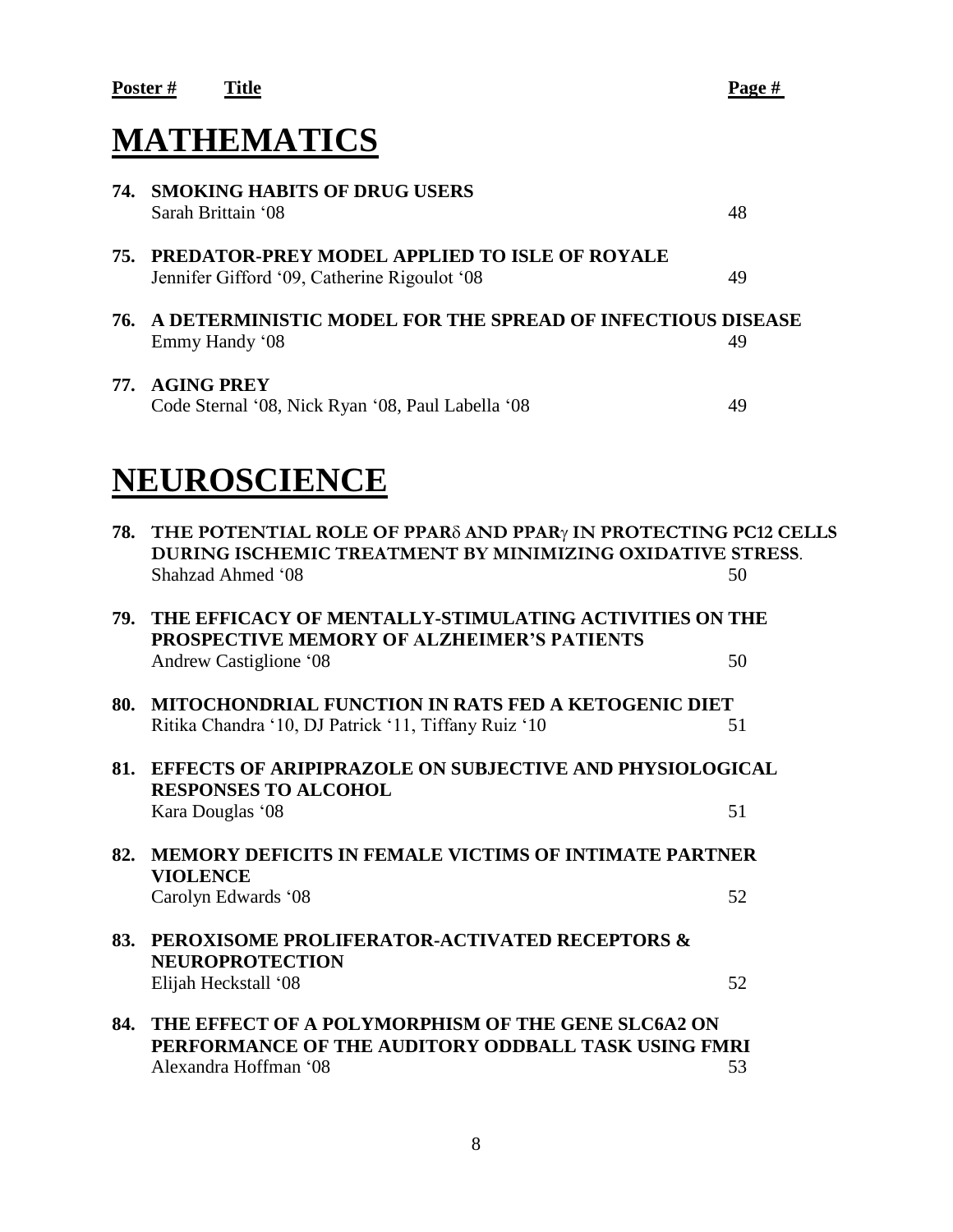| **Poster #** | **Title** | **Page #** |
| --- | --- | --- |

# MATHEMATICS

**74. SMOKING HABITS OF DRUG USERS**
Sarah Brittain '08 — 48

**75. PREDATOR-PREY MODEL APPLIED TO ISLE OF ROYALE**
Jennifer Gifford '09, Catherine Rigoulot '08 — 49

**76. A DETERMINISTIC MODEL FOR THE SPREAD OF INFECTIOUS DISEASE**
Emmy Handy '08 — 49

**77. AGING PREY**
Code Sternal '08, Nick Ryan '08, Paul Labella '08 — 49

# NEUROSCIENCE

**78. THE POTENTIAL ROLE OF PPAR$\delta$ AND PPAR$\gamma$ IN PROTECTING PC12 CELLS DURING ISCHEMIC TREATMENT BY MINIMIZING OXIDATIVE STRESS.**
Shahzad Ahmed '08 — 50

**79. THE EFFICACY OF MENTALLY-STIMULATING ACTIVITIES ON THE PROSPECTIVE MEMORY OF ALZHEIMER'S PATIENTS**
Andrew Castiglione '08 — 50

**80. MITOCHONDRIAL FUNCTION IN RATS FED A KETOGENIC DIET**
Ritika Chandra '10, DJ Patrick '11, Tiffany Ruiz '10 — 51

**81. EFFECTS OF ARIPIPRAZOLE ON SUBJECTIVE AND PHYSIOLOGICAL RESPONSES TO ALCOHOL**
Kara Douglas '08 — 51

**82. MEMORY DEFICITS IN FEMALE VICTIMS OF INTIMATE PARTNER VIOLENCE**
Carolyn Edwards '08 — 52

**83. PEROXISOME PROLIFERATOR-ACTIVATED RECEPTORS & NEUROPROTECTION**
Elijah Heckstall '08 — 52

**84. THE EFFECT OF A POLYMORPHISM OF THE GENE SLC6A2 ON PERFORMANCE OF THE AUDITORY ODDBALL TASK USING FMRI**
Alexandra Hoffman '08 — 53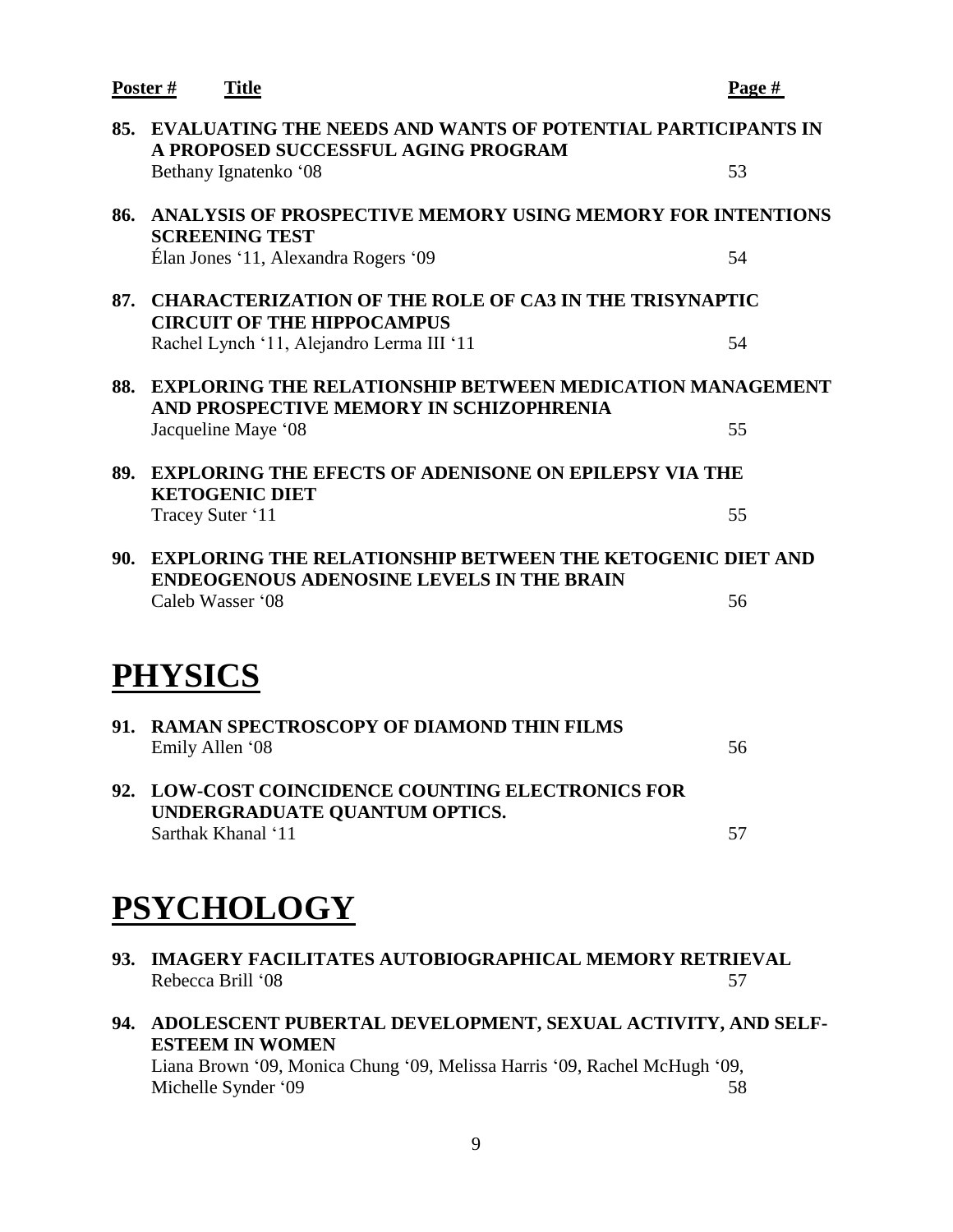| Poster # | Title | Page # |
|---|---|---|
| 85. | **EVALUATING THE NEEDS AND WANTS OF POTENTIAL PARTICIPANTS IN A PROPOSED SUCCESSFUL AGING PROGRAM**<br>Bethany Ignatenko '08 | 53 |
| 86. | **ANALYSIS OF PROSPECTIVE MEMORY USING MEMORY FOR INTENTIONS SCREENING TEST**<br>Élan Jones '11, Alexandra Rogers '09 | 54 |
| 87. | **CHARACTERIZATION OF THE ROLE OF CA3 IN THE TRISYNAPTIC CIRCUIT OF THE HIPPOCAMPUS**<br>Rachel Lynch '11, Alejandro Lerma III '11 | 54 |
| 88. | **EXPLORING THE RELATIONSHIP BETWEEN MEDICATION MANAGEMENT AND PROSPECTIVE MEMORY IN SCHIZOPHRENIA**<br>Jacqueline Maye '08 | 55 |
| 89. | **EXPLORING THE EFECTS OF ADENISONE ON EPILEPSY VIA THE KETOGENIC DIET**<br>Tracey Suter '11 | 55 |
| 90. | **EXPLORING THE RELATIONSHIP BETWEEN THE KETOGENIC DIET AND ENDEOGENOUS ADENOSINE LEVELS IN THE BRAIN**<br>Caleb Wasser '08 | 56 |

# PHYSICS

| Poster # | Title | Page # |
|---|---|---|
| 91. | **RAMAN SPECTROSCOPY OF DIAMOND THIN FILMS**<br>Emily Allen '08 | 56 |
| 92. | **LOW-COST COINCIDENCE COUNTING ELECTRONICS FOR UNDERGRADUATE QUANTUM OPTICS.**<br>Sarthak Khanal '11 | 57 |

# PSYCHOLOGY

| Poster # | Title | Page # |
|---|---|---|
| 93. | **IMAGERY FACILITATES AUTOBIOGRAPHICAL MEMORY RETRIEVAL**<br>Rebecca Brill '08 | 57 |
| 94. | **ADOLESCENT PUBERTAL DEVELOPMENT, SEXUAL ACTIVITY, AND SELF-ESTEEM IN WOMEN**<br>Liana Brown '09, Monica Chung '09, Melissa Harris '09, Rachel McHugh '09, Michelle Synder '09 | 58 |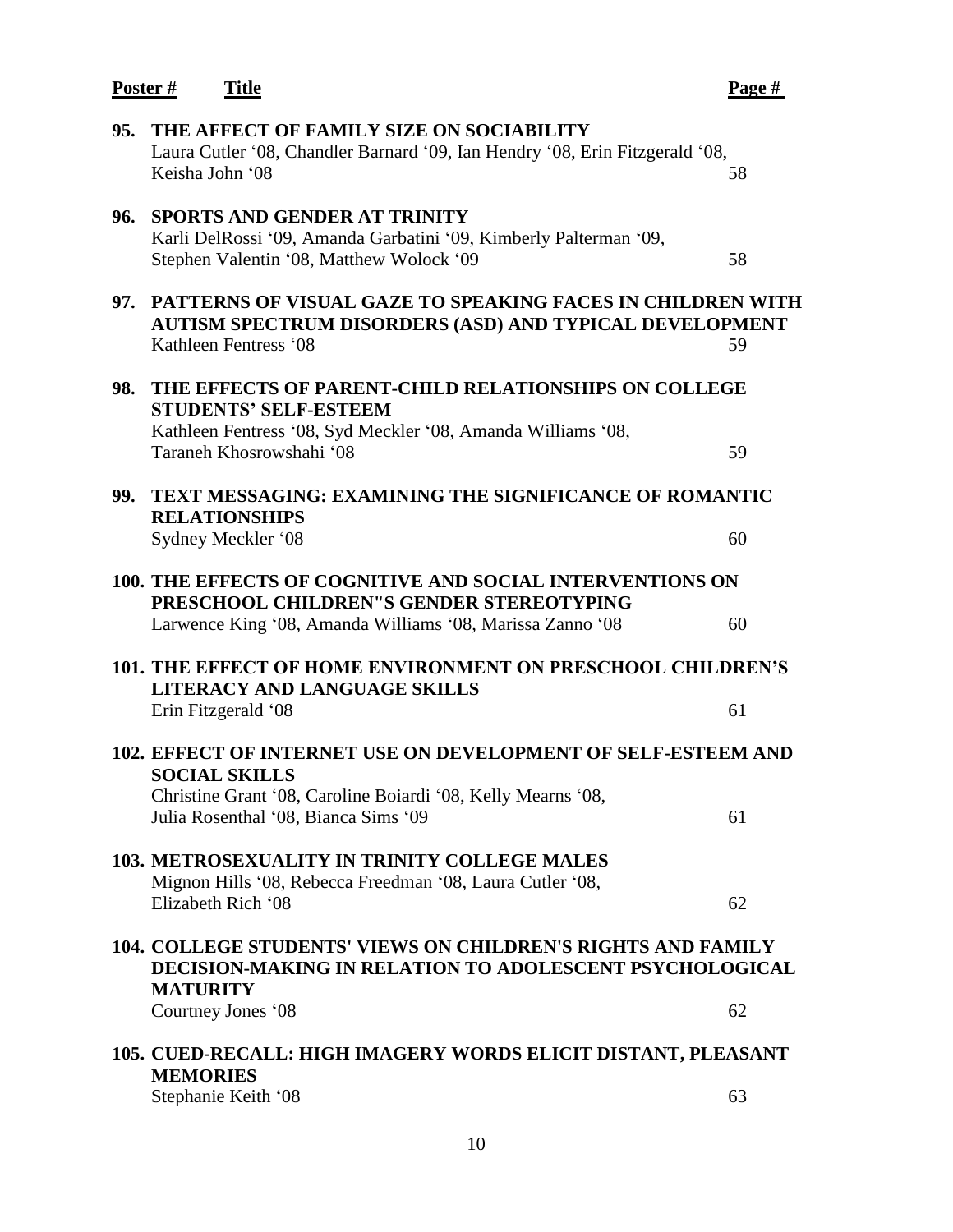| Poster # | Title | Page # |
| --- | --- | --- |
| 95. | **THE AFFECT OF FAMILY SIZE ON SOCIABILITY**<br>Laura Cutler '08, Chandler Barnard '09, Ian Hendry '08, Erin Fitzgerald '08, Keisha John '08 | 58 |
| 96. | **SPORTS AND GENDER AT TRINITY**<br>Karli DelRossi '09, Amanda Garbatini '09, Kimberly Palterman '09, Stephen Valentin '08, Matthew Wolock '09 | 58 |
| 97. | **PATTERNS OF VISUAL GAZE TO SPEAKING FACES IN CHILDREN WITH AUTISM SPECTRUM DISORDERS (ASD) AND TYPICAL DEVELOPMENT**<br>Kathleen Fentress '08 | 59 |
| 98. | **THE EFFECTS OF PARENT-CHILD RELATIONSHIPS ON COLLEGE STUDENTS' SELF-ESTEEM**<br>Kathleen Fentress '08, Syd Meckler '08, Amanda Williams '08, Taraneh Khosrowshahi '08 | 59 |
| 99. | **TEXT MESSAGING: EXAMINING THE SIGNIFICANCE OF ROMANTIC RELATIONSHIPS**<br>Sydney Meckler '08 | 60 |
| 100. | **THE EFFECTS OF COGNITIVE AND SOCIAL INTERVENTIONS ON PRESCHOOL CHILDREN"S GENDER STEREOTYPING**<br>Larwence King '08, Amanda Williams '08, Marissa Zanno '08 | 60 |
| 101. | **THE EFFECT OF HOME ENVIRONMENT ON PRESCHOOL CHILDREN'S LITERACY AND LANGUAGE SKILLS**<br>Erin Fitzgerald '08 | 61 |
| 102. | **EFFECT OF INTERNET USE ON DEVELOPMENT OF SELF-ESTEEM AND SOCIAL SKILLS**<br>Christine Grant '08, Caroline Boiardi '08, Kelly Mearns '08, Julia Rosenthal '08, Bianca Sims '09 | 61 |
| 103. | **METROSEXUALITY IN TRINITY COLLEGE MALES**<br>Mignon Hills '08, Rebecca Freedman '08, Laura Cutler '08, Elizabeth Rich '08 | 62 |
| 104. | **COLLEGE STUDENTS' VIEWS ON CHILDREN'S RIGHTS AND FAMILY DECISION-MAKING IN RELATION TO ADOLESCENT PSYCHOLOGICAL MATURITY**<br>Courtney Jones '08 | 62 |
| 105. | **CUED-RECALL: HIGH IMAGERY WORDS ELICIT DISTANT, PLEASANT MEMORIES**<br>Stephanie Keith '08 | 63 |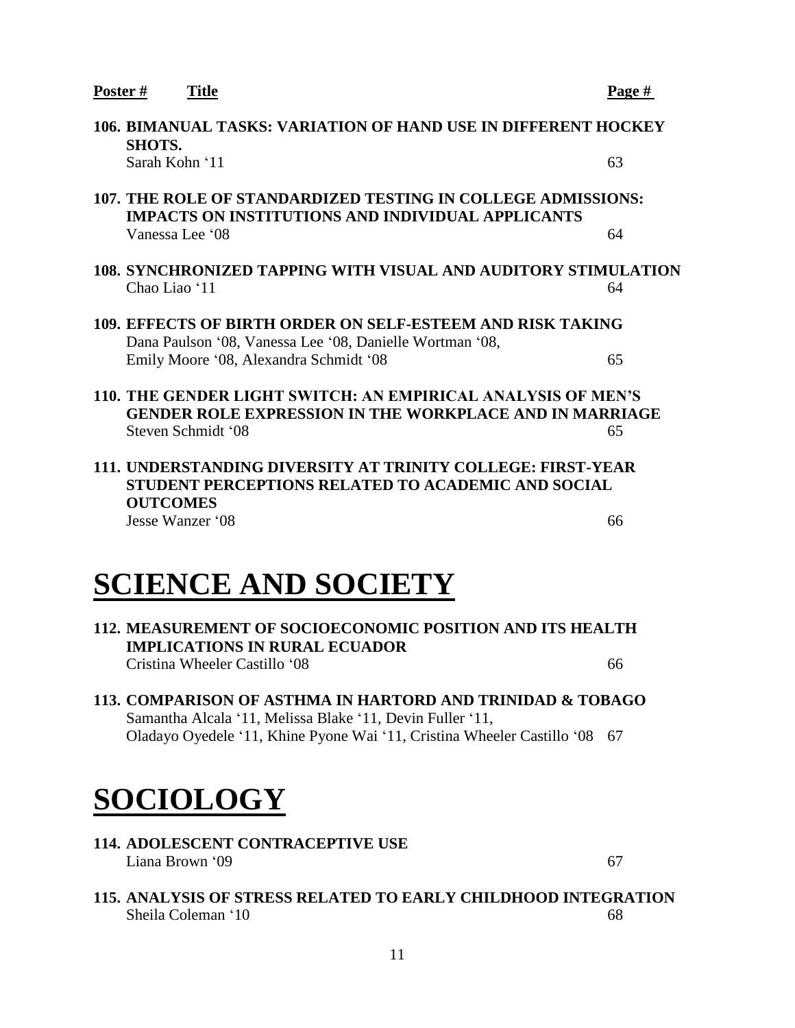| Poster # | Title | Page # |
|---|---|---|
| 106. | **BIMANUAL TASKS: VARIATION OF HAND USE IN DIFFERENT HOCKEY SHOTS.** Sarah Kohn '11 | 63 |
| 107. | **THE ROLE OF STANDARDIZED TESTING IN COLLEGE ADMISSIONS: IMPACTS ON INSTITUTIONS AND INDIVIDUAL APPLICANTS** Vanessa Lee '08 | 64 |
| 108. | **SYNCHRONIZED TAPPING WITH VISUAL AND AUDITORY STIMULATION** Chao Liao '11 | 64 |
| 109. | **EFFECTS OF BIRTH ORDER ON SELF-ESTEEM AND RISK TAKING** Dana Paulson '08, Vanessa Lee '08, Danielle Wortman '08, Emily Moore '08, Alexandra Schmidt '08 | 65 |
| 110. | **THE GENDER LIGHT SWITCH: AN EMPIRICAL ANALYSIS OF MEN'S GENDER ROLE EXPRESSION IN THE WORKPLACE AND IN MARRIAGE** Steven Schmidt '08 | 65 |
| 111. | **UNDERSTANDING DIVERSITY AT TRINITY COLLEGE: FIRST-YEAR STUDENT PERCEPTIONS RELATED TO ACADEMIC AND SOCIAL OUTCOMES** Jesse Wanzer '08 | 66 |

# SCIENCE AND SOCIETY

| Poster # | Title | Page # |
|---|---|---|
| 112. | **MEASUREMENT OF SOCIOECONOMIC POSITION AND ITS HEALTH IMPLICATIONS IN RURAL ECUADOR** Cristina Wheeler Castillo '08 | 66 |
| 113. | **COMPARISON OF ASTHMA IN HARTORD AND TRINIDAD & TOBAGO** Samantha Alcala '11, Melissa Blake '11, Devin Fuller '11, Oladayo Oyedele '11, Khine Pyone Wai '11, Cristina Wheeler Castillo '08 | 67 |

# SOCIOLOGY

| Poster # | Title | Page # |
|---|---|---|
| 114. | **ADOLESCENT CONTRACEPTIVE USE** Liana Brown '09 | 67 |
| 115. | **ANALYSIS OF STRESS RELATED TO EARLY CHILDHOOD INTEGRATION** Sheila Coleman '10 | 68 |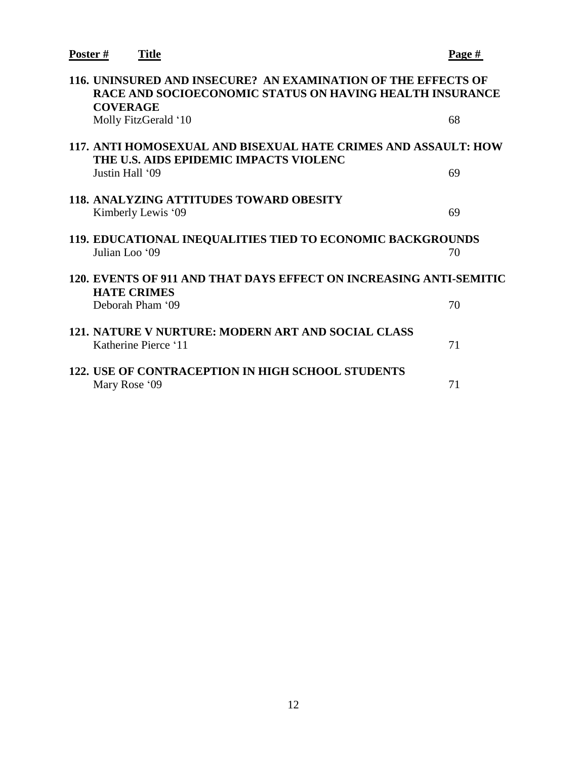| Poster # | Title | Page # |
|---|---|---|
| 116. | **UNINSURED AND INSECURE? AN EXAMINATION OF THE EFFECTS OF RACE AND SOCIOECONOMIC STATUS ON HAVING HEALTH INSURANCE COVERAGE**<br>Molly FitzGerald '10 | 68 |
| 117. | **ANTI HOMOSEXUAL AND BISEXUAL HATE CRIMES AND ASSAULT: HOW THE U.S. AIDS EPIDEMIC IMPACTS VIOLENC**<br>Justin Hall '09 | 69 |
| 118. | **ANALYZING ATTITUDES TOWARD OBESITY**<br>Kimberly Lewis '09 | 69 |
| 119. | **EDUCATIONAL INEQUALITIES TIED TO ECONOMIC BACKGROUNDS**<br>Julian Loo '09 | 70 |
| 120. | **EVENTS OF 911 AND THAT DAYS EFFECT ON INCREASING ANTI-SEMITIC HATE CRIMES**<br>Deborah Pham '09 | 70 |
| 121. | **NATURE V NURTURE: MODERN ART AND SOCIAL CLASS**<br>Katherine Pierce '11 | 71 |
| 122. | **USE OF CONTRACEPTION IN HIGH SCHOOL STUDENTS**<br>Mary Rose '09 | 71 |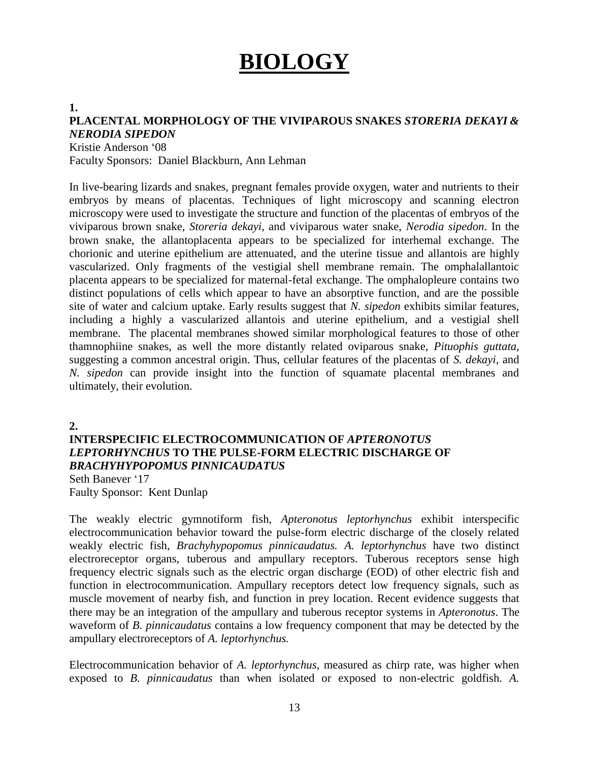# BIOLOGY

**1.**
**PLACENTAL MORPHOLOGY OF THE VIVIPAROUS SNAKES *STORERIA DEKAYI & NERODIA SIPEDON***
Kristie Anderson '08
Faculty Sponsors: Daniel Blackburn, Ann Lehman

In live-bearing lizards and snakes, pregnant females provide oxygen, water and nutrients to their embryos by means of placentas. Techniques of light microscopy and scanning electron microscopy were used to investigate the structure and function of the placentas of embryos of the viviparous brown snake, *Storeria dekayi*, and viviparous water snake, *Nerodia sipedon*. In the brown snake, the allantoplacenta appears to be specialized for interhemal exchange. The chorionic and uterine epithelium are attenuated, and the uterine tissue and allantois are highly vascularized. Only fragments of the vestigial shell membrane remain. The omphalallantoic placenta appears to be specialized for maternal-fetal exchange. The omphalopleure contains two distinct populations of cells which appear to have an absorptive function, and are the possible site of water and calcium uptake. Early results suggest that *N. sipedon* exhibits similar features, including a highly a vascularized allantois and uterine epithelium, and a vestigial shell membrane. The placental membranes showed similar morphological features to those of other thamnophiine snakes, as well the more distantly related oviparous snake, *Pituophis guttata*, suggesting a common ancestral origin. Thus, cellular features of the placentas of *S. dekayi*, and *N. sipedon* can provide insight into the function of squamate placental membranes and ultimately, their evolution.

**2.**
**INTERSPECIFIC ELECTROCOMMUNICATION OF *APTERONOTUS LEPTORHYNCHUS* TO THE PULSE-FORM ELECTRIC DISCHARGE OF *BRACHYHYPOPOMUS PINNICAUDATUS***
Seth Banever '17
Faulty Sponsor: Kent Dunlap

The weakly electric gymnotiform fish, *Apteronotus leptorhynchus* exhibit interspecific electrocommunication behavior toward the pulse-form electric discharge of the closely related weakly electric fish, *Brachyhypopomus pinnicaudatus. A. leptorhynchus* have two distinct electroreceptor organs, tuberous and ampullary receptors. Tuberous receptors sense high frequency electric signals such as the electric organ discharge (EOD) of other electric fish and function in electrocommunication. Ampullary receptors detect low frequency signals, such as muscle movement of nearby fish, and function in prey location. Recent evidence suggests that there may be an integration of the ampullary and tuberous receptor systems in *Apteronotus*. The waveform of *B. pinnicaudatus* contains a low frequency component that may be detected by the ampullary electroreceptors of *A. leptorhynchus.*

Electrocommunication behavior of *A. leptorhynchus*, measured as chirp rate, was higher when exposed to *B. pinnicaudatus* than when isolated or exposed to non-electric goldfish. *A.*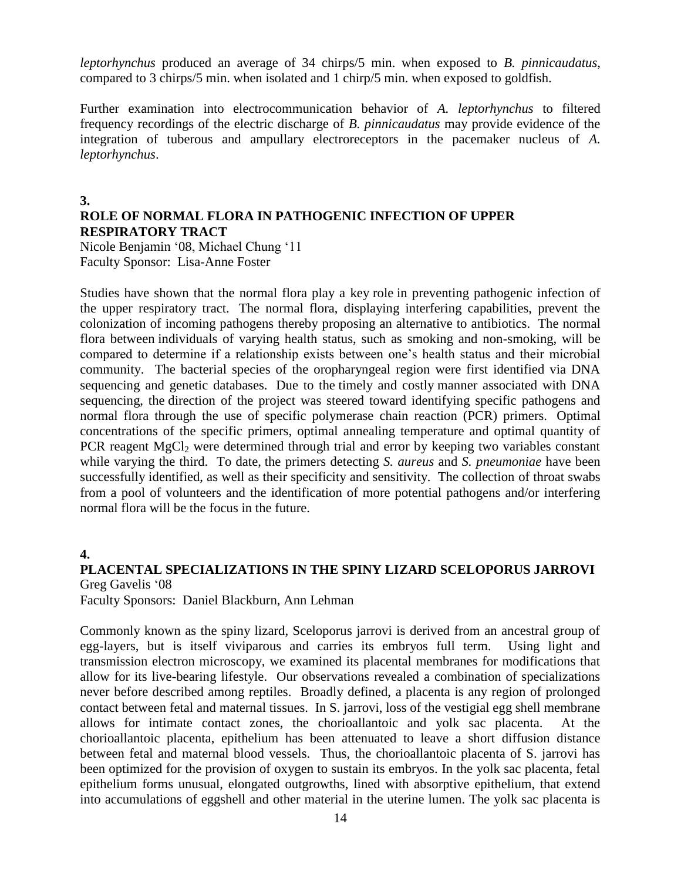*leptorhynchus* produced an average of 34 chirps/5 min. when exposed to *B. pinnicaudatus*, compared to 3 chirps/5 min. when isolated and 1 chirp/5 min. when exposed to goldfish.

Further examination into electrocommunication behavior of *A. leptorhynchus* to filtered frequency recordings of the electric discharge of *B. pinnicaudatus* may provide evidence of the integration of tuberous and ampullary electroreceptors in the pacemaker nucleus of *A. leptorhynchus*.

**3.**

**ROLE OF NORMAL FLORA IN PATHOGENIC INFECTION OF UPPER RESPIRATORY TRACT**

Nicole Benjamin '08, Michael Chung '11
Faculty Sponsor: Lisa-Anne Foster

Studies have shown that the normal flora play a key role in preventing pathogenic infection of the upper respiratory tract. The normal flora, displaying interfering capabilities, prevent the colonization of incoming pathogens thereby proposing an alternative to antibiotics. The normal flora between individuals of varying health status, such as smoking and non-smoking, will be compared to determine if a relationship exists between one's health status and their microbial community. The bacterial species of the oropharyngeal region were first identified via DNA sequencing and genetic databases. Due to the timely and costly manner associated with DNA sequencing, the direction of the project was steered toward identifying specific pathogens and normal flora through the use of specific polymerase chain reaction (PCR) primers. Optimal concentrations of the specific primers, optimal annealing temperature and optimal quantity of PCR reagent $MgCl_2$ were determined through trial and error by keeping two variables constant while varying the third. To date, the primers detecting *S. aureus* and *S. pneumoniae* have been successfully identified, as well as their specificity and sensitivity. The collection of throat swabs from a pool of volunteers and the identification of more potential pathogens and/or interfering normal flora will be the focus in the future.

**4.**

**PLACENTAL SPECIALIZATIONS IN THE SPINY LIZARD SCELOPORUS JARROVI**

Greg Gavelis '08
Faculty Sponsors: Daniel Blackburn, Ann Lehman

Commonly known as the spiny lizard, Sceloporus jarrovi is derived from an ancestral group of egg-layers, but is itself viviparous and carries its embryos full term. Using light and transmission electron microscopy, we examined its placental membranes for modifications that allow for its live-bearing lifestyle. Our observations revealed a combination of specializations never before described among reptiles. Broadly defined, a placenta is any region of prolonged contact between fetal and maternal tissues. In S. jarrovi, loss of the vestigial egg shell membrane allows for intimate contact zones, the chorioallantoic and yolk sac placenta. At the chorioallantoic placenta, epithelium has been attenuated to leave a short diffusion distance between fetal and maternal blood vessels. Thus, the chorioallantoic placenta of S. jarrovi has been optimized for the provision of oxygen to sustain its embryos. In the yolk sac placenta, fetal epithelium forms unusual, elongated outgrowths, lined with absorptive epithelium, that extend into accumulations of eggshell and other material in the uterine lumen. The yolk sac placenta is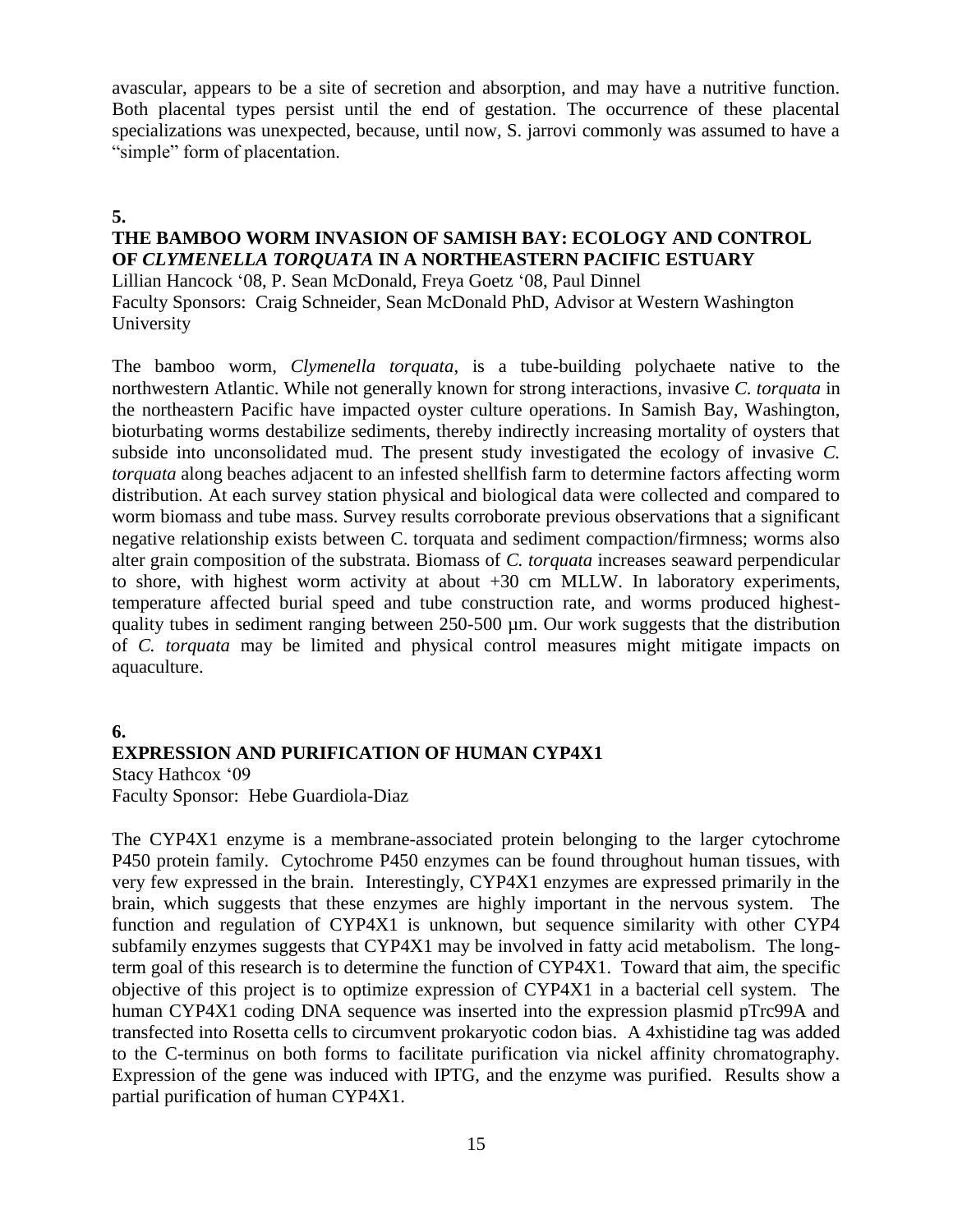avascular, appears to be a site of secretion and absorption, and may have a nutritive function. Both placental types persist until the end of gestation. The occurrence of these placental specializations was unexpected, because, until now, S. jarrovi commonly was assumed to have a "simple" form of placentation.

**5.**

**THE BAMBOO WORM INVASION OF SAMISH BAY: ECOLOGY AND CONTROL OF *CLYMENELLA TORQUATA* IN A NORTHEASTERN PACIFIC ESTUARY**

Lillian Hancock '08, P. Sean McDonald, Freya Goetz '08, Paul Dinnel
Faculty Sponsors: Craig Schneider, Sean McDonald PhD, Advisor at Western Washington University

The bamboo worm, *Clymenella torquata*, is a tube-building polychaete native to the northwestern Atlantic. While not generally known for strong interactions, invasive *C. torquata* in the northeastern Pacific have impacted oyster culture operations. In Samish Bay, Washington, bioturbating worms destabilize sediments, thereby indirectly increasing mortality of oysters that subside into unconsolidated mud. The present study investigated the ecology of invasive *C. torquata* along beaches adjacent to an infested shellfish farm to determine factors affecting worm distribution. At each survey station physical and biological data were collected and compared to worm biomass and tube mass. Survey results corroborate previous observations that a significant negative relationship exists between C. torquata and sediment compaction/firmness; worms also alter grain composition of the substrata. Biomass of *C. torquata* increases seaward perpendicular to shore, with highest worm activity at about +30 cm MLLW. In laboratory experiments, temperature affected burial speed and tube construction rate, and worms produced highest-quality tubes in sediment ranging between 250-500 µm. Our work suggests that the distribution of *C. torquata* may be limited and physical control measures might mitigate impacts on aquaculture.

**6.**

**EXPRESSION AND PURIFICATION OF HUMAN CYP4X1**

Stacy Hathcox '09
Faculty Sponsor: Hebe Guardiola-Diaz

The CYP4X1 enzyme is a membrane-associated protein belonging to the larger cytochrome P450 protein family. Cytochrome P450 enzymes can be found throughout human tissues, with very few expressed in the brain. Interestingly, CYP4X1 enzymes are expressed primarily in the brain, which suggests that these enzymes are highly important in the nervous system. The function and regulation of CYP4X1 is unknown, but sequence similarity with other CYP4 subfamily enzymes suggests that CYP4X1 may be involved in fatty acid metabolism. The long-term goal of this research is to determine the function of CYP4X1. Toward that aim, the specific objective of this project is to optimize expression of CYP4X1 in a bacterial cell system. The human CYP4X1 coding DNA sequence was inserted into the expression plasmid pTrc99A and transfected into Rosetta cells to circumvent prokaryotic codon bias. A 4xhistidine tag was added to the C-terminus on both forms to facilitate purification via nickel affinity chromatography. Expression of the gene was induced with IPTG, and the enzyme was purified. Results show a partial purification of human CYP4X1.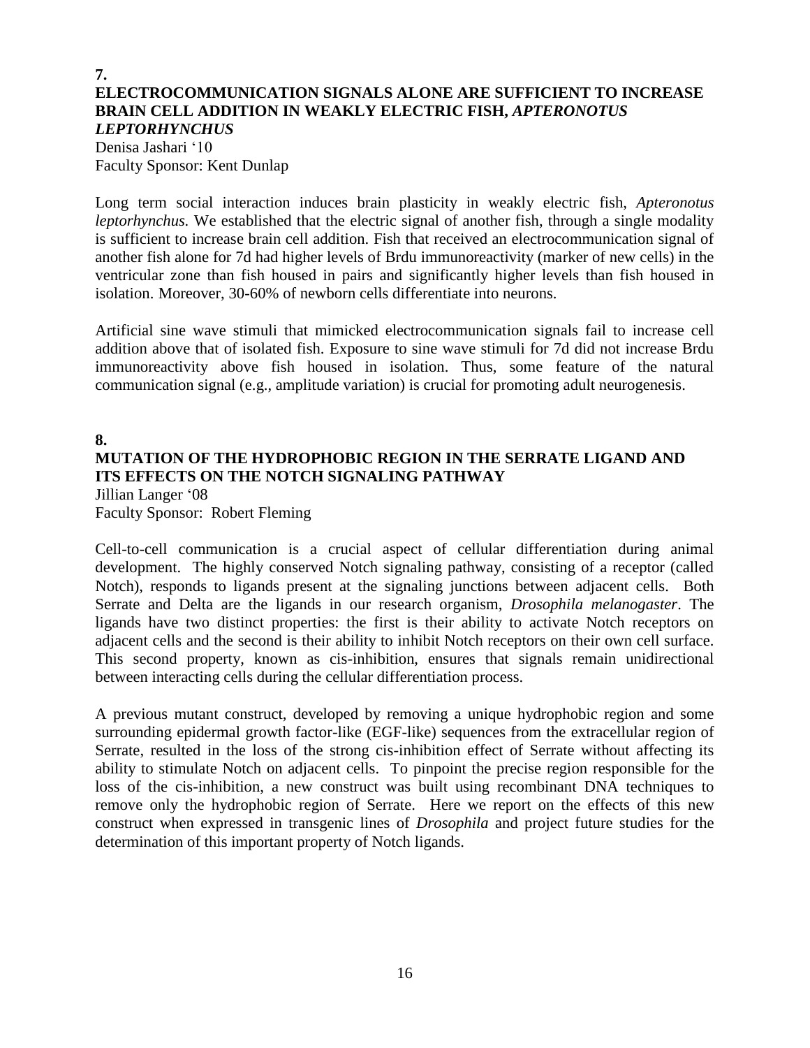**7.**

## ELECTROCOMMUNICATION SIGNALS ALONE ARE SUFFICIENT TO INCREASE BRAIN CELL ADDITION IN WEAKLY ELECTRIC FISH, *APTERONOTUS LEPTORHYNCHUS*

Denisa Jashari '10
Faculty Sponsor: Kent Dunlap

Long term social interaction induces brain plasticity in weakly electric fish, *Apteronotus leptorhynchus.* We established that the electric signal of another fish, through a single modality is sufficient to increase brain cell addition. Fish that received an electrocommunication signal of another fish alone for 7d had higher levels of Brdu immunoreactivity (marker of new cells) in the ventricular zone than fish housed in pairs and significantly higher levels than fish housed in isolation. Moreover, 30-60% of newborn cells differentiate into neurons.

Artificial sine wave stimuli that mimicked electrocommunication signals fail to increase cell addition above that of isolated fish. Exposure to sine wave stimuli for 7d did not increase Brdu immunoreactivity above fish housed in isolation. Thus, some feature of the natural communication signal (e.g., amplitude variation) is crucial for promoting adult neurogenesis.

**8.**

## MUTATION OF THE HYDROPHOBIC REGION IN THE SERRATE LIGAND AND ITS EFFECTS ON THE NOTCH SIGNALING PATHWAY

Jillian Langer '08
Faculty Sponsor: Robert Fleming

Cell-to-cell communication is a crucial aspect of cellular differentiation during animal development. The highly conserved Notch signaling pathway, consisting of a receptor (called Notch), responds to ligands present at the signaling junctions between adjacent cells. Both Serrate and Delta are the ligands in our research organism, *Drosophila melanogaster*. The ligands have two distinct properties: the first is their ability to activate Notch receptors on adjacent cells and the second is their ability to inhibit Notch receptors on their own cell surface. This second property, known as cis-inhibition, ensures that signals remain unidirectional between interacting cells during the cellular differentiation process.

A previous mutant construct, developed by removing a unique hydrophobic region and some surrounding epidermal growth factor-like (EGF-like) sequences from the extracellular region of Serrate, resulted in the loss of the strong cis-inhibition effect of Serrate without affecting its ability to stimulate Notch on adjacent cells. To pinpoint the precise region responsible for the loss of the cis-inhibition, a new construct was built using recombinant DNA techniques to remove only the hydrophobic region of Serrate. Here we report on the effects of this new construct when expressed in transgenic lines of *Drosophila* and project future studies for the determination of this important property of Notch ligands.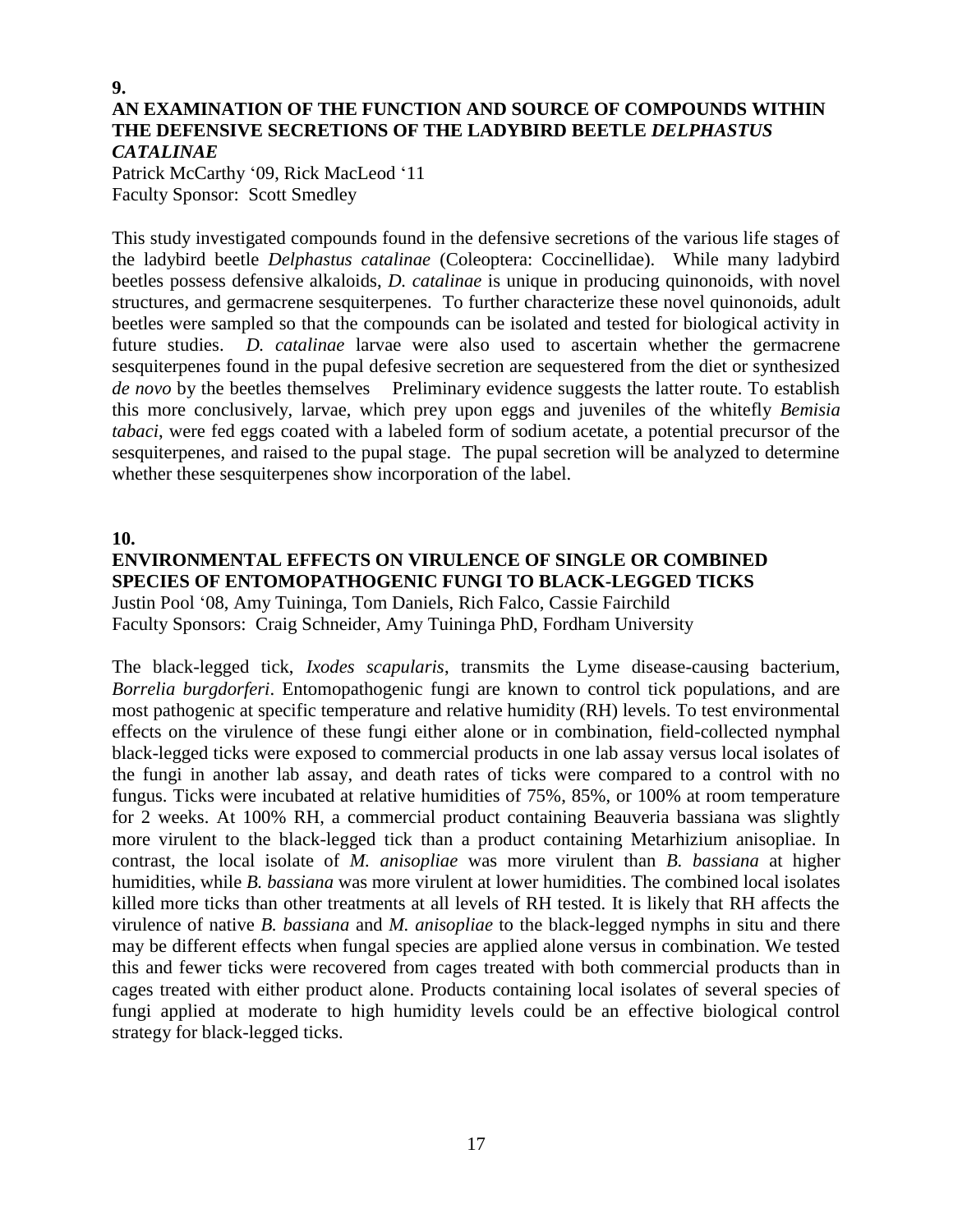**9.**

**AN EXAMINATION OF THE FUNCTION AND SOURCE OF COMPOUNDS WITHIN THE DEFENSIVE SECRETIONS OF THE LADYBIRD BEETLE *DELPHASTUS CATALINAE***

Patrick McCarthy '09, Rick MacLeod '11
Faculty Sponsor: Scott Smedley

This study investigated compounds found in the defensive secretions of the various life stages of the ladybird beetle *Delphastus catalinae* (Coleoptera: Coccinellidae). While many ladybird beetles possess defensive alkaloids, *D. catalinae* is unique in producing quinonoids, with novel structures, and germacrene sesquiterpenes. To further characterize these novel quinonoids, adult beetles were sampled so that the compounds can be isolated and tested for biological activity in future studies. *D. catalinae* larvae were also used to ascertain whether the germacrene sesquiterpenes found in the pupal defesive secretion are sequestered from the diet or synthesized *de novo* by the beetles themselves Preliminary evidence suggests the latter route. To establish this more conclusively, larvae, which prey upon eggs and juveniles of the whitefly *Bemisia tabaci*, were fed eggs coated with a labeled form of sodium acetate, a potential precursor of the sesquiterpenes, and raised to the pupal stage. The pupal secretion will be analyzed to determine whether these sesquiterpenes show incorporation of the label.

**10.**

**ENVIRONMENTAL EFFECTS ON VIRULENCE OF SINGLE OR COMBINED SPECIES OF ENTOMOPATHOGENIC FUNGI TO BLACK-LEGGED TICKS**

Justin Pool '08, Amy Tuininga, Tom Daniels, Rich Falco, Cassie Fairchild
Faculty Sponsors: Craig Schneider, Amy Tuininga PhD, Fordham University

The black-legged tick, *Ixodes scapularis*, transmits the Lyme disease-causing bacterium, *Borrelia burgdorferi*. Entomopathogenic fungi are known to control tick populations, and are most pathogenic at specific temperature and relative humidity (RH) levels. To test environmental effects on the virulence of these fungi either alone or in combination, field-collected nymphal black-legged ticks were exposed to commercial products in one lab assay versus local isolates of the fungi in another lab assay, and death rates of ticks were compared to a control with no fungus. Ticks were incubated at relative humidities of 75%, 85%, or 100% at room temperature for 2 weeks. At 100% RH, a commercial product containing Beauveria bassiana was slightly more virulent to the black-legged tick than a product containing Metarhizium anisopliae. In contrast, the local isolate of *M. anisopliae* was more virulent than *B. bassiana* at higher humidities, while *B. bassiana* was more virulent at lower humidities. The combined local isolates killed more ticks than other treatments at all levels of RH tested. It is likely that RH affects the virulence of native *B. bassiana* and *M. anisopliae* to the black-legged nymphs in situ and there may be different effects when fungal species are applied alone versus in combination. We tested this and fewer ticks were recovered from cages treated with both commercial products than in cages treated with either product alone. Products containing local isolates of several species of fungi applied at moderate to high humidity levels could be an effective biological control strategy for black-legged ticks.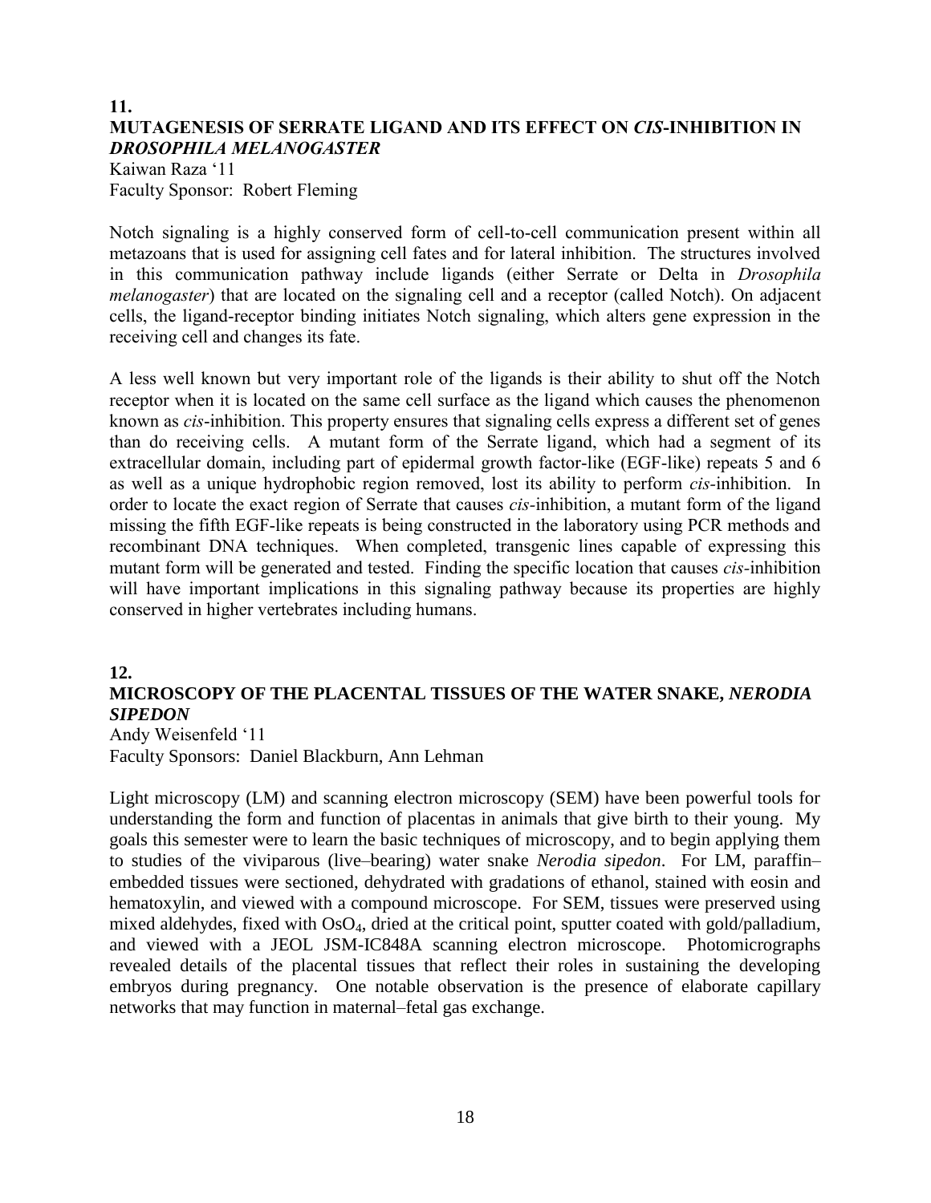## 11.
## MUTAGENESIS OF SERRATE LIGAND AND ITS EFFECT ON *CIS*-INHIBITION IN *DROSOPHILA MELANOGASTER*

Kaiwan Raza '11
Faculty Sponsor: Robert Fleming

Notch signaling is a highly conserved form of cell-to-cell communication present within all metazoans that is used for assigning cell fates and for lateral inhibition. The structures involved in this communication pathway include ligands (either Serrate or Delta in *Drosophila melanogaster*) that are located on the signaling cell and a receptor (called Notch). On adjacent cells, the ligand-receptor binding initiates Notch signaling, which alters gene expression in the receiving cell and changes its fate.

A less well known but very important role of the ligands is their ability to shut off the Notch receptor when it is located on the same cell surface as the ligand which causes the phenomenon known as *cis*-inhibition. This property ensures that signaling cells express a different set of genes than do receiving cells. A mutant form of the Serrate ligand, which had a segment of its extracellular domain, including part of epidermal growth factor-like (EGF-like) repeats 5 and 6 as well as a unique hydrophobic region removed, lost its ability to perform *cis*-inhibition. In order to locate the exact region of Serrate that causes *cis*-inhibition, a mutant form of the ligand missing the fifth EGF-like repeats is being constructed in the laboratory using PCR methods and recombinant DNA techniques. When completed, transgenic lines capable of expressing this mutant form will be generated and tested. Finding the specific location that causes *cis*-inhibition will have important implications in this signaling pathway because its properties are highly conserved in higher vertebrates including humans.

## 12.
## MICROSCOPY OF THE PLACENTAL TISSUES OF THE WATER SNAKE, *NERODIA SIPEDON*

Andy Weisenfeld '11
Faculty Sponsors: Daniel Blackburn, Ann Lehman

Light microscopy (LM) and scanning electron microscopy (SEM) have been powerful tools for understanding the form and function of placentas in animals that give birth to their young. My goals this semester were to learn the basic techniques of microscopy, and to begin applying them to studies of the viviparous (live–bearing) water snake *Nerodia sipedon*. For LM, paraffin–embedded tissues were sectioned, dehydrated with gradations of ethanol, stained with eosin and hematoxylin, and viewed with a compound microscope. For SEM, tissues were preserved using mixed aldehydes, fixed with $OsO_4$, dried at the critical point, sputter coated with gold/palladium, and viewed with a JEOL JSM-IC848A scanning electron microscope. Photomicrographs revealed details of the placental tissues that reflect their roles in sustaining the developing embryos during pregnancy. One notable observation is the presence of elaborate capillary networks that may function in maternal–fetal gas exchange.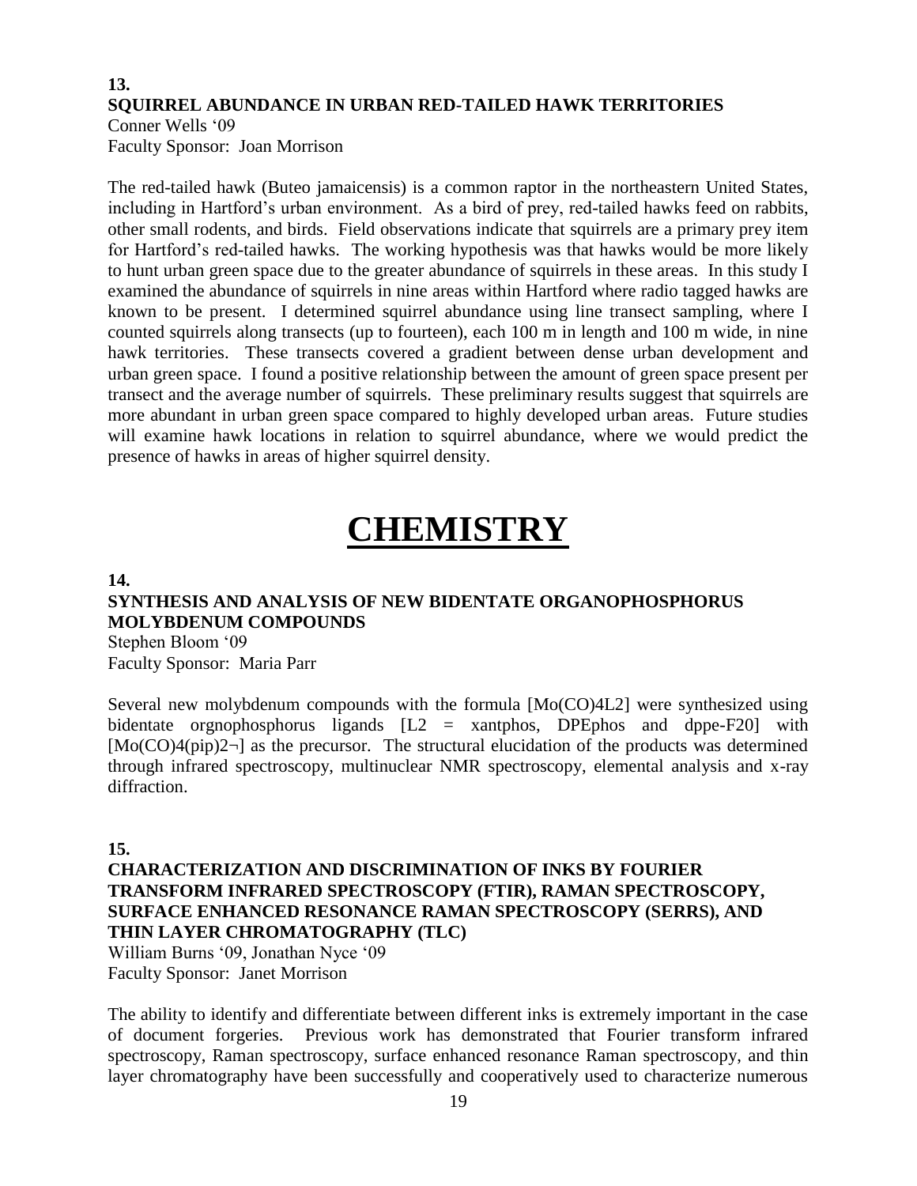**13.**
### SQUIRREL ABUNDANCE IN URBAN RED-TAILED HAWK TERRITORIES

Conner Wells '09
Faculty Sponsor: Joan Morrison

The red-tailed hawk (Buteo jamaicensis) is a common raptor in the northeastern United States, including in Hartford's urban environment. As a bird of prey, red-tailed hawks feed on rabbits, other small rodents, and birds. Field observations indicate that squirrels are a primary prey item for Hartford's red-tailed hawks. The working hypothesis was that hawks would be more likely to hunt urban green space due to the greater abundance of squirrels in these areas. In this study I examined the abundance of squirrels in nine areas within Hartford where radio tagged hawks are known to be present. I determined squirrel abundance using line transect sampling, where I counted squirrels along transects (up to fourteen), each 100 m in length and 100 m wide, in nine hawk territories. These transects covered a gradient between dense urban development and urban green space. I found a positive relationship between the amount of green space present per transect and the average number of squirrels. These preliminary results suggest that squirrels are more abundant in urban green space compared to highly developed urban areas. Future studies will examine hawk locations in relation to squirrel abundance, where we would predict the presence of hawks in areas of higher squirrel density.

# CHEMISTRY

**14.**
### SYNTHESIS AND ANALYSIS OF NEW BIDENTATE ORGANOPHOSPHORUS MOLYBDENUM COMPOUNDS

Stephen Bloom '09
Faculty Sponsor: Maria Parr

Several new molybdenum compounds with the formula [Mo(CO)4L2] were synthesized using bidentate orgnophosphorus ligands [L2 = xantphos, DPEphos and dppe-F20] with [Mo(CO)4(pip)2¬] as the precursor. The structural elucidation of the products was determined through infrared spectroscopy, multinuclear NMR spectroscopy, elemental analysis and x-ray diffraction.

**15.**
### CHARACTERIZATION AND DISCRIMINATION OF INKS BY FOURIER TRANSFORM INFRARED SPECTROSCOPY (FTIR), RAMAN SPECTROSCOPY, SURFACE ENHANCED RESONANCE RAMAN SPECTROSCOPY (SERRS), AND THIN LAYER CHROMATOGRAPHY (TLC)

William Burns '09, Jonathan Nyce '09
Faculty Sponsor: Janet Morrison

The ability to identify and differentiate between different inks is extremely important in the case of document forgeries. Previous work has demonstrated that Fourier transform infrared spectroscopy, Raman spectroscopy, surface enhanced resonance Raman spectroscopy, and thin layer chromatography have been successfully and cooperatively used to characterize numerous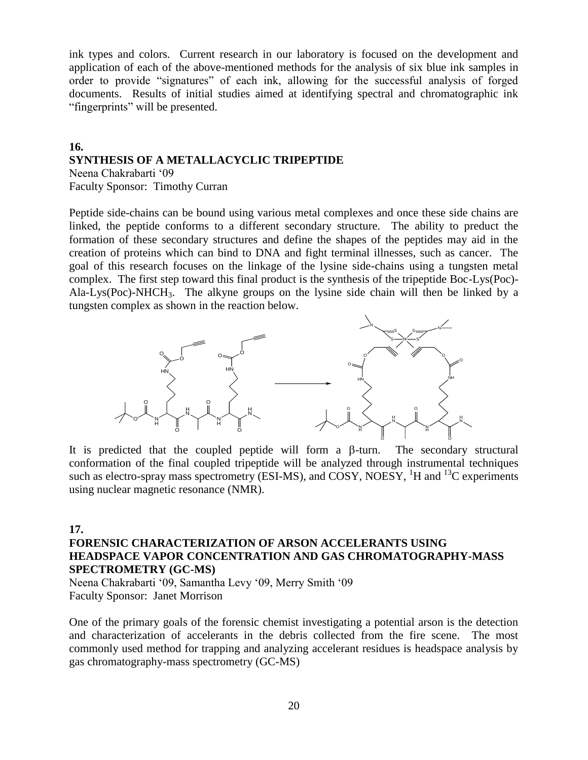ink types and colors. Current research in our laboratory is focused on the development and application of each of the above-mentioned methods for the analysis of six blue ink samples in order to provide "signatures" of each ink, allowing for the successful analysis of forged documents. Results of initial studies aimed at identifying spectral and chromatographic ink "fingerprints" will be presented.

**16.**

**SYNTHESIS OF A METALLACYCLIC TRIPEPTIDE**

Neena Chakrabarti '09
Faculty Sponsor: Timothy Curran

Peptide side-chains can be bound using various metal complexes and once these side chains are linked, the peptide conforms to a different secondary structure. The ability to preduct the formation of these secondary structures and define the shapes of the peptides may aid in the creation of proteins which can bind to DNA and fight terminal illnesses, such as cancer. The goal of this research focuses on the linkage of the lysine side-chains using a tungsten metal complex. The first step toward this final product is the synthesis of the tripeptide Boc-Lys(Poc)-Ala-Lys(Poc)-$NHCH_3$. The alkyne groups on the lysine side chain will then be linked by a tungsten complex as shown in the reaction below.

It is predicted that the coupled peptide will form a β-turn. The secondary structural conformation of the final coupled tripeptide will be analyzed through instrumental techniques such as electro-spray mass spectrometry (ESI-MS), and COSY, NOESY, $^1H$ and $^{13}C$ experiments using nuclear magnetic resonance (NMR).

**17.**

**FORENSIC CHARACTERIZATION OF ARSON ACCELERANTS USING HEADSPACE VAPOR CONCENTRATION AND GAS CHROMATOGRAPHY-MASS SPECTROMETRY (GC-MS)**

Neena Chakrabarti '09, Samantha Levy '09, Merry Smith '09
Faculty Sponsor: Janet Morrison

One of the primary goals of the forensic chemist investigating a potential arson is the detection and characterization of accelerants in the debris collected from the fire scene. The most commonly used method for trapping and analyzing accelerant residues is headspace analysis by gas chromatography-mass spectrometry (GC-MS)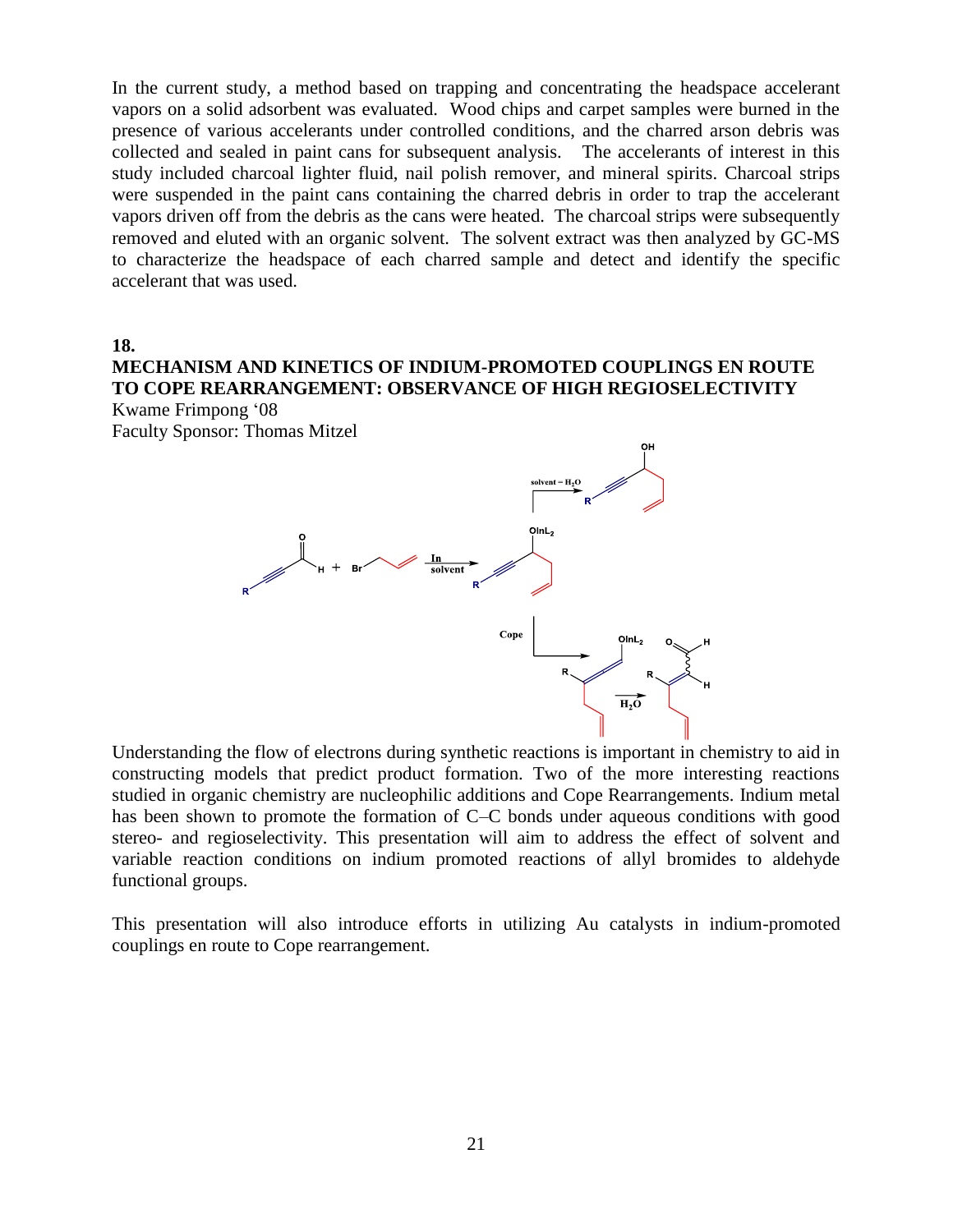In the current study, a method based on trapping and concentrating the headspace accelerant vapors on a solid adsorbent was evaluated. Wood chips and carpet samples were burned in the presence of various accelerants under controlled conditions, and the charred arson debris was collected and sealed in paint cans for subsequent analysis. The accelerants of interest in this study included charcoal lighter fluid, nail polish remover, and mineral spirits. Charcoal strips were suspended in the paint cans containing the charred debris in order to trap the accelerant vapors driven off from the debris as the cans were heated. The charcoal strips were subsequently removed and eluted with an organic solvent. The solvent extract was then analyzed by GC-MS to characterize the headspace of each charred sample and detect and identify the specific accelerant that was used.

**18.**

## MECHANISM AND KINETICS OF INDIUM-PROMOTED COUPLINGS EN ROUTE TO COPE REARRANGEMENT: OBSERVANCE OF HIGH REGIOSELECTIVITY

Kwame Frimpong '08

Faculty Sponsor: Thomas Mitzel

Understanding the flow of electrons during synthetic reactions is important in chemistry to aid in constructing models that predict product formation. Two of the more interesting reactions studied in organic chemistry are nucleophilic additions and Cope Rearrangements. Indium metal has been shown to promote the formation of C–C bonds under aqueous conditions with good stereo- and regioselectivity. This presentation will aim to address the effect of solvent and variable reaction conditions on indium promoted reactions of allyl bromides to aldehyde functional groups.

This presentation will also introduce efforts in utilizing Au catalysts in indium-promoted couplings en route to Cope rearrangement.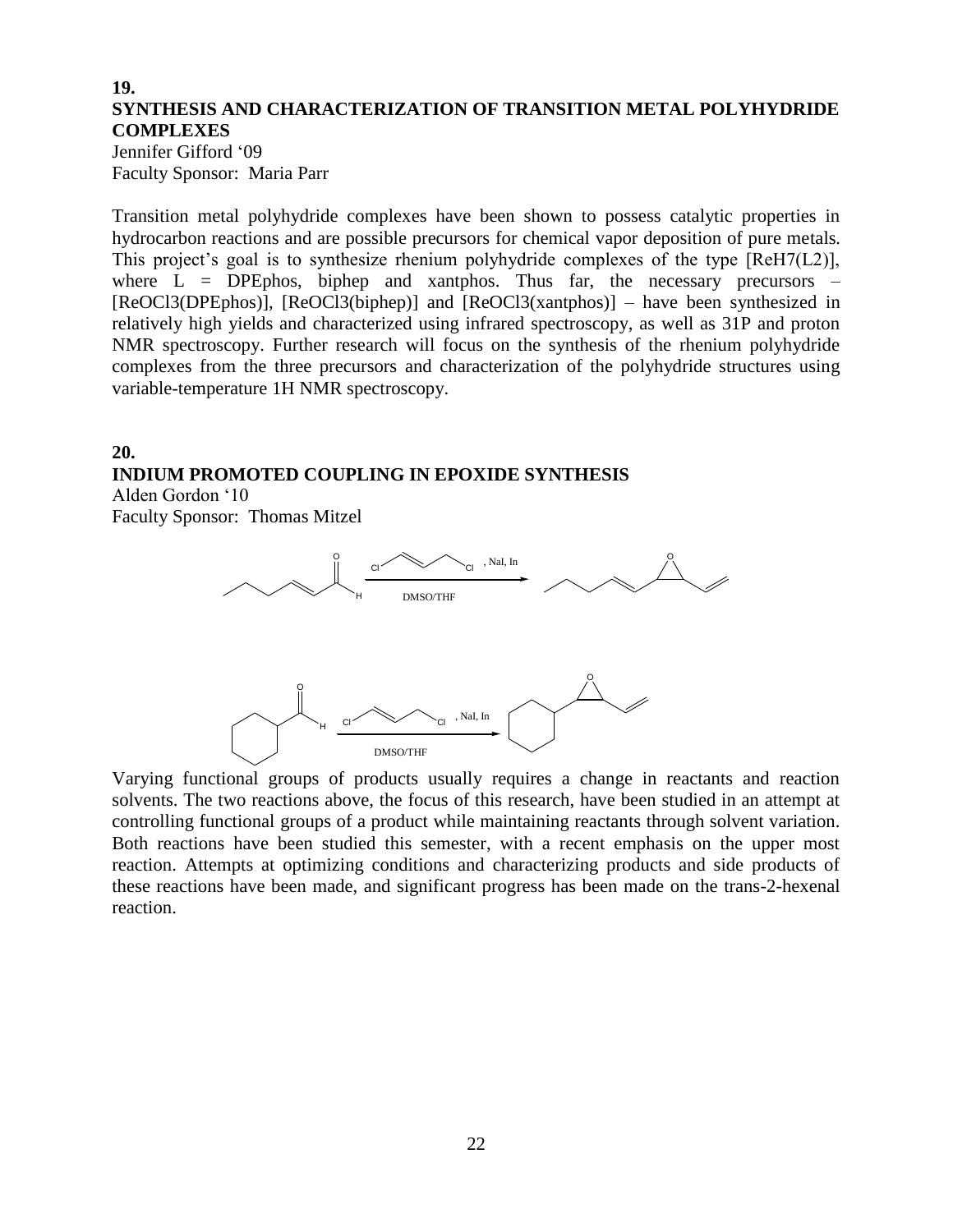**19.**

## SYNTHESIS AND CHARACTERIZATION OF TRANSITION METAL POLYHYDRIDE COMPLEXES

Jennifer Gifford '09
Faculty Sponsor: Maria Parr

Transition metal polyhydride complexes have been shown to possess catalytic properties in hydrocarbon reactions and are possible precursors for chemical vapor deposition of pure metals. This project's goal is to synthesize rhenium polyhydride complexes of the type [ReH7(L2)], where L = DPEphos, biphep and xantphos. Thus far, the necessary precursors – [ReOCl3(DPEphos)], [ReOCl3(biphep)] and [ReOCl3(xantphos)] – have been synthesized in relatively high yields and characterized using infrared spectroscopy, as well as 31P and proton NMR spectroscopy. Further research will focus on the synthesis of the rhenium polyhydride complexes from the three precursors and characterization of the polyhydride structures using variable-temperature 1H NMR spectroscopy.

**20.**

## INDIUM PROMOTED COUPLING IN EPOXIDE SYNTHESIS

Alden Gordon '10
Faculty Sponsor: Thomas Mitzel

Cl–CH₂CH=CHCH₂–Cl, NaI, In / DMSO/THF

Cl–CH₂CH=CHCH₂–Cl, NaI, In / DMSO/THF

Varying functional groups of products usually requires a change in reactants and reaction solvents. The two reactions above, the focus of this research, have been studied in an attempt at controlling functional groups of a product while maintaining reactants through solvent variation. Both reactions have been studied this semester, with a recent emphasis on the upper most reaction. Attempts at optimizing conditions and characterizing products and side products of these reactions have been made, and significant progress has been made on the trans-2-hexenal reaction.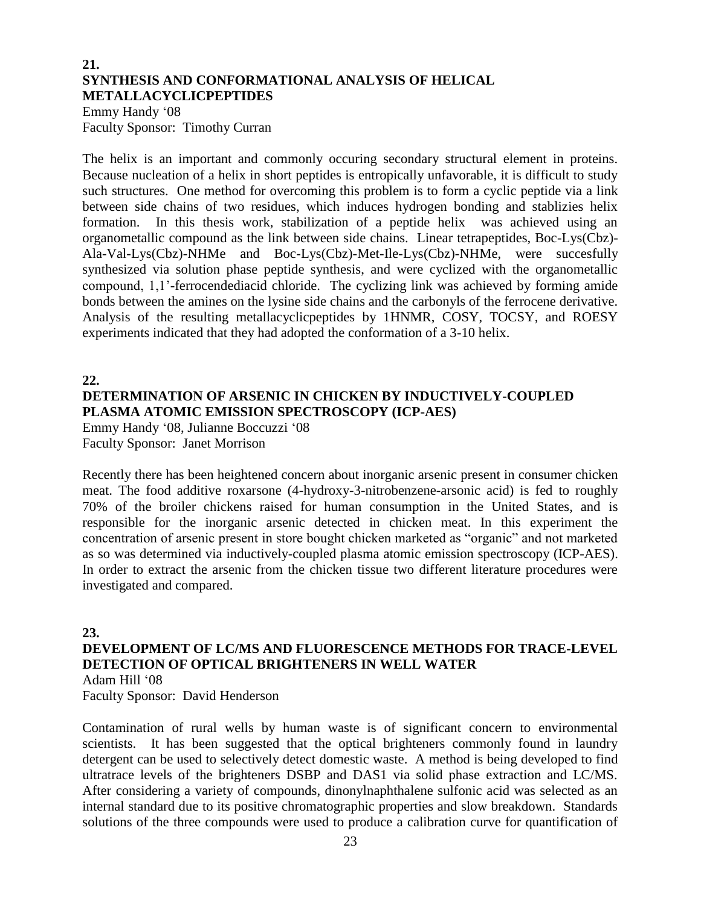**21.**
## SYNTHESIS AND CONFORMATIONAL ANALYSIS OF HELICAL METALLACYCLICPEPTIDES

Emmy Handy '08
Faculty Sponsor: Timothy Curran

The helix is an important and commonly occuring secondary structural element in proteins. Because nucleation of a helix in short peptides is entropically unfavorable, it is difficult to study such structures. One method for overcoming this problem is to form a cyclic peptide via a link between side chains of two residues, which induces hydrogen bonding and stablizies helix formation. In this thesis work, stabilization of a peptide helix was achieved using an organometallic compound as the link between side chains. Linear tetrapeptides, Boc-Lys(Cbz)-Ala-Val-Lys(Cbz)-NHMe and Boc-Lys(Cbz)-Met-Ile-Lys(Cbz)-NHMe, were succesfully synthesized via solution phase peptide synthesis, and were cyclized with the organometallic compound, 1,1'-ferrocendediacid chloride. The cyclizing link was achieved by forming amide bonds between the amines on the lysine side chains and the carbonyls of the ferrocene derivative. Analysis of the resulting metallacyclicpeptides by 1HNMR, COSY, TOCSY, and ROESY experiments indicated that they had adopted the conformation of a 3-10 helix.

**22.**
## DETERMINATION OF ARSENIC IN CHICKEN BY INDUCTIVELY-COUPLED PLASMA ATOMIC EMISSION SPECTROSCOPY (ICP-AES)

Emmy Handy '08, Julianne Boccuzzi '08
Faculty Sponsor: Janet Morrison

Recently there has been heightened concern about inorganic arsenic present in consumer chicken meat. The food additive roxarsone (4-hydroxy-3-nitrobenzene-arsonic acid) is fed to roughly 70% of the broiler chickens raised for human consumption in the United States, and is responsible for the inorganic arsenic detected in chicken meat. In this experiment the concentration of arsenic present in store bought chicken marketed as "organic" and not marketed as so was determined via inductively-coupled plasma atomic emission spectroscopy (ICP-AES). In order to extract the arsenic from the chicken tissue two different literature procedures were investigated and compared.

**23.**
## DEVELOPMENT OF LC/MS AND FLUORESCENCE METHODS FOR TRACE-LEVEL DETECTION OF OPTICAL BRIGHTENERS IN WELL WATER

Adam Hill '08
Faculty Sponsor: David Henderson

Contamination of rural wells by human waste is of significant concern to environmental scientists. It has been suggested that the optical brighteners commonly found in laundry detergent can be used to selectively detect domestic waste. A method is being developed to find ultratrace levels of the brighteners DSBP and DAS1 via solid phase extraction and LC/MS. After considering a variety of compounds, dinonylnaphthalene sulfonic acid was selected as an internal standard due to its positive chromatographic properties and slow breakdown. Standards solutions of the three compounds were used to produce a calibration curve for quantification of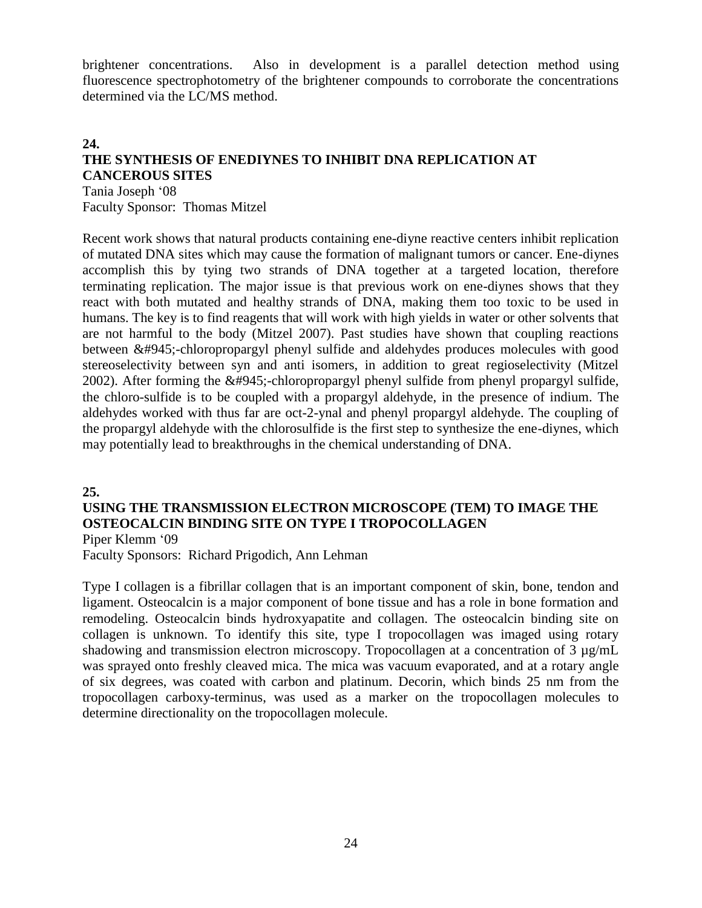brightener concentrations. Also in development is a parallel detection method using fluorescence spectrophotometry of the brightener compounds to corroborate the concentrations determined via the LC/MS method.

**24.**

**THE SYNTHESIS OF ENEDIYNES TO INHIBIT DNA REPLICATION AT CANCEROUS SITES**

Tania Joseph '08
Faculty Sponsor: Thomas Mitzel

Recent work shows that natural products containing ene-diyne reactive centers inhibit replication of mutated DNA sites which may cause the formation of malignant tumors or cancer. Ene-diynes accomplish this by tying two strands of DNA together at a targeted location, therefore terminating replication. The major issue is that previous work on ene-diynes shows that they react with both mutated and healthy strands of DNA, making them too toxic to be used in humans. The key is to find reagents that will work with high yields in water or other solvents that are not harmful to the body (Mitzel 2007). Past studies have shown that coupling reactions between &#945;-chloropropargyl phenyl sulfide and aldehydes produces molecules with good stereoselectivity between syn and anti isomers, in addition to great regioselectivity (Mitzel 2002). After forming the &#945;-chloropropargyl phenyl sulfide from phenyl propargyl sulfide, the chloro-sulfide is to be coupled with a propargyl aldehyde, in the presence of indium. The aldehydes worked with thus far are oct-2-ynal and phenyl propargyl aldehyde. The coupling of the propargyl aldehyde with the chlorosulfide is the first step to synthesize the ene-diynes, which may potentially lead to breakthroughs in the chemical understanding of DNA.

**25.**

**USING THE TRANSMISSION ELECTRON MICROSCOPE (TEM) TO IMAGE THE OSTEOCALCIN BINDING SITE ON TYPE I TROPOCOLLAGEN**

Piper Klemm '09
Faculty Sponsors: Richard Prigodich, Ann Lehman

Type I collagen is a fibrillar collagen that is an important component of skin, bone, tendon and ligament. Osteocalcin is a major component of bone tissue and has a role in bone formation and remodeling. Osteocalcin binds hydroxyapatite and collagen. The osteocalcin binding site on collagen is unknown. To identify this site, type I tropocollagen was imaged using rotary shadowing and transmission electron microscopy. Tropocollagen at a concentration of 3 µg/mL was sprayed onto freshly cleaved mica. The mica was vacuum evaporated, and at a rotary angle of six degrees, was coated with carbon and platinum. Decorin, which binds 25 nm from the tropocollagen carboxy-terminus, was used as a marker on the tropocollagen molecules to determine directionality on the tropocollagen molecule.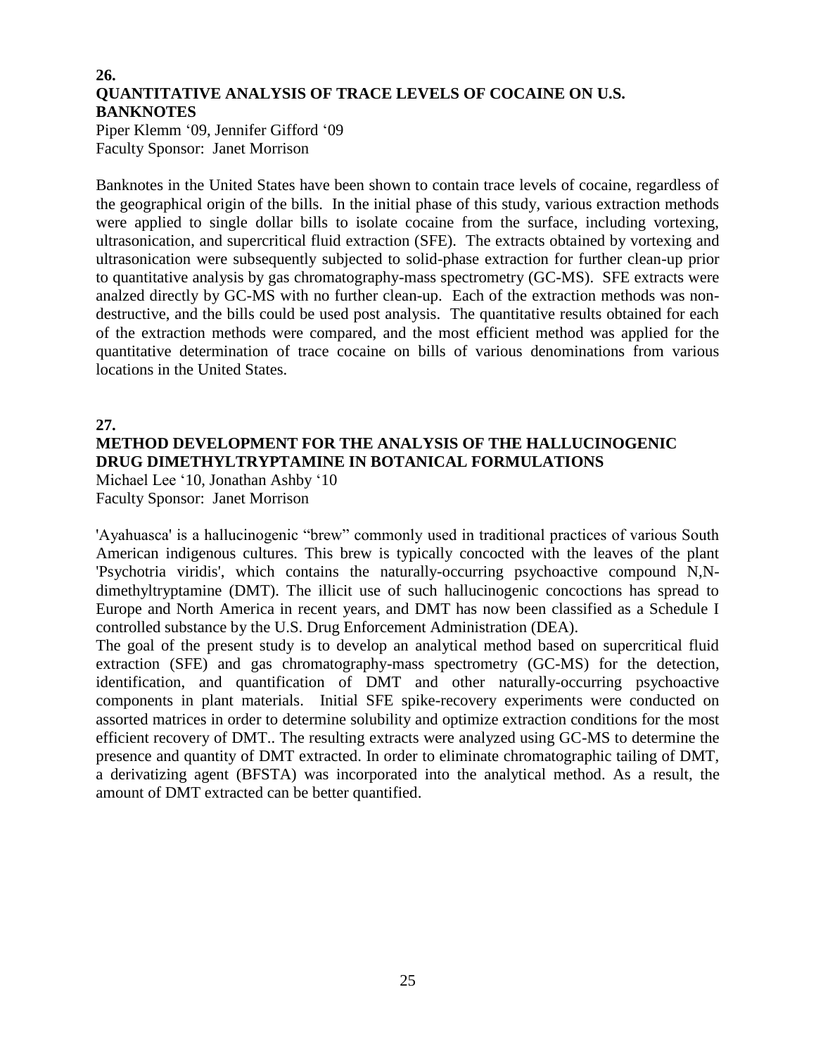**26.**

## QUANTITATIVE ANALYSIS OF TRACE LEVELS OF COCAINE ON U.S. BANKNOTES

Piper Klemm '09, Jennifer Gifford '09
Faculty Sponsor: Janet Morrison

Banknotes in the United States have been shown to contain trace levels of cocaine, regardless of the geographical origin of the bills. In the initial phase of this study, various extraction methods were applied to single dollar bills to isolate cocaine from the surface, including vortexing, ultrasonication, and supercritical fluid extraction (SFE). The extracts obtained by vortexing and ultrasonication were subsequently subjected to solid-phase extraction for further clean-up prior to quantitative analysis by gas chromatography-mass spectrometry (GC-MS). SFE extracts were analzed directly by GC-MS with no further clean-up. Each of the extraction methods was non-destructive, and the bills could be used post analysis. The quantitative results obtained for each of the extraction methods were compared, and the most efficient method was applied for the quantitative determination of trace cocaine on bills of various denominations from various locations in the United States.

**27.**

## METHOD DEVELOPMENT FOR THE ANALYSIS OF THE HALLUCINOGENIC DRUG DIMETHYLTRYPTAMINE IN BOTANICAL FORMULATIONS

Michael Lee '10, Jonathan Ashby '10
Faculty Sponsor: Janet Morrison

'Ayahuasca' is a hallucinogenic "brew" commonly used in traditional practices of various South American indigenous cultures. This brew is typically concocted with the leaves of the plant 'Psychotria viridis', which contains the naturally-occurring psychoactive compound N,N-dimethyltryptamine (DMT). The illicit use of such hallucinogenic concoctions has spread to Europe and North America in recent years, and DMT has now been classified as a Schedule I controlled substance by the U.S. Drug Enforcement Administration (DEA).

The goal of the present study is to develop an analytical method based on supercritical fluid extraction (SFE) and gas chromatography-mass spectrometry (GC-MS) for the detection, identification, and quantification of DMT and other naturally-occurring psychoactive components in plant materials. Initial SFE spike-recovery experiments were conducted on assorted matrices in order to determine solubility and optimize extraction conditions for the most efficient recovery of DMT.. The resulting extracts were analyzed using GC-MS to determine the presence and quantity of DMT extracted. In order to eliminate chromatographic tailing of DMT, a derivatizing agent (BFSTA) was incorporated into the analytical method. As a result, the amount of DMT extracted can be better quantified.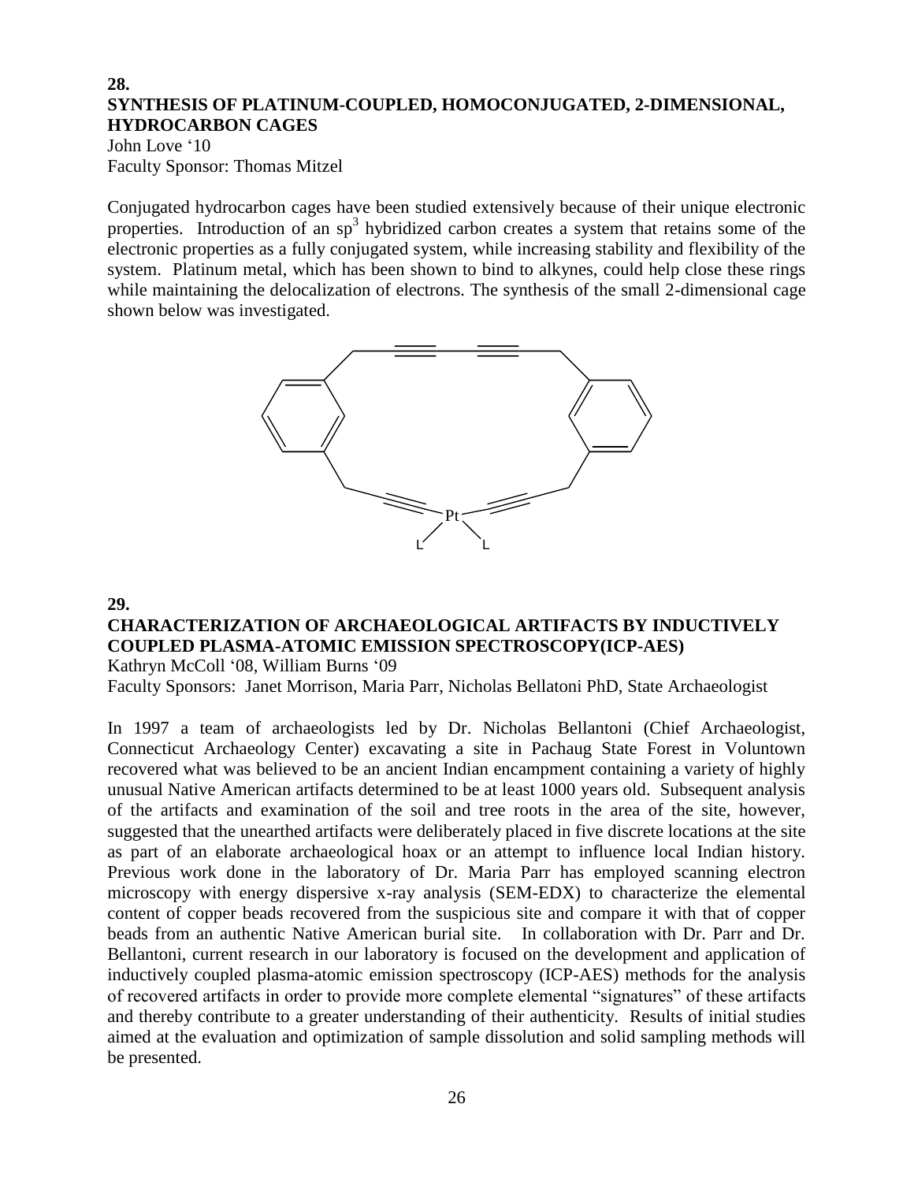**28.**

## SYNTHESIS OF PLATINUM-COUPLED, HOMOCONJUGATED, 2-DIMENSIONAL, HYDROCARBON CAGES

John Love '10
Faculty Sponsor: Thomas Mitzel

Conjugated hydrocarbon cages have been studied extensively because of their unique electronic properties. Introduction of an $sp^3$ hybridized carbon creates a system that retains some of the electronic properties as a fully conjugated system, while increasing stability and flexibility of the system. Platinum metal, which has been shown to bind to alkynes, could help close these rings while maintaining the delocalization of electrons. The synthesis of the small 2-dimensional cage shown below was investigated.

**29.**

## CHARACTERIZATION OF ARCHAEOLOGICAL ARTIFACTS BY INDUCTIVELY COUPLED PLASMA-ATOMIC EMISSION SPECTROSCOPY(ICP-AES)

Kathryn McColl '08, William Burns '09
Faculty Sponsors: Janet Morrison, Maria Parr, Nicholas Bellatoni PhD, State Archaeologist

In 1997 a team of archaeologists led by Dr. Nicholas Bellantoni (Chief Archaeologist, Connecticut Archaeology Center) excavating a site in Pachaug State Forest in Voluntown recovered what was believed to be an ancient Indian encampment containing a variety of highly unusual Native American artifacts determined to be at least 1000 years old. Subsequent analysis of the artifacts and examination of the soil and tree roots in the area of the site, however, suggested that the unearthed artifacts were deliberately placed in five discrete locations at the site as part of an elaborate archaeological hoax or an attempt to influence local Indian history. Previous work done in the laboratory of Dr. Maria Parr has employed scanning electron microscopy with energy dispersive x-ray analysis (SEM-EDX) to characterize the elemental content of copper beads recovered from the suspicious site and compare it with that of copper beads from an authentic Native American burial site. In collaboration with Dr. Parr and Dr. Bellantoni, current research in our laboratory is focused on the development and application of inductively coupled plasma-atomic emission spectroscopy (ICP-AES) methods for the analysis of recovered artifacts in order to provide more complete elemental "signatures" of these artifacts and thereby contribute to a greater understanding of their authenticity. Results of initial studies aimed at the evaluation and optimization of sample dissolution and solid sampling methods will be presented.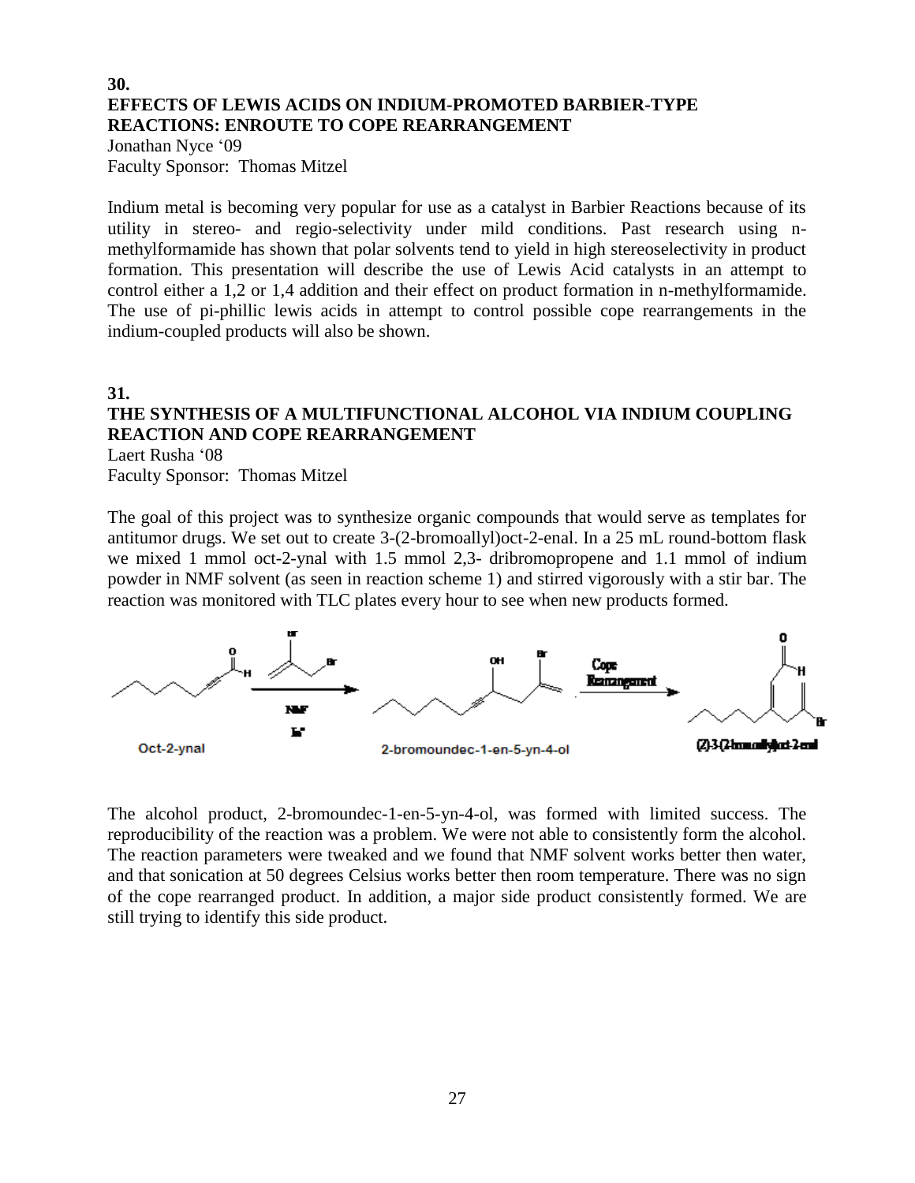**30.**

## EFFECTS OF LEWIS ACIDS ON INDIUM-PROMOTED BARBIER-TYPE REACTIONS: ENROUTE TO COPE REARRANGEMENT

Jonathan Nyce '09
Faculty Sponsor: Thomas Mitzel

Indium metal is becoming very popular for use as a catalyst in Barbier Reactions because of its utility in stereo- and regio-selectivity under mild conditions. Past research using n-methylformamide has shown that polar solvents tend to yield in high stereoselectivity in product formation. This presentation will describe the use of Lewis Acid catalysts in an attempt to control either a 1,2 or 1,4 addition and their effect on product formation in n-methylformamide. The use of pi-phillic lewis acids in attempt to control possible cope rearrangements in the indium-coupled products will also be shown.

**31.**

## THE SYNTHESIS OF A MULTIFUNCTIONAL ALCOHOL VIA INDIUM COUPLING REACTION AND COPE REARRANGEMENT

Laert Rusha '08
Faculty Sponsor: Thomas Mitzel

The goal of this project was to synthesize organic compounds that would serve as templates for antitumor drugs. We set out to create 3-(2-bromoallyl)oct-2-enal. In a 25 mL round-bottom flask we mixed 1 mmol oct-2-ynal with 1.5 mmol 2,3- dribromopropene and 1.1 mmol of indium powder in NMF solvent (as seen in reaction scheme 1) and stirred vigorously with a stir bar. The reaction was monitored with TLC plates every hour to see when new products formed.

Oct-2-ynal → (NMF, In°) → 2-bromoundec-1-en-5-yn-4-ol → (Cope Rearrangement) → (Z)-3-(2-bromoallyl)oct-2-enal

The alcohol product, 2-bromoundec-1-en-5-yn-4-ol, was formed with limited success. The reproducibility of the reaction was a problem. We were not able to consistently form the alcohol. The reaction parameters were tweaked and we found that NMF solvent works better then water, and that sonication at 50 degrees Celsius works better then room temperature. There was no sign of the cope rearranged product. In addition, a major side product consistently formed. We are still trying to identify this side product.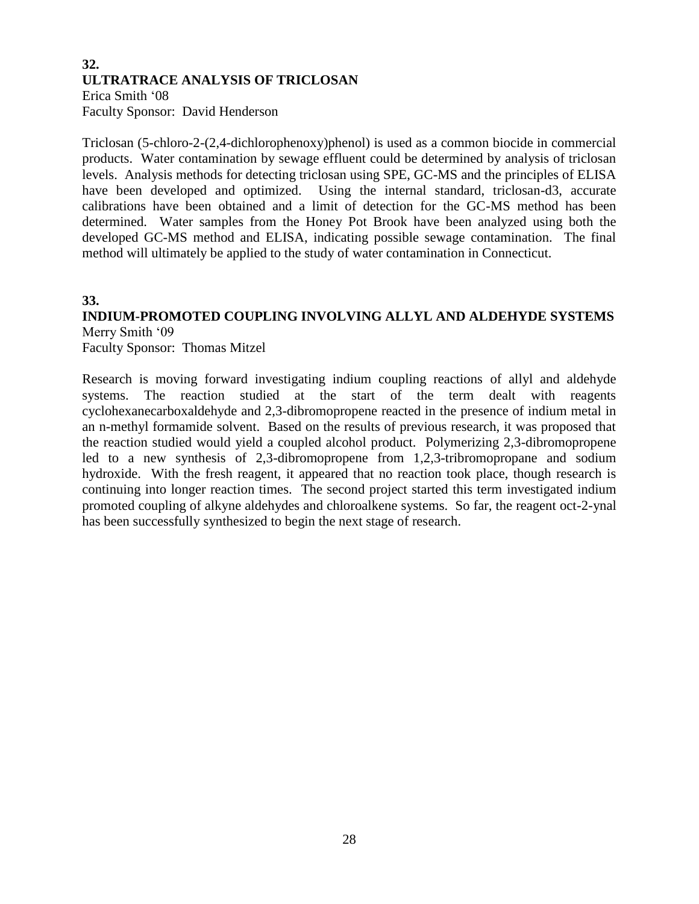**32.**
## ULTRATRACE ANALYSIS OF TRICLOSAN
Erica Smith '08
Faculty Sponsor: David Henderson

Triclosan (5-chloro-2-(2,4-dichlorophenoxy)phenol) is used as a common biocide in commercial products. Water contamination by sewage effluent could be determined by analysis of triclosan levels. Analysis methods for detecting triclosan using SPE, GC-MS and the principles of ELISA have been developed and optimized. Using the internal standard, triclosan-d3, accurate calibrations have been obtained and a limit of detection for the GC-MS method has been determined. Water samples from the Honey Pot Brook have been analyzed using both the developed GC-MS method and ELISA, indicating possible sewage contamination. The final method will ultimately be applied to the study of water contamination in Connecticut.

**33.**
## INDIUM-PROMOTED COUPLING INVOLVING ALLYL AND ALDEHYDE SYSTEMS
Merry Smith '09
Faculty Sponsor: Thomas Mitzel

Research is moving forward investigating indium coupling reactions of allyl and aldehyde systems. The reaction studied at the start of the term dealt with reagents cyclohexanecarboxaldehyde and 2,3-dibromopropene reacted in the presence of indium metal in an n-methyl formamide solvent. Based on the results of previous research, it was proposed that the reaction studied would yield a coupled alcohol product. Polymerizing 2,3-dibromopropene led to a new synthesis of 2,3-dibromopropene from 1,2,3-tribromopropane and sodium hydroxide. With the fresh reagent, it appeared that no reaction took place, though research is continuing into longer reaction times. The second project started this term investigated indium promoted coupling of alkyne aldehydes and chloroalkene systems. So far, the reagent oct-2-ynal has been successfully synthesized to begin the next stage of research.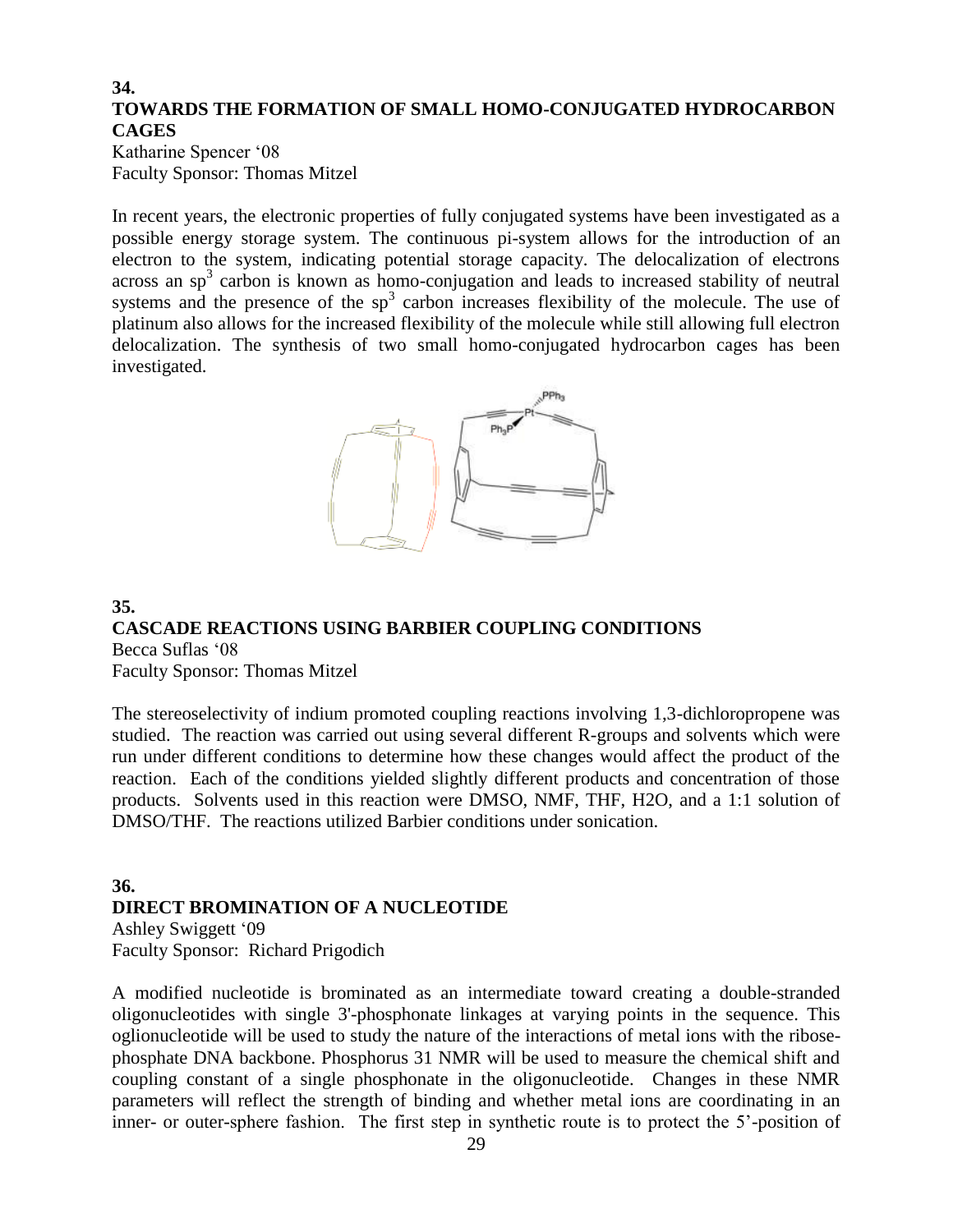## 34.
## TOWARDS THE FORMATION OF SMALL HOMO-CONJUGATED HYDROCARBON CAGES

Katharine Spencer '08
Faculty Sponsor: Thomas Mitzel

In recent years, the electronic properties of fully conjugated systems have been investigated as a possible energy storage system. The continuous pi-system allows for the introduction of an electron to the system, indicating potential storage capacity. The delocalization of electrons across an $sp^3$ carbon is known as homo-conjugation and leads to increased stability of neutral systems and the presence of the $sp^3$ carbon increases flexibility of the molecule. The use of platinum also allows for the increased flexibility of the molecule while still allowing full electron delocalization. The synthesis of two small homo-conjugated hydrocarbon cages has been investigated.

## 35.
## CASCADE REACTIONS USING BARBIER COUPLING CONDITIONS

Becca Suflas '08
Faculty Sponsor: Thomas Mitzel

The stereoselectivity of indium promoted coupling reactions involving 1,3-dichloropropene was studied. The reaction was carried out using several different R-groups and solvents which were run under different conditions to determine how these changes would affect the product of the reaction. Each of the conditions yielded slightly different products and concentration of those products. Solvents used in this reaction were DMSO, NMF, THF, H2O, and a 1:1 solution of DMSO/THF. The reactions utilized Barbier conditions under sonication.

## 36.
## DIRECT BROMINATION OF A NUCLEOTIDE

Ashley Swiggett '09
Faculty Sponsor: Richard Prigodich

A modified nucleotide is brominated as an intermediate toward creating a double-stranded oligonucleotides with single 3'-phosphonate linkages at varying points in the sequence. This oglionucleotide will be used to study the nature of the interactions of metal ions with the ribose-phosphate DNA backbone. Phosphorus 31 NMR will be used to measure the chemical shift and coupling constant of a single phosphonate in the oligonucleotide. Changes in these NMR parameters will reflect the strength of binding and whether metal ions are coordinating in an inner- or outer-sphere fashion. The first step in synthetic route is to protect the 5'-position of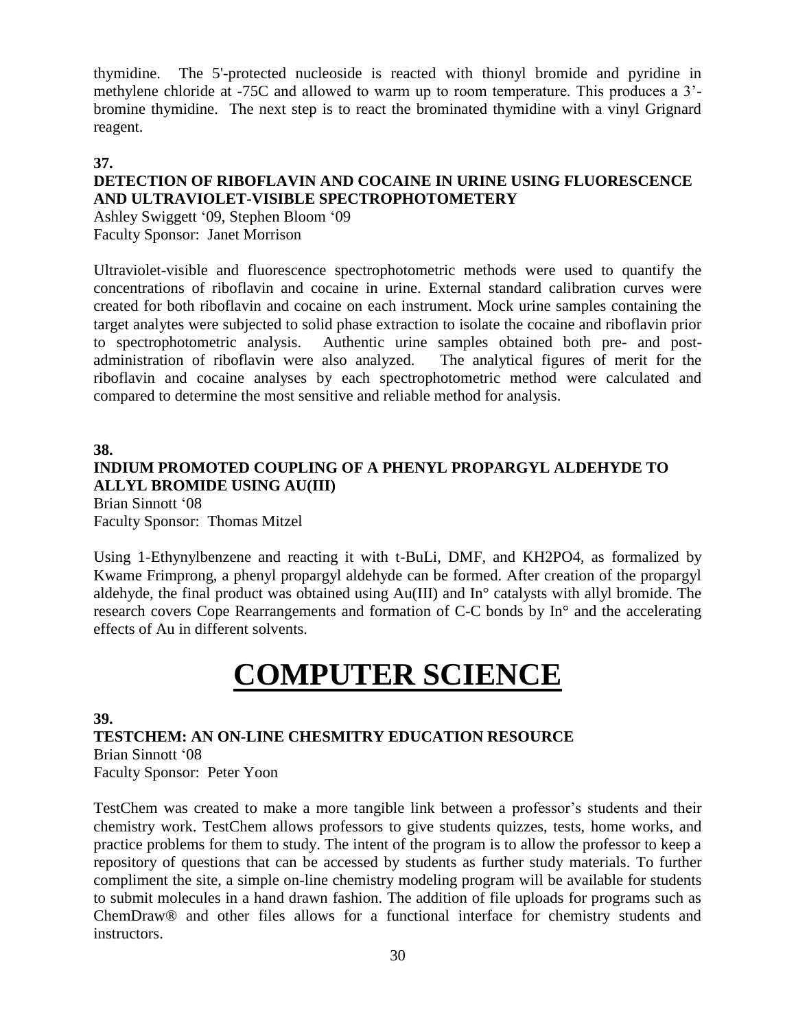thymidine. The 5'-protected nucleoside is reacted with thionyl bromide and pyridine in methylene chloride at -75C and allowed to warm up to room temperature. This produces a 3'-bromine thymidine. The next step is to react the brominated thymidine with a vinyl Grignard reagent.

**37.**

### DETECTION OF RIBOFLAVIN AND COCAINE IN URINE USING FLUORESCENCE AND ULTRAVIOLET-VISIBLE SPECTROPHOTOMETERY

Ashley Swiggett '09, Stephen Bloom '09
Faculty Sponsor: Janet Morrison

Ultraviolet-visible and fluorescence spectrophotometric methods were used to quantify the concentrations of riboflavin and cocaine in urine. External standard calibration curves were created for both riboflavin and cocaine on each instrument. Mock urine samples containing the target analytes were subjected to solid phase extraction to isolate the cocaine and riboflavin prior to spectrophotometric analysis. Authentic urine samples obtained both pre- and post-administration of riboflavin were also analyzed. The analytical figures of merit for the riboflavin and cocaine analyses by each spectrophotometric method were calculated and compared to determine the most sensitive and reliable method for analysis.

**38.**

### INDIUM PROMOTED COUPLING OF A PHENYL PROPARGYL ALDEHYDE TO ALLYL BROMIDE USING AU(III)

Brian Sinnott '08
Faculty Sponsor: Thomas Mitzel

Using 1-Ethynylbenzene and reacting it with t-BuLi, DMF, and $KH_2PO_4$, as formalized by Kwame Frimprong, a phenyl propargyl aldehyde can be formed. After creation of the propargyl aldehyde, the final product was obtained using Au(III) and In° catalysts with allyl bromide. The research covers Cope Rearrangements and formation of C-C bonds by In° and the accelerating effects of Au in different solvents.

# COMPUTER SCIENCE

**39.**

### TESTCHEM: AN ON-LINE CHESMITRY EDUCATION RESOURCE

Brian Sinnott '08
Faculty Sponsor: Peter Yoon

TestChem was created to make a more tangible link between a professor's students and their chemistry work. TestChem allows professors to give students quizzes, tests, home works, and practice problems for them to study. The intent of the program is to allow the professor to keep a repository of questions that can be accessed by students as further study materials. To further compliment the site, a simple on-line chemistry modeling program will be available for students to submit molecules in a hand drawn fashion. The addition of file uploads for programs such as ChemDraw® and other files allows for a functional interface for chemistry students and instructors.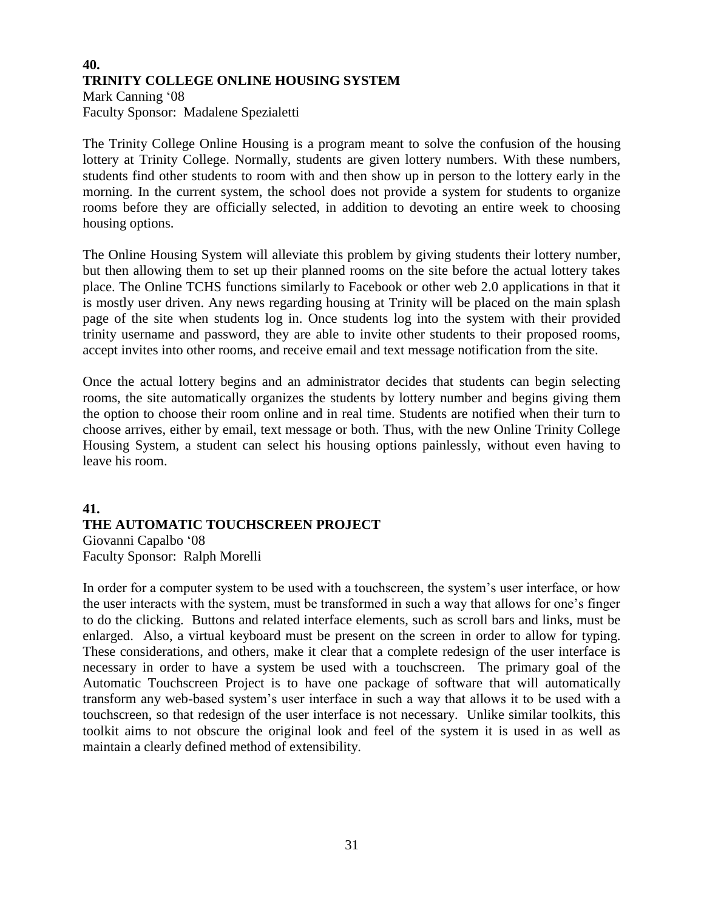## 40.
## TRINITY COLLEGE ONLINE HOUSING SYSTEM

Mark Canning '08
Faculty Sponsor: Madalene Spezialetti

The Trinity College Online Housing is a program meant to solve the confusion of the housing lottery at Trinity College. Normally, students are given lottery numbers. With these numbers, students find other students to room with and then show up in person to the lottery early in the morning. In the current system, the school does not provide a system for students to organize rooms before they are officially selected, in addition to devoting an entire week to choosing housing options.

The Online Housing System will alleviate this problem by giving students their lottery number, but then allowing them to set up their planned rooms on the site before the actual lottery takes place. The Online TCHS functions similarly to Facebook or other web 2.0 applications in that it is mostly user driven. Any news regarding housing at Trinity will be placed on the main splash page of the site when students log in. Once students log into the system with their provided trinity username and password, they are able to invite other students to their proposed rooms, accept invites into other rooms, and receive email and text message notification from the site.

Once the actual lottery begins and an administrator decides that students can begin selecting rooms, the site automatically organizes the students by lottery number and begins giving them the option to choose their room online and in real time. Students are notified when their turn to choose arrives, either by email, text message or both. Thus, with the new Online Trinity College Housing System, a student can select his housing options painlessly, without even having to leave his room.

## 41.
## THE AUTOMATIC TOUCHSCREEN PROJECT

Giovanni Capalbo '08
Faculty Sponsor: Ralph Morelli

In order for a computer system to be used with a touchscreen, the system's user interface, or how the user interacts with the system, must be transformed in such a way that allows for one's finger to do the clicking. Buttons and related interface elements, such as scroll bars and links, must be enlarged. Also, a virtual keyboard must be present on the screen in order to allow for typing. These considerations, and others, make it clear that a complete redesign of the user interface is necessary in order to have a system be used with a touchscreen. The primary goal of the Automatic Touchscreen Project is to have one package of software that will automatically transform any web-based system's user interface in such a way that allows it to be used with a touchscreen, so that redesign of the user interface is not necessary. Unlike similar toolkits, this toolkit aims to not obscure the original look and feel of the system it is used in as well as maintain a clearly defined method of extensibility.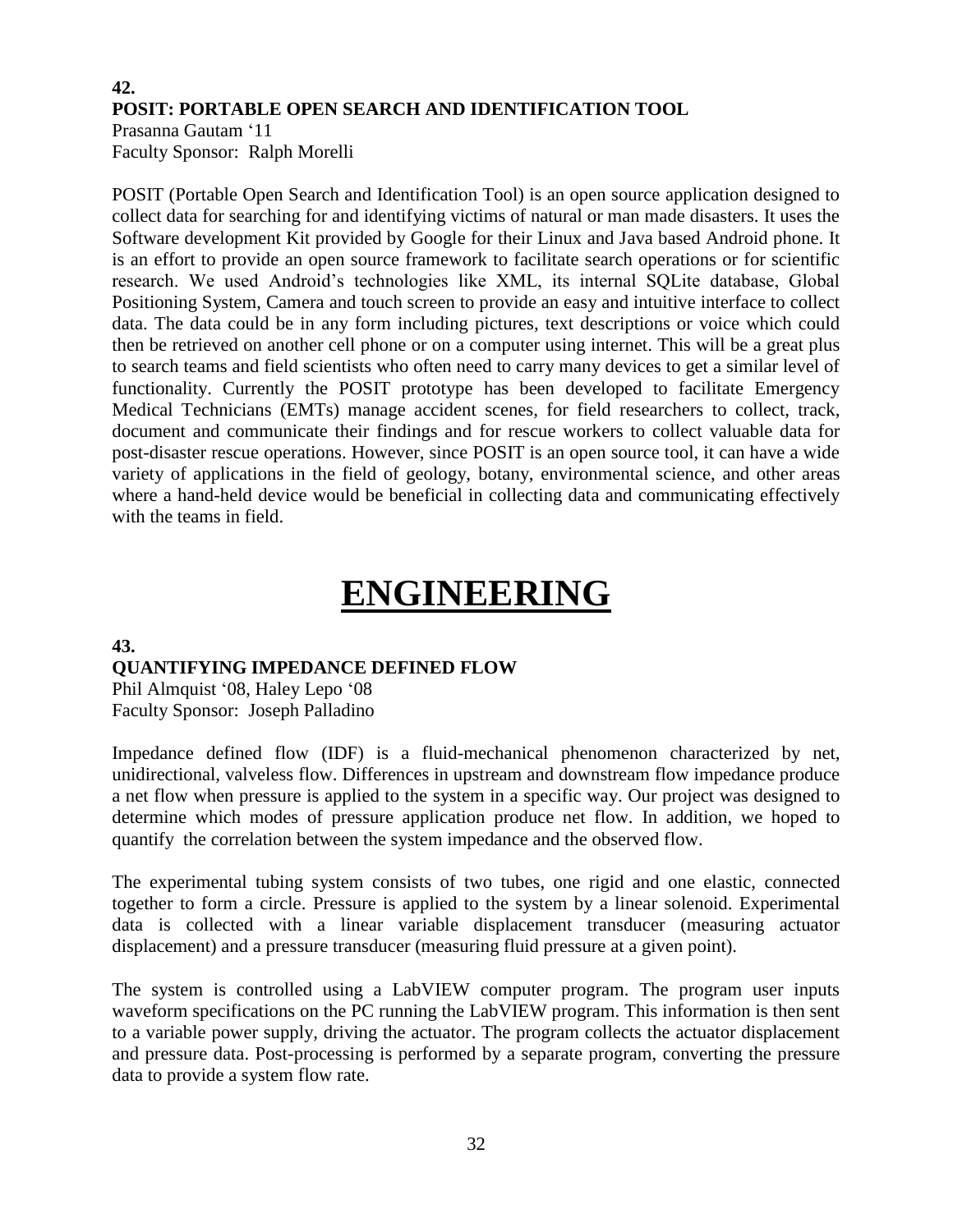**42.**
**POSIT: PORTABLE OPEN SEARCH AND IDENTIFICATION TOOL**
Prasanna Gautam '11
Faculty Sponsor: Ralph Morelli

POSIT (Portable Open Search and Identification Tool) is an open source application designed to collect data for searching for and identifying victims of natural or man made disasters. It uses the Software development Kit provided by Google for their Linux and Java based Android phone. It is an effort to provide an open source framework to facilitate search operations or for scientific research. We used Android's technologies like XML, its internal SQLite database, Global Positioning System, Camera and touch screen to provide an easy and intuitive interface to collect data. The data could be in any form including pictures, text descriptions or voice which could then be retrieved on another cell phone or on a computer using internet. This will be a great plus to search teams and field scientists who often need to carry many devices to get a similar level of functionality. Currently the POSIT prototype has been developed to facilitate Emergency Medical Technicians (EMTs) manage accident scenes, for field researchers to collect, track, document and communicate their findings and for rescue workers to collect valuable data for post-disaster rescue operations. However, since POSIT is an open source tool, it can have a wide variety of applications in the field of geology, botany, environmental science, and other areas where a hand-held device would be beneficial in collecting data and communicating effectively with the teams in field.

# ENGINEERING

**43.**
**QUANTIFYING IMPEDANCE DEFINED FLOW**
Phil Almquist '08, Haley Lepo '08
Faculty Sponsor: Joseph Palladino

Impedance defined flow (IDF) is a fluid-mechanical phenomenon characterized by net, unidirectional, valveless flow. Differences in upstream and downstream flow impedance produce a net flow when pressure is applied to the system in a specific way. Our project was designed to determine which modes of pressure application produce net flow. In addition, we hoped to quantify the correlation between the system impedance and the observed flow.

The experimental tubing system consists of two tubes, one rigid and one elastic, connected together to form a circle. Pressure is applied to the system by a linear solenoid. Experimental data is collected with a linear variable displacement transducer (measuring actuator displacement) and a pressure transducer (measuring fluid pressure at a given point).

The system is controlled using a LabVIEW computer program. The program user inputs waveform specifications on the PC running the LabVIEW program. This information is then sent to a variable power supply, driving the actuator. The program collects the actuator displacement and pressure data. Post-processing is performed by a separate program, converting the pressure data to provide a system flow rate.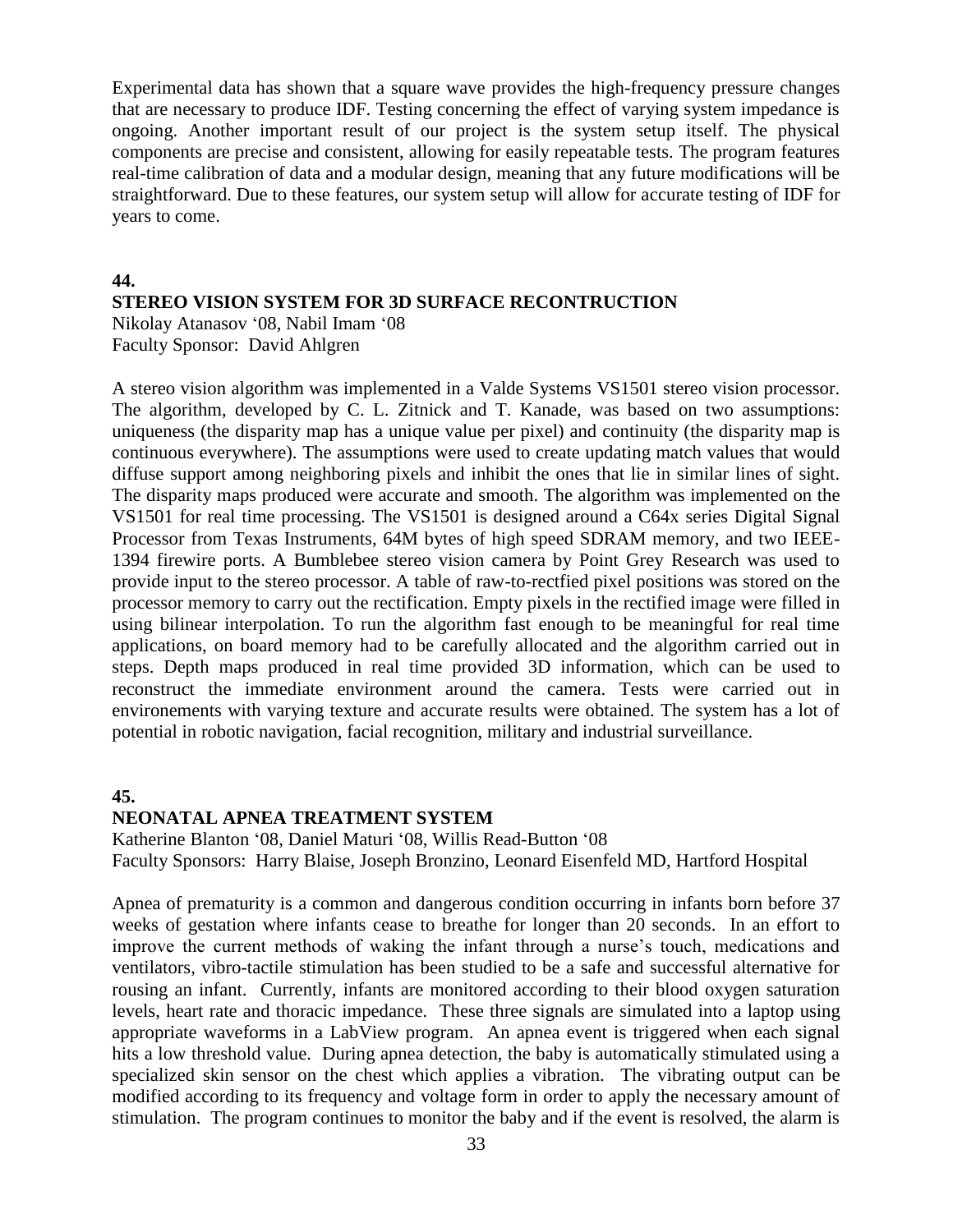Experimental data has shown that a square wave provides the high-frequency pressure changes that are necessary to produce IDF. Testing concerning the effect of varying system impedance is ongoing. Another important result of our project is the system setup itself. The physical components are precise and consistent, allowing for easily repeatable tests. The program features real-time calibration of data and a modular design, meaning that any future modifications will be straightforward. Due to these features, our system setup will allow for accurate testing of IDF for years to come.

**44.**

### STEREO VISION SYSTEM FOR 3D SURFACE RECONTRUCTION

Nikolay Atanasov '08, Nabil Imam '08
Faculty Sponsor: David Ahlgren

A stereo vision algorithm was implemented in a Valde Systems VS1501 stereo vision processor. The algorithm, developed by C. L. Zitnick and T. Kanade, was based on two assumptions: uniqueness (the disparity map has a unique value per pixel) and continuity (the disparity map is continuous everywhere). The assumptions were used to create updating match values that would diffuse support among neighboring pixels and inhibit the ones that lie in similar lines of sight. The disparity maps produced were accurate and smooth. The algorithm was implemented on the VS1501 for real time processing. The VS1501 is designed around a C64x series Digital Signal Processor from Texas Instruments, 64M bytes of high speed SDRAM memory, and two IEEE-1394 firewire ports. A Bumblebee stereo vision camera by Point Grey Research was used to provide input to the stereo processor. A table of raw-to-rectfied pixel positions was stored on the processor memory to carry out the rectification. Empty pixels in the rectified image were filled in using bilinear interpolation. To run the algorithm fast enough to be meaningful for real time applications, on board memory had to be carefully allocated and the algorithm carried out in steps. Depth maps produced in real time provided 3D information, which can be used to reconstruct the immediate environment around the camera. Tests were carried out in environements with varying texture and accurate results were obtained. The system has a lot of potential in robotic navigation, facial recognition, military and industrial surveillance.

**45.**

### NEONATAL APNEA TREATMENT SYSTEM

Katherine Blanton '08, Daniel Maturi '08, Willis Read-Button '08
Faculty Sponsors: Harry Blaise, Joseph Bronzino, Leonard Eisenfeld MD, Hartford Hospital

Apnea of prematurity is a common and dangerous condition occurring in infants born before 37 weeks of gestation where infants cease to breathe for longer than 20 seconds. In an effort to improve the current methods of waking the infant through a nurse's touch, medications and ventilators, vibro-tactile stimulation has been studied to be a safe and successful alternative for rousing an infant. Currently, infants are monitored according to their blood oxygen saturation levels, heart rate and thoracic impedance. These three signals are simulated into a laptop using appropriate waveforms in a LabView program. An apnea event is triggered when each signal hits a low threshold value. During apnea detection, the baby is automatically stimulated using a specialized skin sensor on the chest which applies a vibration. The vibrating output can be modified according to its frequency and voltage form in order to apply the necessary amount of stimulation. The program continues to monitor the baby and if the event is resolved, the alarm is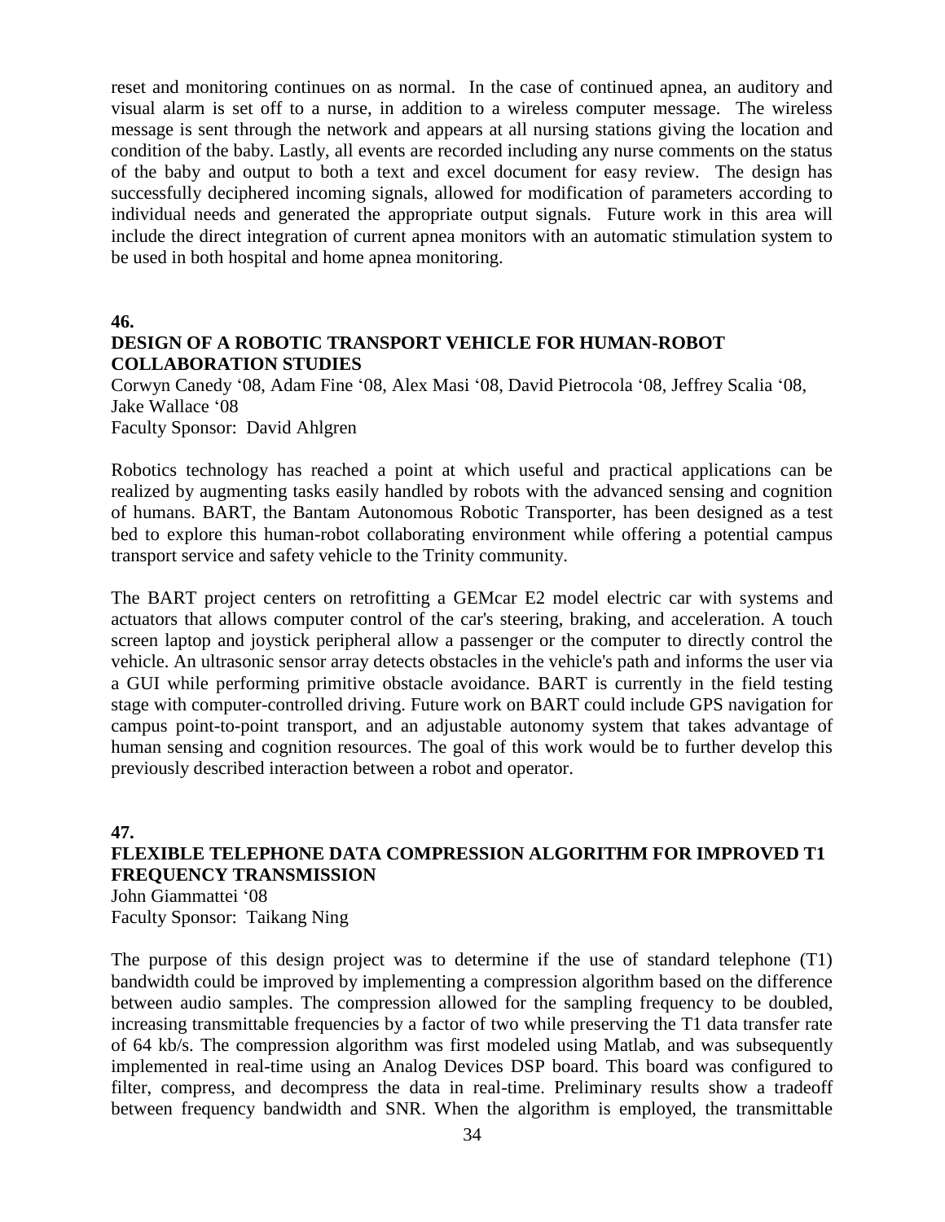reset and monitoring continues on as normal. In the case of continued apnea, an auditory and visual alarm is set off to a nurse, in addition to a wireless computer message. The wireless message is sent through the network and appears at all nursing stations giving the location and condition of the baby. Lastly, all events are recorded including any nurse comments on the status of the baby and output to both a text and excel document for easy review. The design has successfully deciphered incoming signals, allowed for modification of parameters according to individual needs and generated the appropriate output signals. Future work in this area will include the direct integration of current apnea monitors with an automatic stimulation system to be used in both hospital and home apnea monitoring.

**46.**

### DESIGN OF A ROBOTIC TRANSPORT VEHICLE FOR HUMAN-ROBOT COLLABORATION STUDIES

Corwyn Canedy '08, Adam Fine '08, Alex Masi '08, David Pietrocola '08, Jeffrey Scalia '08, Jake Wallace '08
Faculty Sponsor: David Ahlgren

Robotics technology has reached a point at which useful and practical applications can be realized by augmenting tasks easily handled by robots with the advanced sensing and cognition of humans. BART, the Bantam Autonomous Robotic Transporter, has been designed as a test bed to explore this human-robot collaborating environment while offering a potential campus transport service and safety vehicle to the Trinity community.

The BART project centers on retrofitting a GEMcar E2 model electric car with systems and actuators that allows computer control of the car's steering, braking, and acceleration. A touch screen laptop and joystick peripheral allow a passenger or the computer to directly control the vehicle. An ultrasonic sensor array detects obstacles in the vehicle's path and informs the user via a GUI while performing primitive obstacle avoidance. BART is currently in the field testing stage with computer-controlled driving. Future work on BART could include GPS navigation for campus point-to-point transport, and an adjustable autonomy system that takes advantage of human sensing and cognition resources. The goal of this work would be to further develop this previously described interaction between a robot and operator.

**47.**

### FLEXIBLE TELEPHONE DATA COMPRESSION ALGORITHM FOR IMPROVED T1 FREQUENCY TRANSMISSION

John Giammattei '08
Faculty Sponsor: Taikang Ning

The purpose of this design project was to determine if the use of standard telephone (T1) bandwidth could be improved by implementing a compression algorithm based on the difference between audio samples. The compression allowed for the sampling frequency to be doubled, increasing transmittable frequencies by a factor of two while preserving the T1 data transfer rate of 64 kb/s. The compression algorithm was first modeled using Matlab, and was subsequently implemented in real-time using an Analog Devices DSP board. This board was configured to filter, compress, and decompress the data in real-time. Preliminary results show a tradeoff between frequency bandwidth and SNR. When the algorithm is employed, the transmittable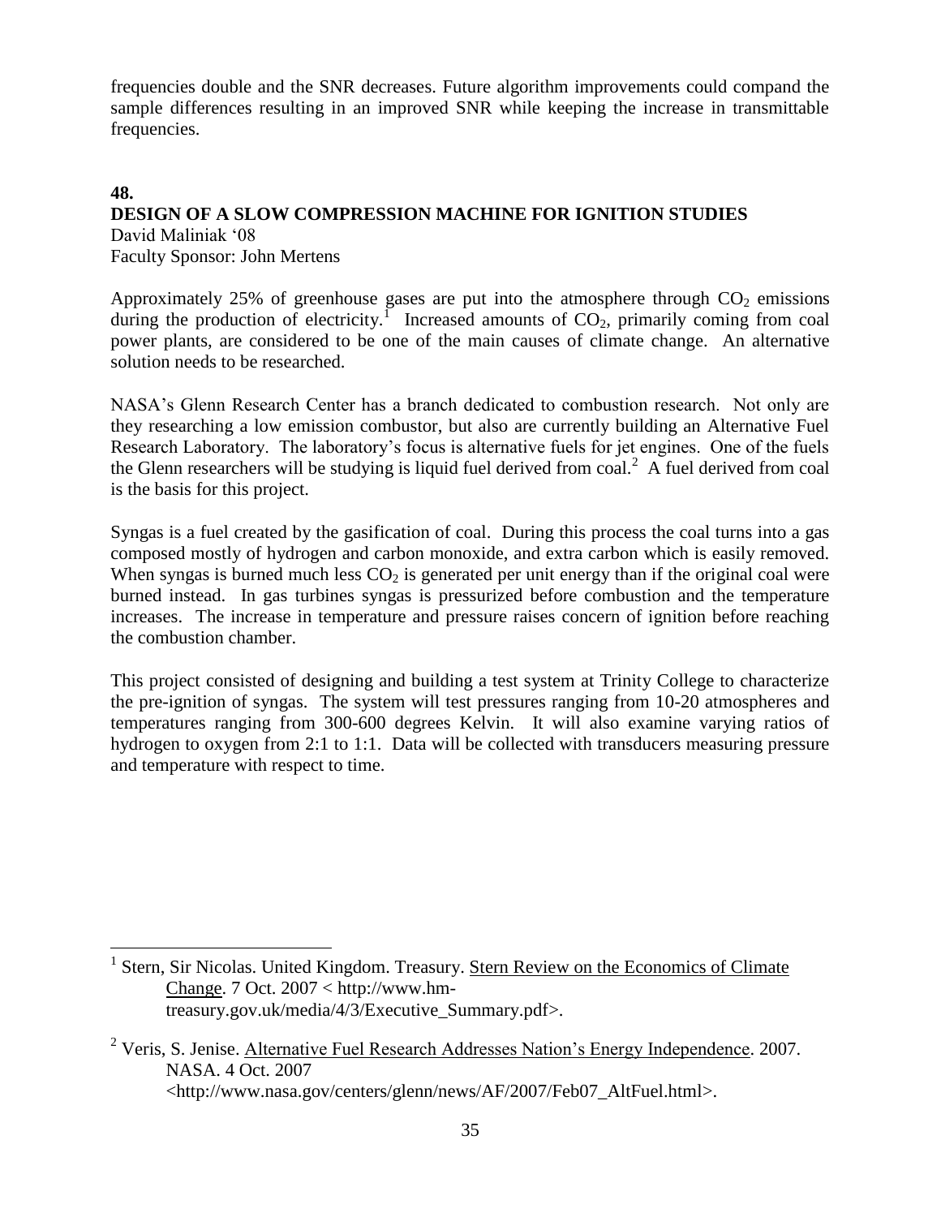frequencies double and the SNR decreases. Future algorithm improvements could compand the sample differences resulting in an improved SNR while keeping the increase in transmittable frequencies.

## 48.

## DESIGN OF A SLOW COMPRESSION MACHINE FOR IGNITION STUDIES

David Maliniak '08
Faculty Sponsor: John Mertens

Approximately 25% of greenhouse gases are put into the atmosphere through $CO_2$ emissions during the production of electricity.[1] Increased amounts of $CO_2$, primarily coming from coal power plants, are considered to be one of the main causes of climate change. An alternative solution needs to be researched.

NASA's Glenn Research Center has a branch dedicated to combustion research. Not only are they researching a low emission combustor, but also are currently building an Alternative Fuel Research Laboratory. The laboratory's focus is alternative fuels for jet engines. One of the fuels the Glenn researchers will be studying is liquid fuel derived from coal.[2] A fuel derived from coal is the basis for this project.

Syngas is a fuel created by the gasification of coal. During this process the coal turns into a gas composed mostly of hydrogen and carbon monoxide, and extra carbon which is easily removed. When syngas is burned much less $CO_2$ is generated per unit energy than if the original coal were burned instead. In gas turbines syngas is pressurized before combustion and the temperature increases. The increase in temperature and pressure raises concern of ignition before reaching the combustion chamber.

This project consisted of designing and building a test system at Trinity College to characterize the pre-ignition of syngas. The system will test pressures ranging from 10-20 atmospheres and temperatures ranging from 300-600 degrees Kelvin. It will also examine varying ratios of hydrogen to oxygen from 2:1 to 1:1. Data will be collected with transducers measuring pressure and temperature with respect to time.

---

[1] Stern, Sir Nicolas. United Kingdom. Treasury. Stern Review on the Economics of Climate Change. 7 Oct. 2007 < http://www.hm-treasury.gov.uk/media/4/3/Executive_Summary.pdf>.

[2] Veris, S. Jenise. Alternative Fuel Research Addresses Nation's Energy Independence. 2007. NASA. 4 Oct. 2007 <http://www.nasa.gov/centers/glenn/news/AF/2007/Feb07_AltFuel.html>.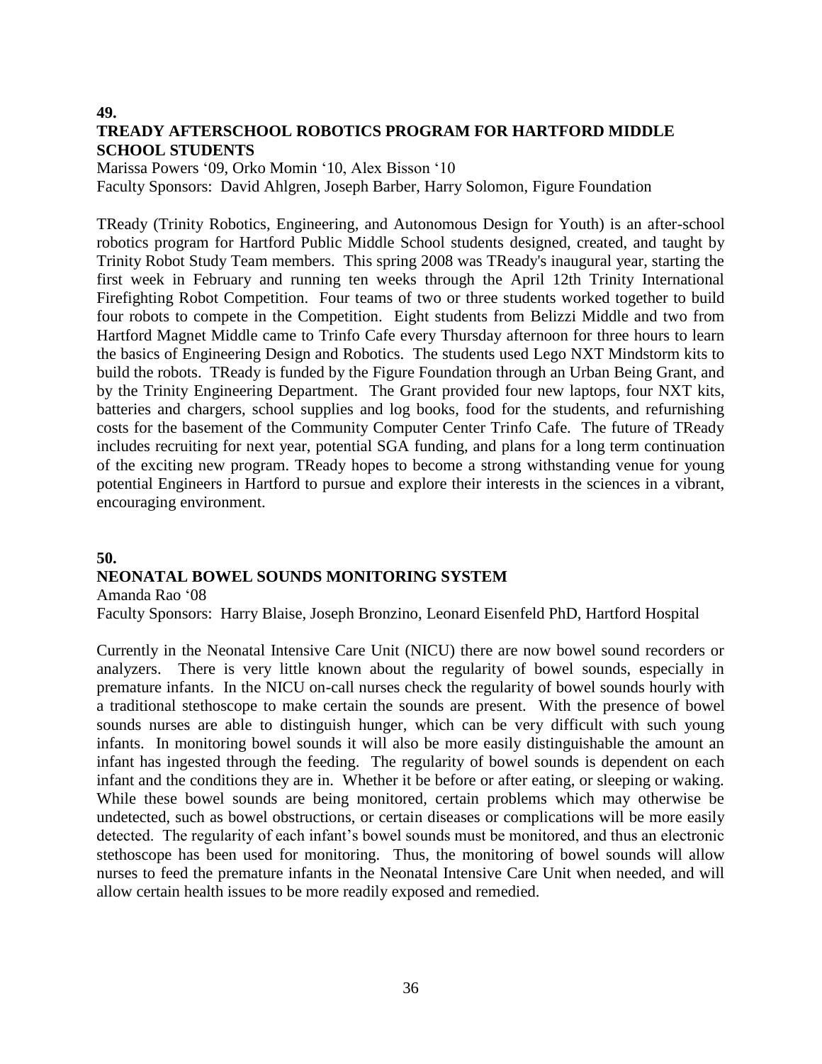**49.**

### TREADY AFTERSCHOOL ROBOTICS PROGRAM FOR HARTFORD MIDDLE SCHOOL STUDENTS

Marissa Powers '09, Orko Momin '10, Alex Bisson '10
Faculty Sponsors: David Ahlgren, Joseph Barber, Harry Solomon, Figure Foundation

TReady (Trinity Robotics, Engineering, and Autonomous Design for Youth) is an after-school robotics program for Hartford Public Middle School students designed, created, and taught by Trinity Robot Study Team members. This spring 2008 was TReady's inaugural year, starting the first week in February and running ten weeks through the April 12th Trinity International Firefighting Robot Competition. Four teams of two or three students worked together to build four robots to compete in the Competition. Eight students from Belizzi Middle and two from Hartford Magnet Middle came to Trinfo Cafe every Thursday afternoon for three hours to learn the basics of Engineering Design and Robotics. The students used Lego NXT Mindstorm kits to build the robots. TReady is funded by the Figure Foundation through an Urban Being Grant, and by the Trinity Engineering Department. The Grant provided four new laptops, four NXT kits, batteries and chargers, school supplies and log books, food for the students, and refurnishing costs for the basement of the Community Computer Center Trinfo Cafe. The future of TReady includes recruiting for next year, potential SGA funding, and plans for a long term continuation of the exciting new program. TReady hopes to become a strong withstanding venue for young potential Engineers in Hartford to pursue and explore their interests in the sciences in a vibrant, encouraging environment.

**50.**

### NEONATAL BOWEL SOUNDS MONITORING SYSTEM

Amanda Rao '08
Faculty Sponsors: Harry Blaise, Joseph Bronzino, Leonard Eisenfeld PhD, Hartford Hospital

Currently in the Neonatal Intensive Care Unit (NICU) there are now bowel sound recorders or analyzers. There is very little known about the regularity of bowel sounds, especially in premature infants. In the NICU on-call nurses check the regularity of bowel sounds hourly with a traditional stethoscope to make certain the sounds are present. With the presence of bowel sounds nurses are able to distinguish hunger, which can be very difficult with such young infants. In monitoring bowel sounds it will also be more easily distinguishable the amount an infant has ingested through the feeding. The regularity of bowel sounds is dependent on each infant and the conditions they are in. Whether it be before or after eating, or sleeping or waking. While these bowel sounds are being monitored, certain problems which may otherwise be undetected, such as bowel obstructions, or certain diseases or complications will be more easily detected. The regularity of each infant's bowel sounds must be monitored, and thus an electronic stethoscope has been used for monitoring. Thus, the monitoring of bowel sounds will allow nurses to feed the premature infants in the Neonatal Intensive Care Unit when needed, and will allow certain health issues to be more readily exposed and remedied.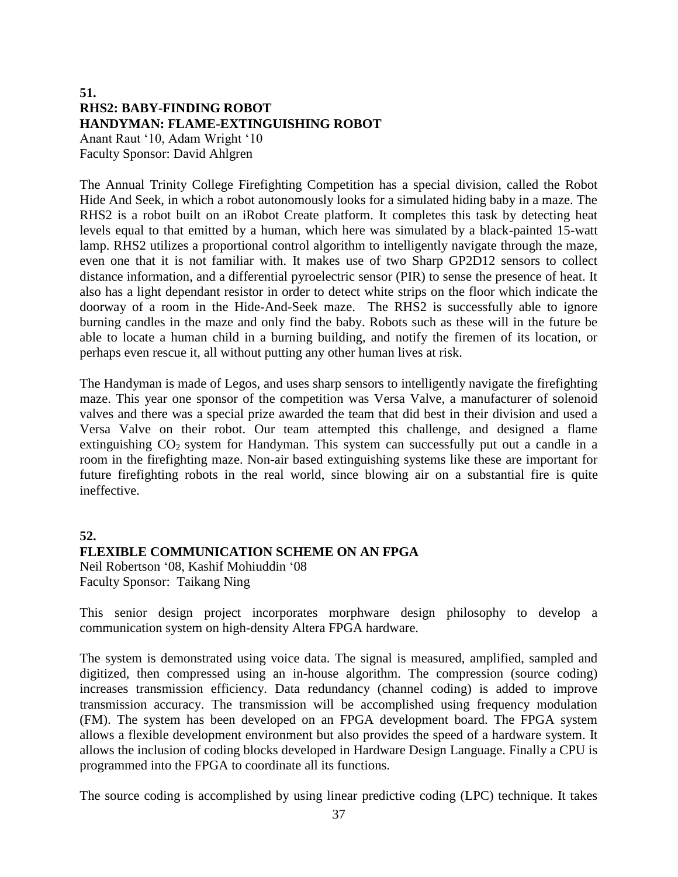**51.**

**RHS2: BABY-FINDING ROBOT**
**HANDYMAN: FLAME-EXTINGUISHING ROBOT**

Anant Raut ‘10, Adam Wright ‘10
Faculty Sponsor: David Ahlgren

The Annual Trinity College Firefighting Competition has a special division, called the Robot Hide And Seek, in which a robot autonomously looks for a simulated hiding baby in a maze. The RHS2 is a robot built on an iRobot Create platform. It completes this task by detecting heat levels equal to that emitted by a human, which here was simulated by a black-painted 15-watt lamp. RHS2 utilizes a proportional control algorithm to intelligently navigate through the maze, even one that it is not familiar with. It makes use of two Sharp GP2D12 sensors to collect distance information, and a differential pyroelectric sensor (PIR) to sense the presence of heat. It also has a light dependant resistor in order to detect white strips on the floor which indicate the doorway of a room in the Hide-And-Seek maze. The RHS2 is successfully able to ignore burning candles in the maze and only find the baby. Robots such as these will in the future be able to locate a human child in a burning building, and notify the firemen of its location, or perhaps even rescue it, all without putting any other human lives at risk.

The Handyman is made of Legos, and uses sharp sensors to intelligently navigate the firefighting maze. This year one sponsor of the competition was Versa Valve, a manufacturer of solenoid valves and there was a special prize awarded the team that did best in their division and used a Versa Valve on their robot. Our team attempted this challenge, and designed a flame extinguishing $CO_2$ system for Handyman. This system can successfully put out a candle in a room in the firefighting maze. Non-air based extinguishing systems like these are important for future firefighting robots in the real world, since blowing air on a substantial fire is quite ineffective.

**52.**

**FLEXIBLE COMMUNICATION SCHEME ON AN FPGA**

Neil Robertson ‘08, Kashif Mohiuddin ‘08
Faculty Sponsor: Taikang Ning

This senior design project incorporates morphware design philosophy to develop a communication system on high-density Altera FPGA hardware.

The system is demonstrated using voice data. The signal is measured, amplified, sampled and digitized, then compressed using an in-house algorithm. The compression (source coding) increases transmission efficiency. Data redundancy (channel coding) is added to improve transmission accuracy. The transmission will be accomplished using frequency modulation (FM). The system has been developed on an FPGA development board. The FPGA system allows a flexible development environment but also provides the speed of a hardware system. It allows the inclusion of coding blocks developed in Hardware Design Language. Finally a CPU is programmed into the FPGA to coordinate all its functions.

The source coding is accomplished by using linear predictive coding (LPC) technique. It takes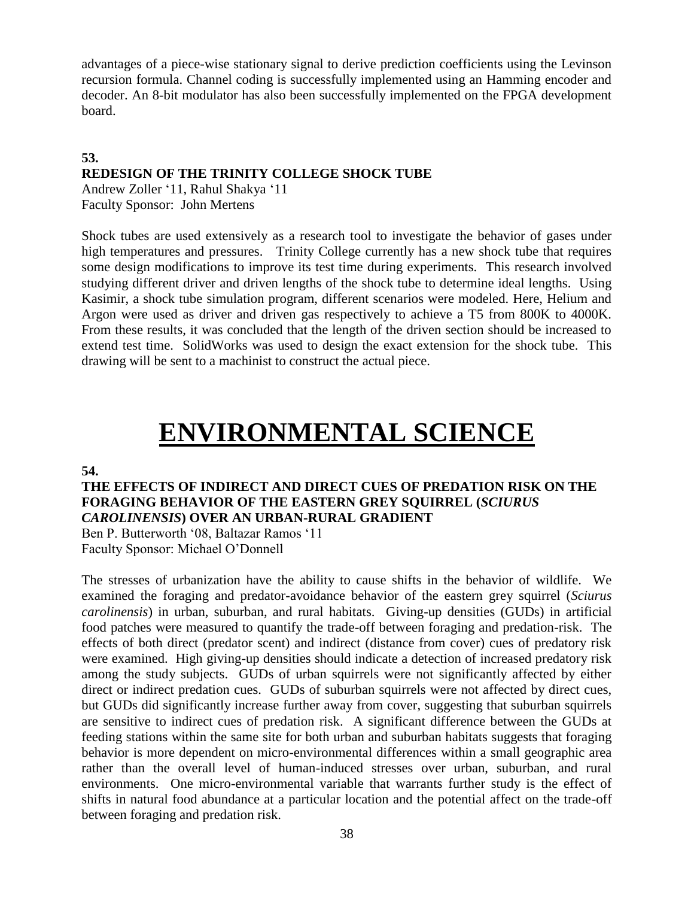advantages of a piece-wise stationary signal to derive prediction coefficients using the Levinson recursion formula. Channel coding is successfully implemented using an Hamming encoder and decoder. An 8-bit modulator has also been successfully implemented on the FPGA development board.

**53.**

**REDESIGN OF THE TRINITY COLLEGE SHOCK TUBE**

Andrew Zoller '11, Rahul Shakya '11
Faculty Sponsor: John Mertens

Shock tubes are used extensively as a research tool to investigate the behavior of gases under high temperatures and pressures. Trinity College currently has a new shock tube that requires some design modifications to improve its test time during experiments. This research involved studying different driver and driven lengths of the shock tube to determine ideal lengths. Using Kasimir, a shock tube simulation program, different scenarios were modeled. Here, Helium and Argon were used as driver and driven gas respectively to achieve a T5 from 800K to 4000K. From these results, it was concluded that the length of the driven section should be increased to extend test time. SolidWorks was used to design the exact extension for the shock tube. This drawing will be sent to a machinist to construct the actual piece.

# ENVIRONMENTAL SCIENCE

**54.**

**THE EFFECTS OF INDIRECT AND DIRECT CUES OF PREDATION RISK ON THE FORAGING BEHAVIOR OF THE EASTERN GREY SQUIRREL (*SCIURUS CAROLINENSIS*) OVER AN URBAN-RURAL GRADIENT**

Ben P. Butterworth '08, Baltazar Ramos '11
Faculty Sponsor: Michael O'Donnell

The stresses of urbanization have the ability to cause shifts in the behavior of wildlife. We examined the foraging and predator-avoidance behavior of the eastern grey squirrel (*Sciurus carolinensis*) in urban, suburban, and rural habitats. Giving-up densities (GUDs) in artificial food patches were measured to quantify the trade-off between foraging and predation-risk. The effects of both direct (predator scent) and indirect (distance from cover) cues of predatory risk were examined. High giving-up densities should indicate a detection of increased predatory risk among the study subjects. GUDs of urban squirrels were not significantly affected by either direct or indirect predation cues. GUDs of suburban squirrels were not affected by direct cues, but GUDs did significantly increase further away from cover, suggesting that suburban squirrels are sensitive to indirect cues of predation risk. A significant difference between the GUDs at feeding stations within the same site for both urban and suburban habitats suggests that foraging behavior is more dependent on micro-environmental differences within a small geographic area rather than the overall level of human-induced stresses over urban, suburban, and rural environments. One micro-environmental variable that warrants further study is the effect of shifts in natural food abundance at a particular location and the potential affect on the trade-off between foraging and predation risk.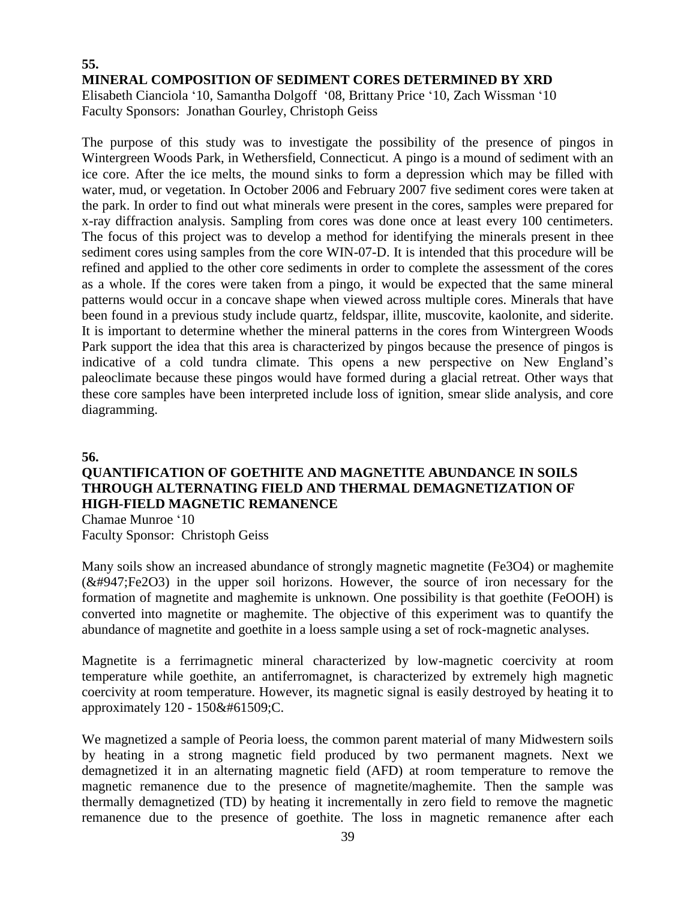**55.**

**MINERAL COMPOSITION OF SEDIMENT CORES DETERMINED BY XRD**

Elisabeth Cianciola '10, Samantha Dolgoff '08, Brittany Price '10, Zach Wissman '10
Faculty Sponsors: Jonathan Gourley, Christoph Geiss

The purpose of this study was to investigate the possibility of the presence of pingos in Wintergreen Woods Park, in Wethersfield, Connecticut. A pingo is a mound of sediment with an ice core. After the ice melts, the mound sinks to form a depression which may be filled with water, mud, or vegetation. In October 2006 and February 2007 five sediment cores were taken at the park. In order to find out what minerals were present in the cores, samples were prepared for x-ray diffraction analysis. Sampling from cores was done once at least every 100 centimeters. The focus of this project was to develop a method for identifying the minerals present in thee sediment cores using samples from the core WIN-07-D. It is intended that this procedure will be refined and applied to the other core sediments in order to complete the assessment of the cores as a whole. If the cores were taken from a pingo, it would be expected that the same mineral patterns would occur in a concave shape when viewed across multiple cores. Minerals that have been found in a previous study include quartz, feldspar, illite, muscovite, kaolonite, and siderite. It is important to determine whether the mineral patterns in the cores from Wintergreen Woods Park support the idea that this area is characterized by pingos because the presence of pingos is indicative of a cold tundra climate. This opens a new perspective on New England's paleoclimate because these pingos would have formed during a glacial retreat. Other ways that these core samples have been interpreted include loss of ignition, smear slide analysis, and core diagramming.

**56.**

**QUANTIFICATION OF GOETHITE AND MAGNETITE ABUNDANCE IN SOILS THROUGH ALTERNATING FIELD AND THERMAL DEMAGNETIZATION OF HIGH-FIELD MAGNETIC REMANENCE**

Chamae Munroe '10
Faculty Sponsor: Christoph Geiss

Many soils show an increased abundance of strongly magnetic magnetite ($Fe_3O_4$) or maghemite ($\gamma Fe_2O_3$) in the upper soil horizons. However, the source of iron necessary for the formation of magnetite and maghemite is unknown. One possibility is that goethite (FeOOH) is converted into magnetite or maghemite. The objective of this experiment was to quantify the abundance of magnetite and goethite in a loess sample using a set of rock-magnetic analyses.

Magnetite is a ferrimagnetic mineral characterized by low-magnetic coercivity at room temperature while goethite, an antiferromagnet, is characterized by extremely high magnetic coercivity at room temperature. However, its magnetic signal is easily destroyed by heating it to approximately 120 - 150°C.

We magnetized a sample of Peoria loess, the common parent material of many Midwestern soils by heating in a strong magnetic field produced by two permanent magnets. Next we demagnetized it in an alternating magnetic field (AFD) at room temperature to remove the magnetic remanence due to the presence of magnetite/maghemite. Then the sample was thermally demagnetized (TD) by heating it incrementally in zero field to remove the magnetic remanence due to the presence of goethite. The loss in magnetic remanence after each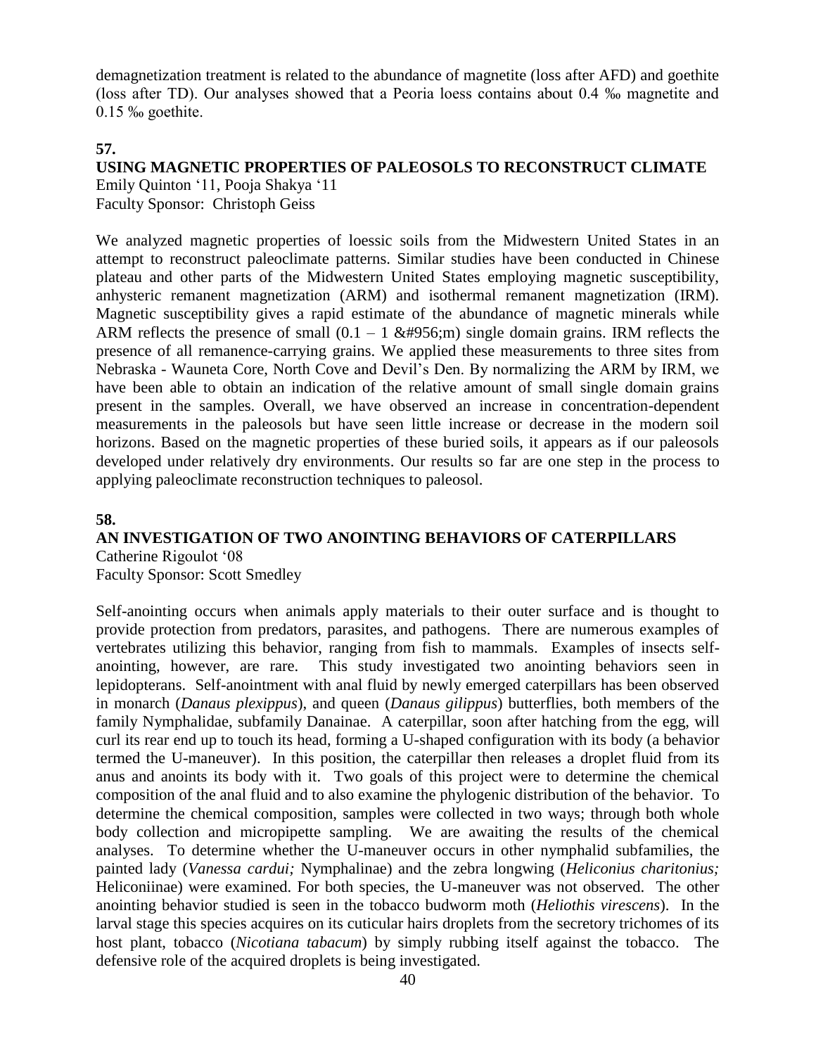demagnetization treatment is related to the abundance of magnetite (loss after AFD) and goethite (loss after TD). Our analyses showed that a Peoria loess contains about 0.4 ‰ magnetite and 0.15 ‰ goethite.

**57.**

### USING MAGNETIC PROPERTIES OF PALEOSOLS TO RECONSTRUCT CLIMATE

Emily Quinton '11, Pooja Shakya '11
Faculty Sponsor: Christoph Geiss

We analyzed magnetic properties of loessic soils from the Midwestern United States in an attempt to reconstruct paleoclimate patterns. Similar studies have been conducted in Chinese plateau and other parts of the Midwestern United States employing magnetic susceptibility, anhysteric remanent magnetization (ARM) and isothermal remanent magnetization (IRM). Magnetic susceptibility gives a rapid estimate of the abundance of magnetic minerals while ARM reflects the presence of small (0.1 – 1 &#956;m) single domain grains. IRM reflects the presence of all remanence-carrying grains. We applied these measurements to three sites from Nebraska - Wauneta Core, North Cove and Devil's Den. By normalizing the ARM by IRM, we have been able to obtain an indication of the relative amount of small single domain grains present in the samples. Overall, we have observed an increase in concentration-dependent measurements in the paleosols but have seen little increase or decrease in the modern soil horizons. Based on the magnetic properties of these buried soils, it appears as if our paleosols developed under relatively dry environments. Our results so far are one step in the process to applying paleoclimate reconstruction techniques to paleosol.

**58.**

### AN INVESTIGATION OF TWO ANOINTING BEHAVIORS OF CATERPILLARS

Catherine Rigoulot '08
Faculty Sponsor: Scott Smedley

Self-anointing occurs when animals apply materials to their outer surface and is thought to provide protection from predators, parasites, and pathogens. There are numerous examples of vertebrates utilizing this behavior, ranging from fish to mammals. Examples of insects self-anointing, however, are rare. This study investigated two anointing behaviors seen in lepidopterans. Self-anointment with anal fluid by newly emerged caterpillars has been observed in monarch (*Danaus plexippus*), and queen (*Danaus gilippus*) butterflies, both members of the family Nymphalidae, subfamily Danainae. A caterpillar, soon after hatching from the egg, will curl its rear end up to touch its head, forming a U-shaped configuration with its body (a behavior termed the U-maneuver). In this position, the caterpillar then releases a droplet fluid from its anus and anoints its body with it. Two goals of this project were to determine the chemical composition of the anal fluid and to also examine the phylogenic distribution of the behavior. To determine the chemical composition, samples were collected in two ways; through both whole body collection and micropipette sampling. We are awaiting the results of the chemical analyses. To determine whether the U-maneuver occurs in other nymphalid subfamilies, the painted lady (*Vanessa cardui;* Nymphalinae) and the zebra longwing (*Heliconius charitonius;* Heliconiinae) were examined. For both species, the U-maneuver was not observed. The other anointing behavior studied is seen in the tobacco budworm moth (*Heliothis virescens*). In the larval stage this species acquires on its cuticular hairs droplets from the secretory trichomes of its host plant, tobacco (*Nicotiana tabacum*) by simply rubbing itself against the tobacco. The defensive role of the acquired droplets is being investigated.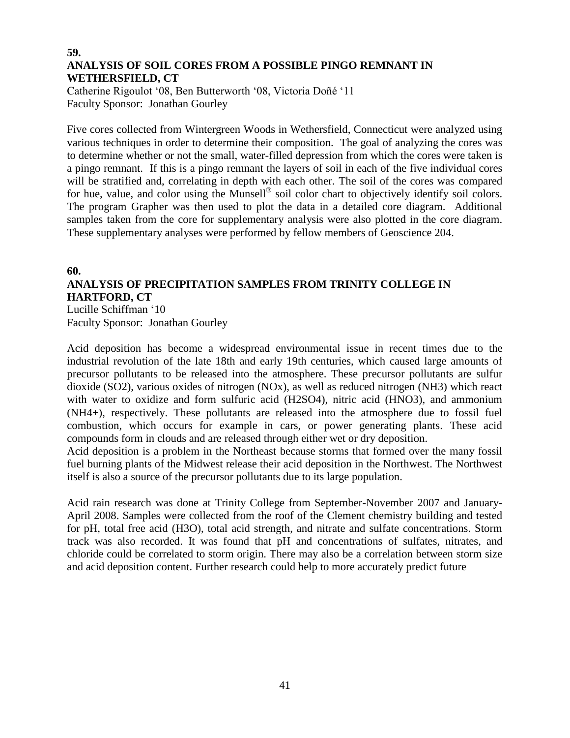**59.**

## ANALYSIS OF SOIL CORES FROM A POSSIBLE PINGO REMNANT IN WETHERSFIELD, CT

Catherine Rigoulot '08, Ben Butterworth '08, Victoria Doñé '11
Faculty Sponsor: Jonathan Gourley

Five cores collected from Wintergreen Woods in Wethersfield, Connecticut were analyzed using various techniques in order to determine their composition. The goal of analyzing the cores was to determine whether or not the small, water-filled depression from which the cores were taken is a pingo remnant. If this is a pingo remnant the layers of soil in each of the five individual cores will be stratified and, correlating in depth with each other. The soil of the cores was compared for hue, value, and color using the Munsell® soil color chart to objectively identify soil colors. The program Grapher was then used to plot the data in a detailed core diagram. Additional samples taken from the core for supplementary analysis were also plotted in the core diagram. These supplementary analyses were performed by fellow members of Geoscience 204.

**60.**

## ANALYSIS OF PRECIPITATION SAMPLES FROM TRINITY COLLEGE IN HARTFORD, CT

Lucille Schiffman '10
Faculty Sponsor: Jonathan Gourley

Acid deposition has become a widespread environmental issue in recent times due to the industrial revolution of the late 18th and early 19th centuries, which caused large amounts of precursor pollutants to be released into the atmosphere. These precursor pollutants are sulfur dioxide ($SO_2$), various oxides of nitrogen ($NO_x$), as well as reduced nitrogen ($NH_3$) which react with water to oxidize and form sulfuric acid ($H_2SO_4$), nitric acid ($HNO_3$), and ammonium ($NH_4^+$), respectively. These pollutants are released into the atmosphere due to fossil fuel combustion, which occurs for example in cars, or power generating plants. These acid compounds form in clouds and are released through either wet or dry deposition.

Acid deposition is a problem in the Northeast because storms that formed over the many fossil fuel burning plants of the Midwest release their acid deposition in the Northwest. The Northwest itself is also a source of the precursor pollutants due to its large population.

Acid rain research was done at Trinity College from September-November 2007 and January-April 2008. Samples were collected from the roof of the Clement chemistry building and tested for pH, total free acid ($H_3O$), total acid strength, and nitrate and sulfate concentrations. Storm track was also recorded. It was found that pH and concentrations of sulfates, nitrates, and chloride could be correlated to storm origin. There may also be a correlation between storm size and acid deposition content. Further research could help to more accurately predict future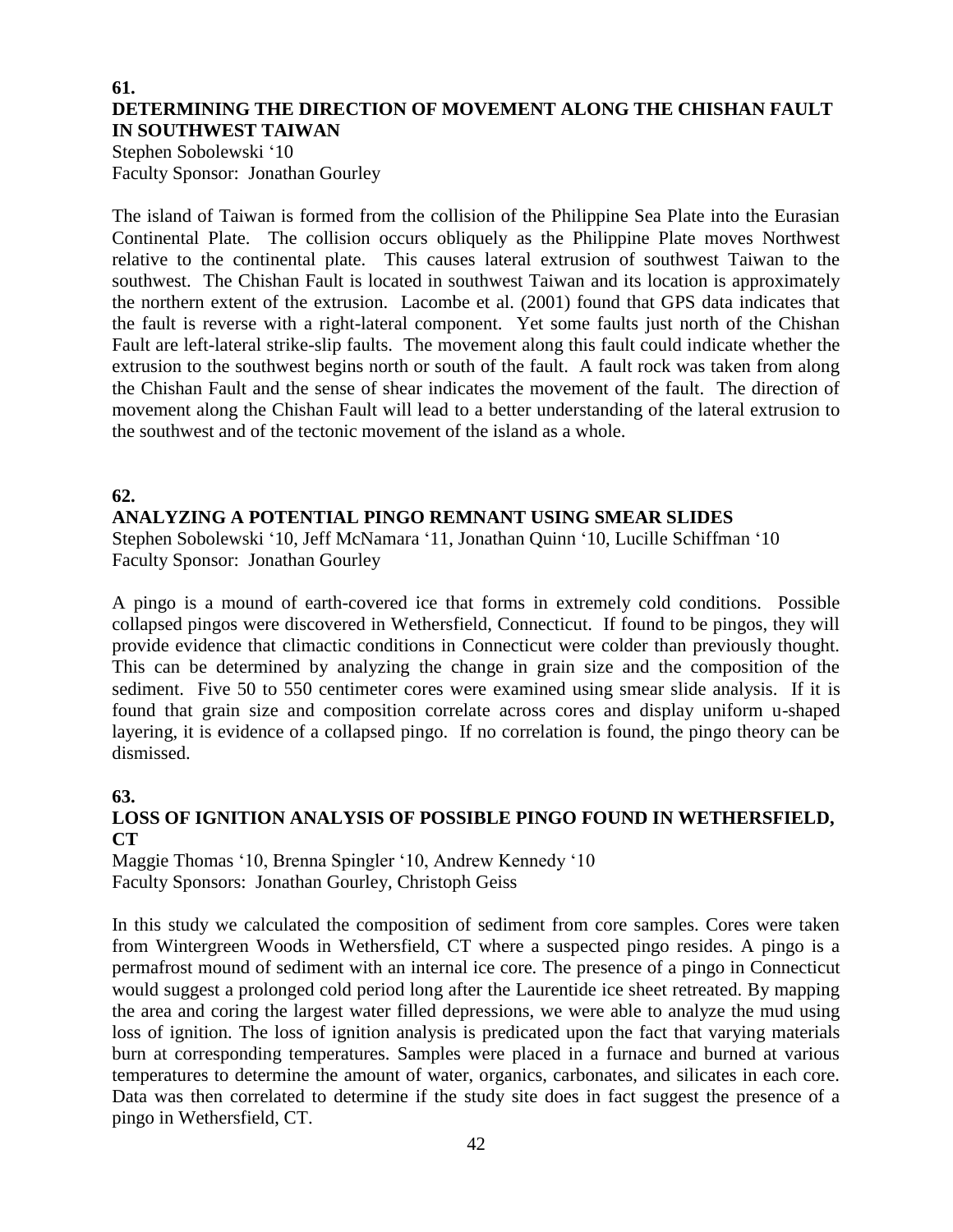**61.**

### DETERMINING THE DIRECTION OF MOVEMENT ALONG THE CHISHAN FAULT IN SOUTHWEST TAIWAN

Stephen Sobolewski '10
Faculty Sponsor: Jonathan Gourley

The island of Taiwan is formed from the collision of the Philippine Sea Plate into the Eurasian Continental Plate. The collision occurs obliquely as the Philippine Plate moves Northwest relative to the continental plate. This causes lateral extrusion of southwest Taiwan to the southwest. The Chishan Fault is located in southwest Taiwan and its location is approximately the northern extent of the extrusion. Lacombe et al. (2001) found that GPS data indicates that the fault is reverse with a right-lateral component. Yet some faults just north of the Chishan Fault are left-lateral strike-slip faults. The movement along this fault could indicate whether the extrusion to the southwest begins north or south of the fault. A fault rock was taken from along the Chishan Fault and the sense of shear indicates the movement of the fault. The direction of movement along the Chishan Fault will lead to a better understanding of the lateral extrusion to the southwest and of the tectonic movement of the island as a whole.

**62.**

### ANALYZING A POTENTIAL PINGO REMNANT USING SMEAR SLIDES

Stephen Sobolewski '10, Jeff McNamara '11, Jonathan Quinn '10, Lucille Schiffman '10
Faculty Sponsor: Jonathan Gourley

A pingo is a mound of earth-covered ice that forms in extremely cold conditions. Possible collapsed pingos were discovered in Wethersfield, Connecticut. If found to be pingos, they will provide evidence that climactic conditions in Connecticut were colder than previously thought. This can be determined by analyzing the change in grain size and the composition of the sediment. Five 50 to 550 centimeter cores were examined using smear slide analysis. If it is found that grain size and composition correlate across cores and display uniform u-shaped layering, it is evidence of a collapsed pingo. If no correlation is found, the pingo theory can be dismissed.

**63.**

### LOSS OF IGNITION ANALYSIS OF POSSIBLE PINGO FOUND IN WETHERSFIELD, CT

Maggie Thomas '10, Brenna Spingler '10, Andrew Kennedy '10
Faculty Sponsors: Jonathan Gourley, Christoph Geiss

In this study we calculated the composition of sediment from core samples. Cores were taken from Wintergreen Woods in Wethersfield, CT where a suspected pingo resides. A pingo is a permafrost mound of sediment with an internal ice core. The presence of a pingo in Connecticut would suggest a prolonged cold period long after the Laurentide ice sheet retreated. By mapping the area and coring the largest water filled depressions, we were able to analyze the mud using loss of ignition. The loss of ignition analysis is predicated upon the fact that varying materials burn at corresponding temperatures. Samples were placed in a furnace and burned at various temperatures to determine the amount of water, organics, carbonates, and silicates in each core. Data was then correlated to determine if the study site does in fact suggest the presence of a pingo in Wethersfield, CT.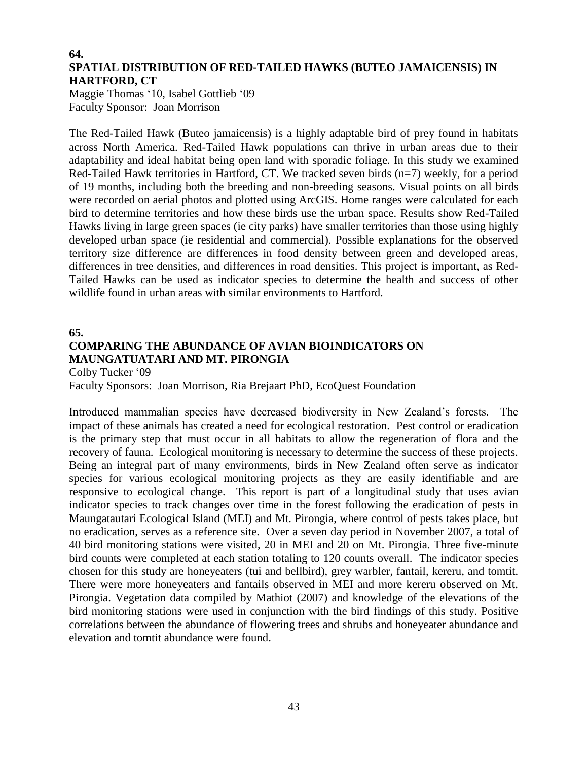**64.**

## SPATIAL DISTRIBUTION OF RED-TAILED HAWKS (BUTEO JAMAICENSIS) IN HARTFORD, CT

Maggie Thomas '10, Isabel Gottlieb '09
Faculty Sponsor: Joan Morrison

The Red-Tailed Hawk (Buteo jamaicensis) is a highly adaptable bird of prey found in habitats across North America. Red-Tailed Hawk populations can thrive in urban areas due to their adaptability and ideal habitat being open land with sporadic foliage. In this study we examined Red-Tailed Hawk territories in Hartford, CT. We tracked seven birds (n=7) weekly, for a period of 19 months, including both the breeding and non-breeding seasons. Visual points on all birds were recorded on aerial photos and plotted using ArcGIS. Home ranges were calculated for each bird to determine territories and how these birds use the urban space. Results show Red-Tailed Hawks living in large green spaces (ie city parks) have smaller territories than those using highly developed urban space (ie residential and commercial). Possible explanations for the observed territory size difference are differences in food density between green and developed areas, differences in tree densities, and differences in road densities. This project is important, as Red-Tailed Hawks can be used as indicator species to determine the health and success of other wildlife found in urban areas with similar environments to Hartford.

**65.**

## COMPARING THE ABUNDANCE OF AVIAN BIOINDICATORS ON MAUNGATUATARI AND MT. PIRONGIA

Colby Tucker '09
Faculty Sponsors: Joan Morrison, Ria Brejaart PhD, EcoQuest Foundation

Introduced mammalian species have decreased biodiversity in New Zealand's forests. The impact of these animals has created a need for ecological restoration. Pest control or eradication is the primary step that must occur in all habitats to allow the regeneration of flora and the recovery of fauna. Ecological monitoring is necessary to determine the success of these projects. Being an integral part of many environments, birds in New Zealand often serve as indicator species for various ecological monitoring projects as they are easily identifiable and are responsive to ecological change. This report is part of a longitudinal study that uses avian indicator species to track changes over time in the forest following the eradication of pests in Maungatautari Ecological Island (MEI) and Mt. Pirongia, where control of pests takes place, but no eradication, serves as a reference site. Over a seven day period in November 2007, a total of 40 bird monitoring stations were visited, 20 in MEI and 20 on Mt. Pirongia. Three five-minute bird counts were completed at each station totaling to 120 counts overall. The indicator species chosen for this study are honeyeaters (tui and bellbird), grey warbler, fantail, kereru, and tomtit. There were more honeyeaters and fantails observed in MEI and more kereru observed on Mt. Pirongia. Vegetation data compiled by Mathiot (2007) and knowledge of the elevations of the bird monitoring stations were used in conjunction with the bird findings of this study. Positive correlations between the abundance of flowering trees and shrubs and honeyeater abundance and elevation and tomtit abundance were found.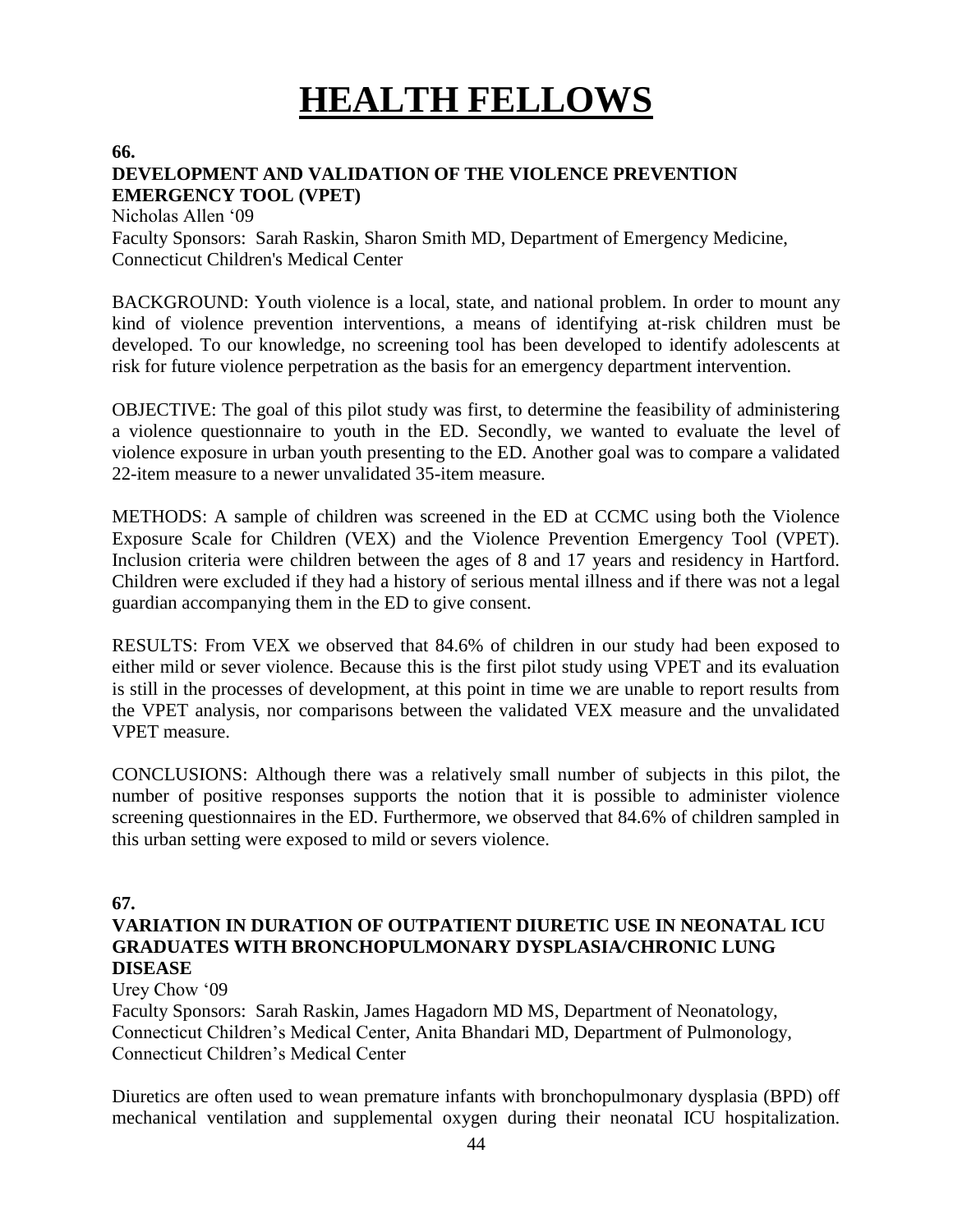# HEALTH FELLOWS

**66.**

**DEVELOPMENT AND VALIDATION OF THE VIOLENCE PREVENTION EMERGENCY TOOL (VPET)**

Nicholas Allen '09

Faculty Sponsors: Sarah Raskin, Sharon Smith MD, Department of Emergency Medicine, Connecticut Children's Medical Center

BACKGROUND: Youth violence is a local, state, and national problem. In order to mount any kind of violence prevention interventions, a means of identifying at-risk children must be developed. To our knowledge, no screening tool has been developed to identify adolescents at risk for future violence perpetration as the basis for an emergency department intervention.

OBJECTIVE: The goal of this pilot study was first, to determine the feasibility of administering a violence questionnaire to youth in the ED. Secondly, we wanted to evaluate the level of violence exposure in urban youth presenting to the ED. Another goal was to compare a validated 22-item measure to a newer unvalidated 35-item measure.

METHODS: A sample of children was screened in the ED at CCMC using both the Violence Exposure Scale for Children (VEX) and the Violence Prevention Emergency Tool (VPET). Inclusion criteria were children between the ages of 8 and 17 years and residency in Hartford. Children were excluded if they had a history of serious mental illness and if there was not a legal guardian accompanying them in the ED to give consent.

RESULTS: From VEX we observed that 84.6% of children in our study had been exposed to either mild or sever violence. Because this is the first pilot study using VPET and its evaluation is still in the processes of development, at this point in time we are unable to report results from the VPET analysis, nor comparisons between the validated VEX measure and the unvalidated VPET measure.

CONCLUSIONS: Although there was a relatively small number of subjects in this pilot, the number of positive responses supports the notion that it is possible to administer violence screening questionnaires in the ED. Furthermore, we observed that 84.6% of children sampled in this urban setting were exposed to mild or severs violence.

**67.**

**VARIATION IN DURATION OF OUTPATIENT DIURETIC USE IN NEONATAL ICU GRADUATES WITH BRONCHOPULMONARY DYSPLASIA/CHRONIC LUNG DISEASE**

Urey Chow '09

Faculty Sponsors: Sarah Raskin, James Hagadorn MD MS, Department of Neonatology, Connecticut Children's Medical Center, Anita Bhandari MD, Department of Pulmonology, Connecticut Children's Medical Center

Diuretics are often used to wean premature infants with bronchopulmonary dysplasia (BPD) off mechanical ventilation and supplemental oxygen during their neonatal ICU hospitalization.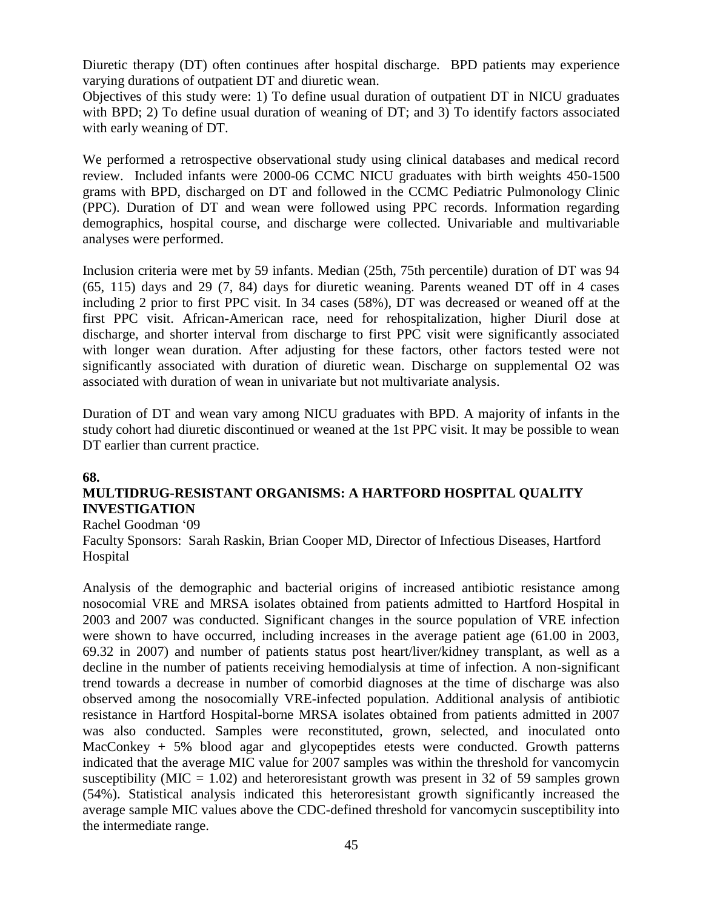Diuretic therapy (DT) often continues after hospital discharge. BPD patients may experience varying durations of outpatient DT and diuretic wean.

Objectives of this study were: 1) To define usual duration of outpatient DT in NICU graduates with BPD; 2) To define usual duration of weaning of DT; and 3) To identify factors associated with early weaning of DT.

We performed a retrospective observational study using clinical databases and medical record review. Included infants were 2000-06 CCMC NICU graduates with birth weights 450-1500 grams with BPD, discharged on DT and followed in the CCMC Pediatric Pulmonology Clinic (PPC). Duration of DT and wean were followed using PPC records. Information regarding demographics, hospital course, and discharge were collected. Univariable and multivariable analyses were performed.

Inclusion criteria were met by 59 infants. Median (25th, 75th percentile) duration of DT was 94 (65, 115) days and 29 (7, 84) days for diuretic weaning. Parents weaned DT off in 4 cases including 2 prior to first PPC visit. In 34 cases (58%), DT was decreased or weaned off at the first PPC visit. African-American race, need for rehospitalization, higher Diuril dose at discharge, and shorter interval from discharge to first PPC visit were significantly associated with longer wean duration. After adjusting for these factors, other factors tested were not significantly associated with duration of diuretic wean. Discharge on supplemental O2 was associated with duration of wean in univariate but not multivariate analysis.

Duration of DT and wean vary among NICU graduates with BPD. A majority of infants in the study cohort had diuretic discontinued or weaned at the 1st PPC visit. It may be possible to wean DT earlier than current practice.

**68.**

## MULTIDRUG-RESISTANT ORGANISMS: A HARTFORD HOSPITAL QUALITY INVESTIGATION

Rachel Goodman '09

Faculty Sponsors: Sarah Raskin, Brian Cooper MD, Director of Infectious Diseases, Hartford Hospital

Analysis of the demographic and bacterial origins of increased antibiotic resistance among nosocomial VRE and MRSA isolates obtained from patients admitted to Hartford Hospital in 2003 and 2007 was conducted. Significant changes in the source population of VRE infection were shown to have occurred, including increases in the average patient age (61.00 in 2003, 69.32 in 2007) and number of patients status post heart/liver/kidney transplant, as well as a decline in the number of patients receiving hemodialysis at time of infection. A non-significant trend towards a decrease in number of comorbid diagnoses at the time of discharge was also observed among the nosocomially VRE-infected population. Additional analysis of antibiotic resistance in Hartford Hospital-borne MRSA isolates obtained from patients admitted in 2007 was also conducted. Samples were reconstituted, grown, selected, and inoculated onto MacConkey + 5% blood agar and glycopeptides etests were conducted. Growth patterns indicated that the average MIC value for 2007 samples was within the threshold for vancomycin susceptibility (MIC = 1.02) and heteroresistant growth was present in 32 of 59 samples grown (54%). Statistical analysis indicated this heteroresistant growth significantly increased the average sample MIC values above the CDC-defined threshold for vancomycin susceptibility into the intermediate range.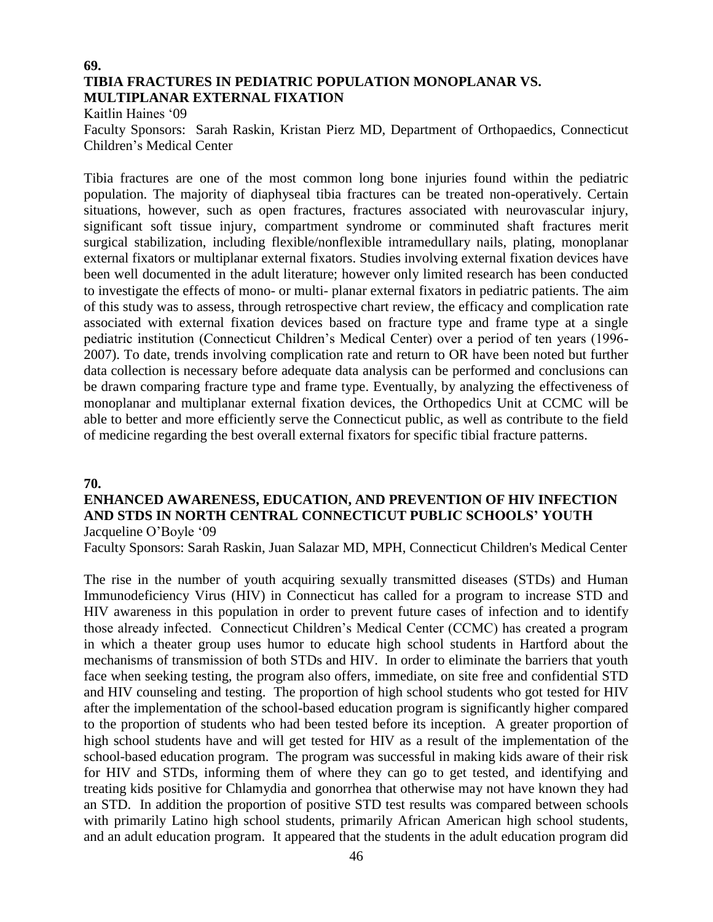**69.**

**TIBIA FRACTURES IN PEDIATRIC POPULATION MONOPLANAR VS. MULTIPLANAR EXTERNAL FIXATION**

Kaitlin Haines '09

Faculty Sponsors: Sarah Raskin, Kristan Pierz MD, Department of Orthopaedics, Connecticut Children's Medical Center

Tibia fractures are one of the most common long bone injuries found within the pediatric population. The majority of diaphyseal tibia fractures can be treated non-operatively. Certain situations, however, such as open fractures, fractures associated with neurovascular injury, significant soft tissue injury, compartment syndrome or comminuted shaft fractures merit surgical stabilization, including flexible/nonflexible intramedullary nails, plating, monoplanar external fixators or multiplanar external fixators. Studies involving external fixation devices have been well documented in the adult literature; however only limited research has been conducted to investigate the effects of mono- or multi- planar external fixators in pediatric patients. The aim of this study was to assess, through retrospective chart review, the efficacy and complication rate associated with external fixation devices based on fracture type and frame type at a single pediatric institution (Connecticut Children's Medical Center) over a period of ten years (1996-2007). To date, trends involving complication rate and return to OR have been noted but further data collection is necessary before adequate data analysis can be performed and conclusions can be drawn comparing fracture type and frame type. Eventually, by analyzing the effectiveness of monoplanar and multiplanar external fixation devices, the Orthopedics Unit at CCMC will be able to better and more efficiently serve the Connecticut public, as well as contribute to the field of medicine regarding the best overall external fixators for specific tibial fracture patterns.

**70.**

**ENHANCED AWARENESS, EDUCATION, AND PREVENTION OF HIV INFECTION AND STDS IN NORTH CENTRAL CONNECTICUT PUBLIC SCHOOLS' YOUTH**

Jacqueline O'Boyle '09

Faculty Sponsors: Sarah Raskin, Juan Salazar MD, MPH, Connecticut Children's Medical Center

The rise in the number of youth acquiring sexually transmitted diseases (STDs) and Human Immunodeficiency Virus (HIV) in Connecticut has called for a program to increase STD and HIV awareness in this population in order to prevent future cases of infection and to identify those already infected. Connecticut Children's Medical Center (CCMC) has created a program in which a theater group uses humor to educate high school students in Hartford about the mechanisms of transmission of both STDs and HIV. In order to eliminate the barriers that youth face when seeking testing, the program also offers, immediate, on site free and confidential STD and HIV counseling and testing. The proportion of high school students who got tested for HIV after the implementation of the school-based education program is significantly higher compared to the proportion of students who had been tested before its inception. A greater proportion of high school students have and will get tested for HIV as a result of the implementation of the school-based education program. The program was successful in making kids aware of their risk for HIV and STDs, informing them of where they can go to get tested, and identifying and treating kids positive for Chlamydia and gonorrhea that otherwise may not have known they had an STD. In addition the proportion of positive STD test results was compared between schools with primarily Latino high school students, primarily African American high school students, and an adult education program. It appeared that the students in the adult education program did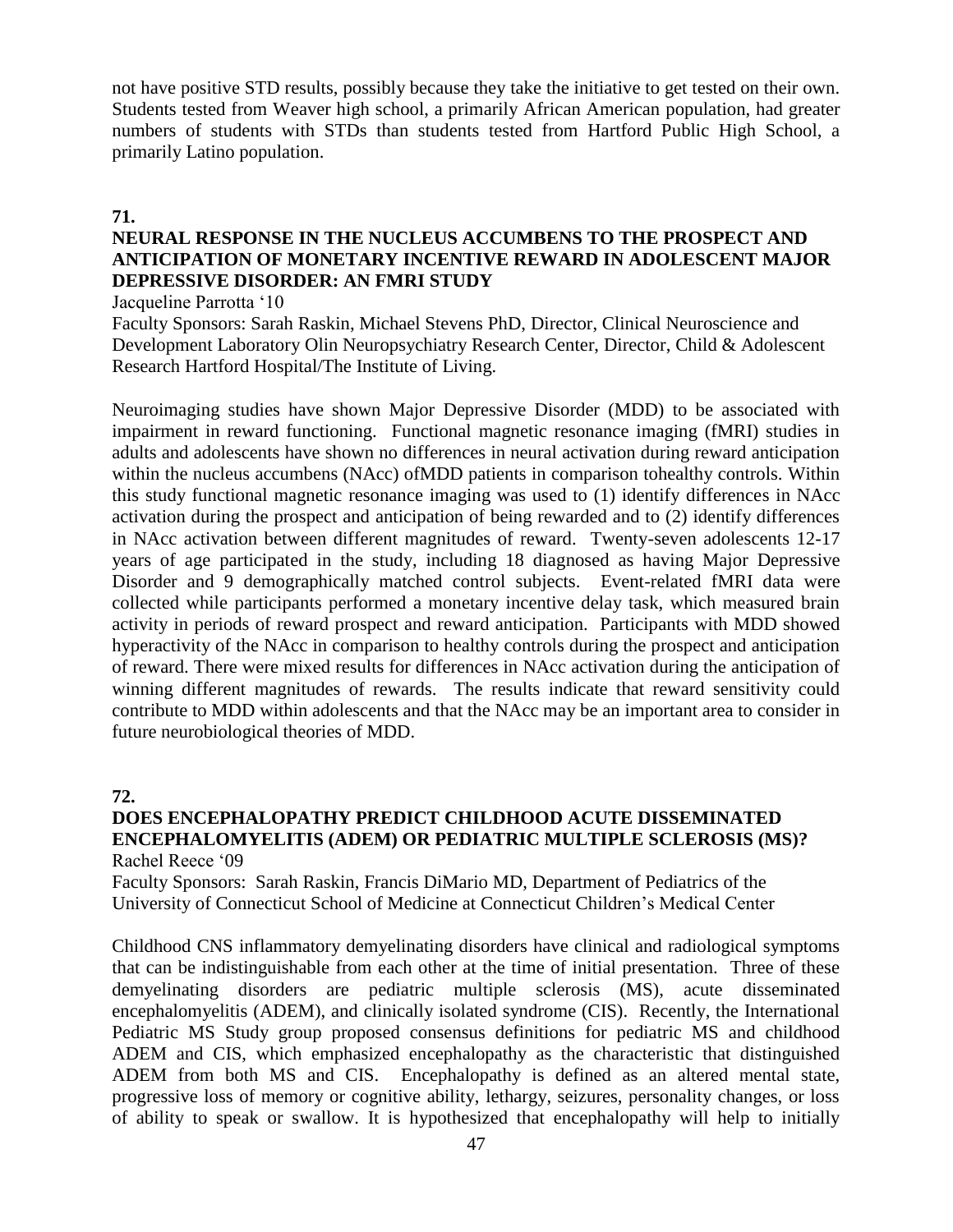not have positive STD results, possibly because they take the initiative to get tested on their own. Students tested from Weaver high school, a primarily African American population, had greater numbers of students with STDs than students tested from Hartford Public High School, a primarily Latino population.

**71.**

### NEURAL RESPONSE IN THE NUCLEUS ACCUMBENS TO THE PROSPECT AND ANTICIPATION OF MONETARY INCENTIVE REWARD IN ADOLESCENT MAJOR DEPRESSIVE DISORDER: AN FMRI STUDY

Jacqueline Parrotta '10

Faculty Sponsors: Sarah Raskin, Michael Stevens PhD, Director, Clinical Neuroscience and Development Laboratory Olin Neuropsychiatry Research Center, Director, Child & Adolescent Research Hartford Hospital/The Institute of Living.

Neuroimaging studies have shown Major Depressive Disorder (MDD) to be associated with impairment in reward functioning. Functional magnetic resonance imaging (fMRI) studies in adults and adolescents have shown no differences in neural activation during reward anticipation within the nucleus accumbens (NAcc) ofMDD patients in comparison tohealthy controls. Within this study functional magnetic resonance imaging was used to (1) identify differences in NAcc activation during the prospect and anticipation of being rewarded and to (2) identify differences in NAcc activation between different magnitudes of reward. Twenty-seven adolescents 12-17 years of age participated in the study, including 18 diagnosed as having Major Depressive Disorder and 9 demographically matched control subjects. Event-related fMRI data were collected while participants performed a monetary incentive delay task, which measured brain activity in periods of reward prospect and reward anticipation. Participants with MDD showed hyperactivity of the NAcc in comparison to healthy controls during the prospect and anticipation of reward. There were mixed results for differences in NAcc activation during the anticipation of winning different magnitudes of rewards. The results indicate that reward sensitivity could contribute to MDD within adolescents and that the NAcc may be an important area to consider in future neurobiological theories of MDD.

**72.**

### DOES ENCEPHALOPATHY PREDICT CHILDHOOD ACUTE DISSEMINATED ENCEPHALOMYELITIS (ADEM) OR PEDIATRIC MULTIPLE SCLEROSIS (MS)?

Rachel Reece '09

Faculty Sponsors: Sarah Raskin, Francis DiMario MD, Department of Pediatrics of the University of Connecticut School of Medicine at Connecticut Children's Medical Center

Childhood CNS inflammatory demyelinating disorders have clinical and radiological symptoms that can be indistinguishable from each other at the time of initial presentation. Three of these demyelinating disorders are pediatric multiple sclerosis (MS), acute disseminated encephalomyelitis (ADEM), and clinically isolated syndrome (CIS). Recently, the International Pediatric MS Study group proposed consensus definitions for pediatric MS and childhood ADEM and CIS, which emphasized encephalopathy as the characteristic that distinguished ADEM from both MS and CIS. Encephalopathy is defined as an altered mental state, progressive loss of memory or cognitive ability, lethargy, seizures, personality changes, or loss of ability to speak or swallow. It is hypothesized that encephalopathy will help to initially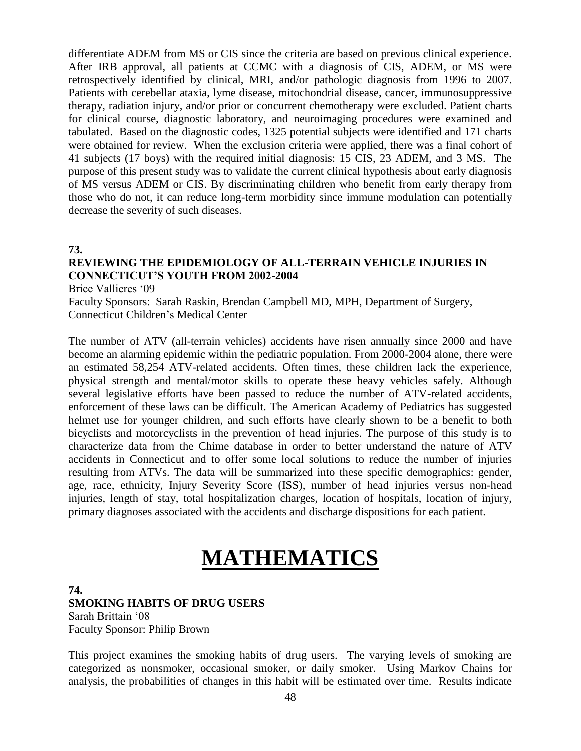differentiate ADEM from MS or CIS since the criteria are based on previous clinical experience. After IRB approval, all patients at CCMC with a diagnosis of CIS, ADEM, or MS were retrospectively identified by clinical, MRI, and/or pathologic diagnosis from 1996 to 2007. Patients with cerebellar ataxia, lyme disease, mitochondrial disease, cancer, immunosuppressive therapy, radiation injury, and/or prior or concurrent chemotherapy were excluded. Patient charts for clinical course, diagnostic laboratory, and neuroimaging procedures were examined and tabulated. Based on the diagnostic codes, 1325 potential subjects were identified and 171 charts were obtained for review. When the exclusion criteria were applied, there was a final cohort of 41 subjects (17 boys) with the required initial diagnosis: 15 CIS, 23 ADEM, and 3 MS. The purpose of this present study was to validate the current clinical hypothesis about early diagnosis of MS versus ADEM or CIS. By discriminating children who benefit from early therapy from those who do not, it can reduce long-term morbidity since immune modulation can potentially decrease the severity of such diseases.

**73.**
**REVIEWING THE EPIDEMIOLOGY OF ALL-TERRAIN VEHICLE INJURIES IN CONNECTICUT'S YOUTH FROM 2002-2004**
Brice Vallieres '09
Faculty Sponsors: Sarah Raskin, Brendan Campbell MD, MPH, Department of Surgery, Connecticut Children's Medical Center

The number of ATV (all-terrain vehicles) accidents have risen annually since 2000 and have become an alarming epidemic within the pediatric population. From 2000-2004 alone, there were an estimated 58,254 ATV-related accidents. Often times, these children lack the experience, physical strength and mental/motor skills to operate these heavy vehicles safely. Although several legislative efforts have been passed to reduce the number of ATV-related accidents, enforcement of these laws can be difficult. The American Academy of Pediatrics has suggested helmet use for younger children, and such efforts have clearly shown to be a benefit to both bicyclists and motorcyclists in the prevention of head injuries. The purpose of this study is to characterize data from the Chime database in order to better understand the nature of ATV accidents in Connecticut and to offer some local solutions to reduce the number of injuries resulting from ATVs. The data will be summarized into these specific demographics: gender, age, race, ethnicity, Injury Severity Score (ISS), number of head injuries versus non-head injuries, length of stay, total hospitalization charges, location of hospitals, location of injury, primary diagnoses associated with the accidents and discharge dispositions for each patient.

# MATHEMATICS

**74.**
**SMOKING HABITS OF DRUG USERS**
Sarah Brittain '08
Faculty Sponsor: Philip Brown

This project examines the smoking habits of drug users. The varying levels of smoking are categorized as nonsmoker, occasional smoker, or daily smoker. Using Markov Chains for analysis, the probabilities of changes in this habit will be estimated over time. Results indicate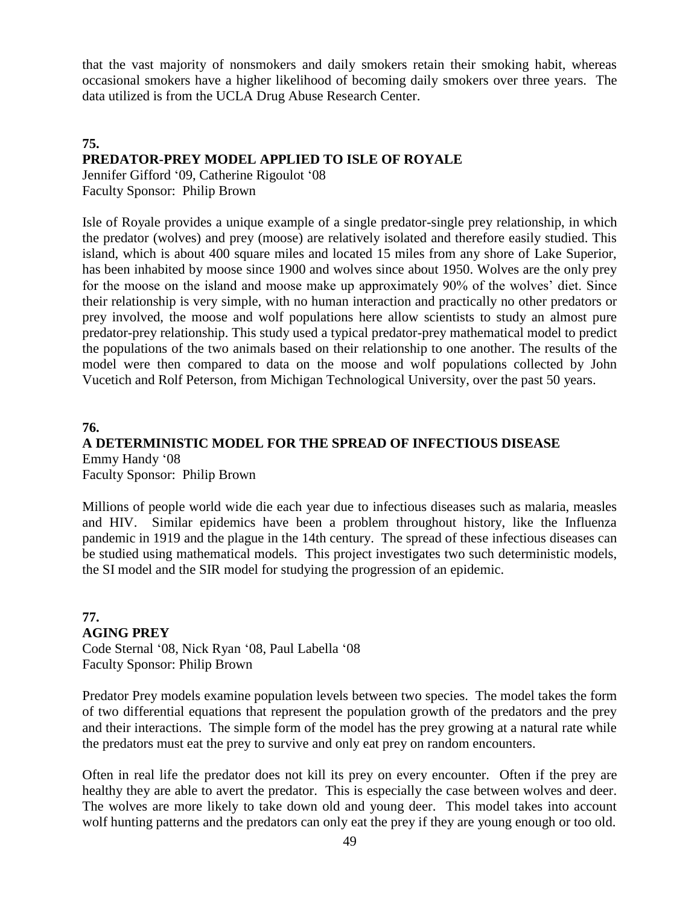that the vast majority of nonsmokers and daily smokers retain their smoking habit, whereas occasional smokers have a higher likelihood of becoming daily smokers over three years. The data utilized is from the UCLA Drug Abuse Research Center.

**75.**

**PREDATOR-PREY MODEL APPLIED TO ISLE OF ROYALE**

Jennifer Gifford '09, Catherine Rigoulot '08
Faculty Sponsor: Philip Brown

Isle of Royale provides a unique example of a single predator-single prey relationship, in which the predator (wolves) and prey (moose) are relatively isolated and therefore easily studied. This island, which is about 400 square miles and located 15 miles from any shore of Lake Superior, has been inhabited by moose since 1900 and wolves since about 1950. Wolves are the only prey for the moose on the island and moose make up approximately 90% of the wolves' diet. Since their relationship is very simple, with no human interaction and practically no other predators or prey involved, the moose and wolf populations here allow scientists to study an almost pure predator-prey relationship. This study used a typical predator-prey mathematical model to predict the populations of the two animals based on their relationship to one another. The results of the model were then compared to data on the moose and wolf populations collected by John Vucetich and Rolf Peterson, from Michigan Technological University, over the past 50 years.

**76.**

**A DETERMINISTIC MODEL FOR THE SPREAD OF INFECTIOUS DISEASE**

Emmy Handy '08
Faculty Sponsor: Philip Brown

Millions of people world wide die each year due to infectious diseases such as malaria, measles and HIV. Similar epidemics have been a problem throughout history, like the Influenza pandemic in 1919 and the plague in the 14th century. The spread of these infectious diseases can be studied using mathematical models. This project investigates two such deterministic models, the SI model and the SIR model for studying the progression of an epidemic.

**77.**

**AGING PREY**

Code Sternal '08, Nick Ryan '08, Paul Labella '08
Faculty Sponsor: Philip Brown

Predator Prey models examine population levels between two species. The model takes the form of two differential equations that represent the population growth of the predators and the prey and their interactions. The simple form of the model has the prey growing at a natural rate while the predators must eat the prey to survive and only eat prey on random encounters.

Often in real life the predator does not kill its prey on every encounter. Often if the prey are healthy they are able to avert the predator. This is especially the case between wolves and deer. The wolves are more likely to take down old and young deer. This model takes into account wolf hunting patterns and the predators can only eat the prey if they are young enough or too old.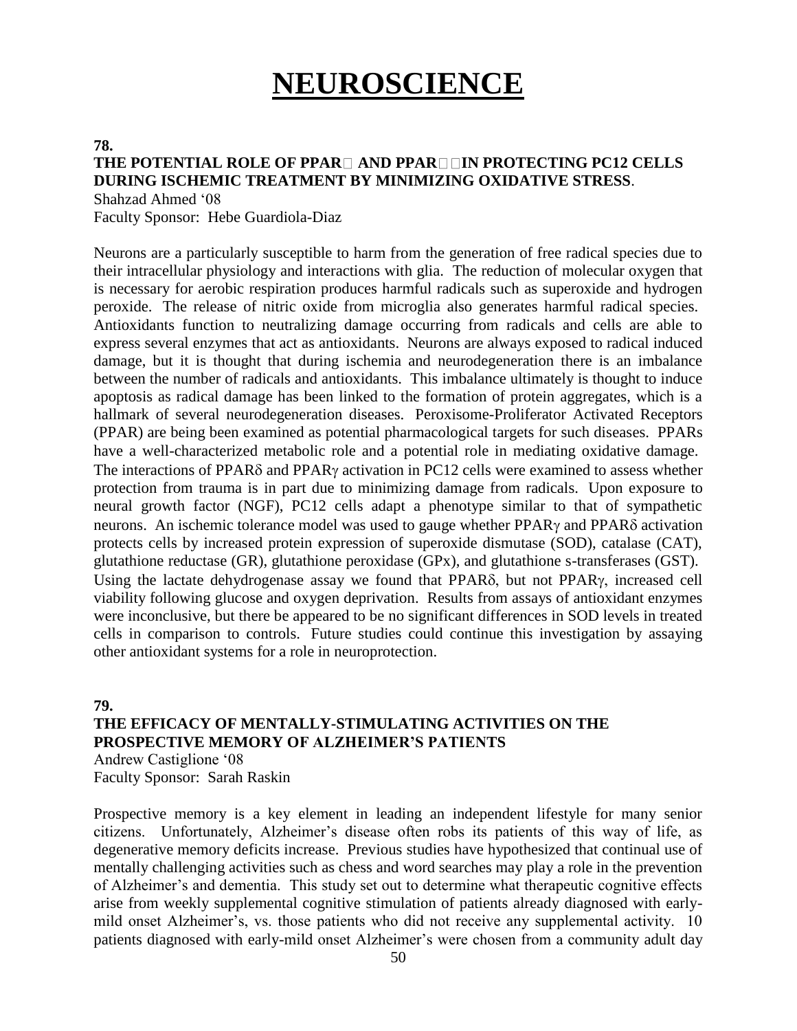# NEUROSCIENCE

**78.**

**THE POTENTIAL ROLE OF PPAR AND PPAR IN PROTECTING PC12 CELLS DURING ISCHEMIC TREATMENT BY MINIMIZING OXIDATIVE STRESS**.

Shahzad Ahmed '08
Faculty Sponsor: Hebe Guardiola-Diaz

Neurons are a particularly susceptible to harm from the generation of free radical species due to their intracellular physiology and interactions with glia. The reduction of molecular oxygen that is necessary for aerobic respiration produces harmful radicals such as superoxide and hydrogen peroxide. The release of nitric oxide from microglia also generates harmful radical species. Antioxidants function to neutralizing damage occurring from radicals and cells are able to express several enzymes that act as antioxidants. Neurons are always exposed to radical induced damage, but it is thought that during ischemia and neurodegeneration there is an imbalance between the number of radicals and antioxidants. This imbalance ultimately is thought to induce apoptosis as radical damage has been linked to the formation of protein aggregates, which is a hallmark of several neurodegeneration diseases. Peroxisome-Proliferator Activated Receptors (PPAR) are being been examined as potential pharmacological targets for such diseases. PPARs have a well-characterized metabolic role and a potential role in mediating oxidative damage. The interactions of PPARδ and PPARγ activation in PC12 cells were examined to assess whether protection from trauma is in part due to minimizing damage from radicals. Upon exposure to neural growth factor (NGF), PC12 cells adapt a phenotype similar to that of sympathetic neurons. An ischemic tolerance model was used to gauge whether PPARγ and PPARδ activation protects cells by increased protein expression of superoxide dismutase (SOD), catalase (CAT), glutathione reductase (GR), glutathione peroxidase (GPx), and glutathione s-transferases (GST). Using the lactate dehydrogenase assay we found that PPARδ, but not PPARγ, increased cell viability following glucose and oxygen deprivation. Results from assays of antioxidant enzymes were inconclusive, but there be appeared to be no significant differences in SOD levels in treated cells in comparison to controls. Future studies could continue this investigation by assaying other antioxidant systems for a role in neuroprotection.

**79.**

**THE EFFICACY OF MENTALLY-STIMULATING ACTIVITIES ON THE PROSPECTIVE MEMORY OF ALZHEIMER'S PATIENTS**

Andrew Castiglione '08
Faculty Sponsor: Sarah Raskin

Prospective memory is a key element in leading an independent lifestyle for many senior citizens. Unfortunately, Alzheimer's disease often robs its patients of this way of life, as degenerative memory deficits increase. Previous studies have hypothesized that continual use of mentally challenging activities such as chess and word searches may play a role in the prevention of Alzheimer's and dementia. This study set out to determine what therapeutic cognitive effects arise from weekly supplemental cognitive stimulation of patients already diagnosed with early-mild onset Alzheimer's, vs. those patients who did not receive any supplemental activity. 10 patients diagnosed with early-mild onset Alzheimer's were chosen from a community adult day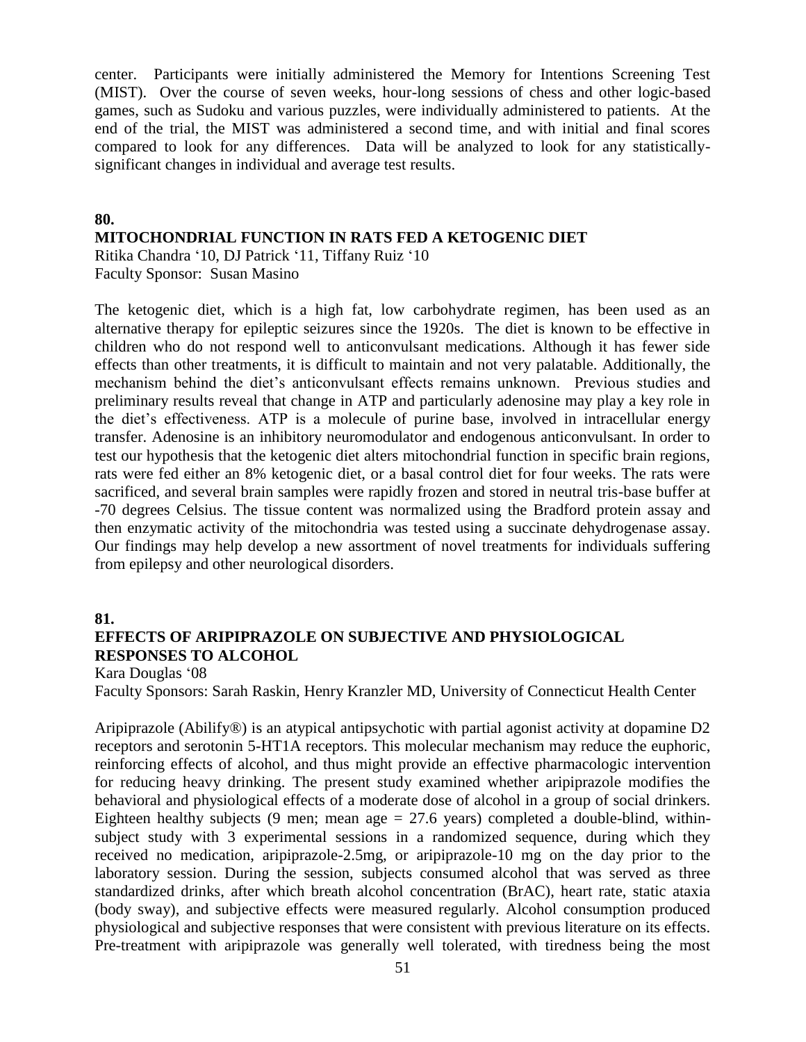center. Participants were initially administered the Memory for Intentions Screening Test (MIST). Over the course of seven weeks, hour-long sessions of chess and other logic-based games, such as Sudoku and various puzzles, were individually administered to patients. At the end of the trial, the MIST was administered a second time, and with initial and final scores compared to look for any differences. Data will be analyzed to look for any statistically-significant changes in individual and average test results.

**80.**

**MITOCHONDRIAL FUNCTION IN RATS FED A KETOGENIC DIET**

Ritika Chandra '10, DJ Patrick '11, Tiffany Ruiz '10
Faculty Sponsor: Susan Masino

The ketogenic diet, which is a high fat, low carbohydrate regimen, has been used as an alternative therapy for epileptic seizures since the 1920s. The diet is known to be effective in children who do not respond well to anticonvulsant medications. Although it has fewer side effects than other treatments, it is difficult to maintain and not very palatable. Additionally, the mechanism behind the diet's anticonvulsant effects remains unknown. Previous studies and preliminary results reveal that change in ATP and particularly adenosine may play a key role in the diet's effectiveness. ATP is a molecule of purine base, involved in intracellular energy transfer. Adenosine is an inhibitory neuromodulator and endogenous anticonvulsant. In order to test our hypothesis that the ketogenic diet alters mitochondrial function in specific brain regions, rats were fed either an 8% ketogenic diet, or a basal control diet for four weeks. The rats were sacrificed, and several brain samples were rapidly frozen and stored in neutral tris-base buffer at -70 degrees Celsius. The tissue content was normalized using the Bradford protein assay and then enzymatic activity of the mitochondria was tested using a succinate dehydrogenase assay. Our findings may help develop a new assortment of novel treatments for individuals suffering from epilepsy and other neurological disorders.

**81.**

**EFFECTS OF ARIPIPRAZOLE ON SUBJECTIVE AND PHYSIOLOGICAL RESPONSES TO ALCOHOL**

Kara Douglas '08
Faculty Sponsors: Sarah Raskin, Henry Kranzler MD, University of Connecticut Health Center

Aripiprazole (Abilify®) is an atypical antipsychotic with partial agonist activity at dopamine D2 receptors and serotonin 5-HT1A receptors. This molecular mechanism may reduce the euphoric, reinforcing effects of alcohol, and thus might provide an effective pharmacologic intervention for reducing heavy drinking. The present study examined whether aripiprazole modifies the behavioral and physiological effects of a moderate dose of alcohol in a group of social drinkers. Eighteen healthy subjects (9 men; mean age = 27.6 years) completed a double-blind, within-subject study with 3 experimental sessions in a randomized sequence, during which they received no medication, aripiprazole-2.5mg, or aripiprazole-10 mg on the day prior to the laboratory session. During the session, subjects consumed alcohol that was served as three standardized drinks, after which breath alcohol concentration (BrAC), heart rate, static ataxia (body sway), and subjective effects were measured regularly. Alcohol consumption produced physiological and subjective responses that were consistent with previous literature on its effects. Pre-treatment with aripiprazole was generally well tolerated, with tiredness being the most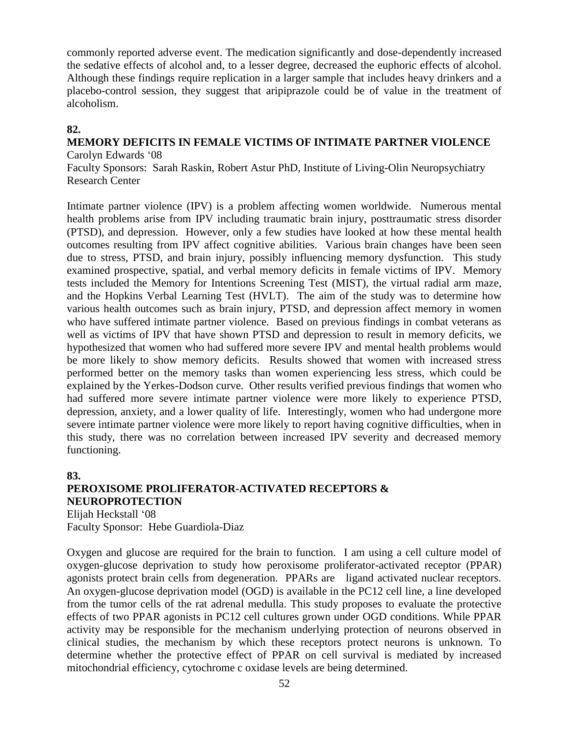commonly reported adverse event. The medication significantly and dose-dependently increased the sedative effects of alcohol and, to a lesser degree, decreased the euphoric effects of alcohol. Although these findings require replication in a larger sample that includes heavy drinkers and a placebo-control session, they suggest that aripiprazole could be of value in the treatment of alcoholism.

**82.**

**MEMORY DEFICITS IN FEMALE VICTIMS OF INTIMATE PARTNER VIOLENCE**

Carolyn Edwards '08

Faculty Sponsors: Sarah Raskin, Robert Astur PhD, Institute of Living-Olin Neuropsychiatry Research Center

Intimate partner violence (IPV) is a problem affecting women worldwide. Numerous mental health problems arise from IPV including traumatic brain injury, posttraumatic stress disorder (PTSD), and depression. However, only a few studies have looked at how these mental health outcomes resulting from IPV affect cognitive abilities. Various brain changes have been seen due to stress, PTSD, and brain injury, possibly influencing memory dysfunction. This study examined prospective, spatial, and verbal memory deficits in female victims of IPV. Memory tests included the Memory for Intentions Screening Test (MIST), the virtual radial arm maze, and the Hopkins Verbal Learning Test (HVLT). The aim of the study was to determine how various health outcomes such as brain injury, PTSD, and depression affect memory in women who have suffered intimate partner violence. Based on previous findings in combat veterans as well as victims of IPV that have shown PTSD and depression to result in memory deficits, we hypothesized that women who had suffered more severe IPV and mental health problems would be more likely to show memory deficits. Results showed that women with increased stress performed better on the memory tasks than women experiencing less stress, which could be explained by the Yerkes-Dodson curve. Other results verified previous findings that women who had suffered more severe intimate partner violence were more likely to experience PTSD, depression, anxiety, and a lower quality of life. Interestingly, women who had undergone more severe intimate partner violence were more likely to report having cognitive difficulties, when in this study, there was no correlation between increased IPV severity and decreased memory functioning.

**83.**

**PEROXISOME PROLIFERATOR-ACTIVATED RECEPTORS & NEUROPROTECTION**

Elijah Heckstall '08

Faculty Sponsor: Hebe Guardiola-Diaz

Oxygen and glucose are required for the brain to function. I am using a cell culture model of oxygen-glucose deprivation to study how peroxisome proliferator-activated receptor (PPAR) agonists protect brain cells from degeneration. PPARs are ligand activated nuclear receptors. An oxygen-glucose deprivation model (OGD) is available in the PC12 cell line, a line developed from the tumor cells of the rat adrenal medulla. This study proposes to evaluate the protective effects of two PPAR agonists in PC12 cell cultures grown under OGD conditions. While PPAR activity may be responsible for the mechanism underlying protection of neurons observed in clinical studies, the mechanism by which these receptors protect neurons is unknown. To determine whether the protective effect of PPAR on cell survival is mediated by increased mitochondrial efficiency, cytochrome c oxidase levels are being determined.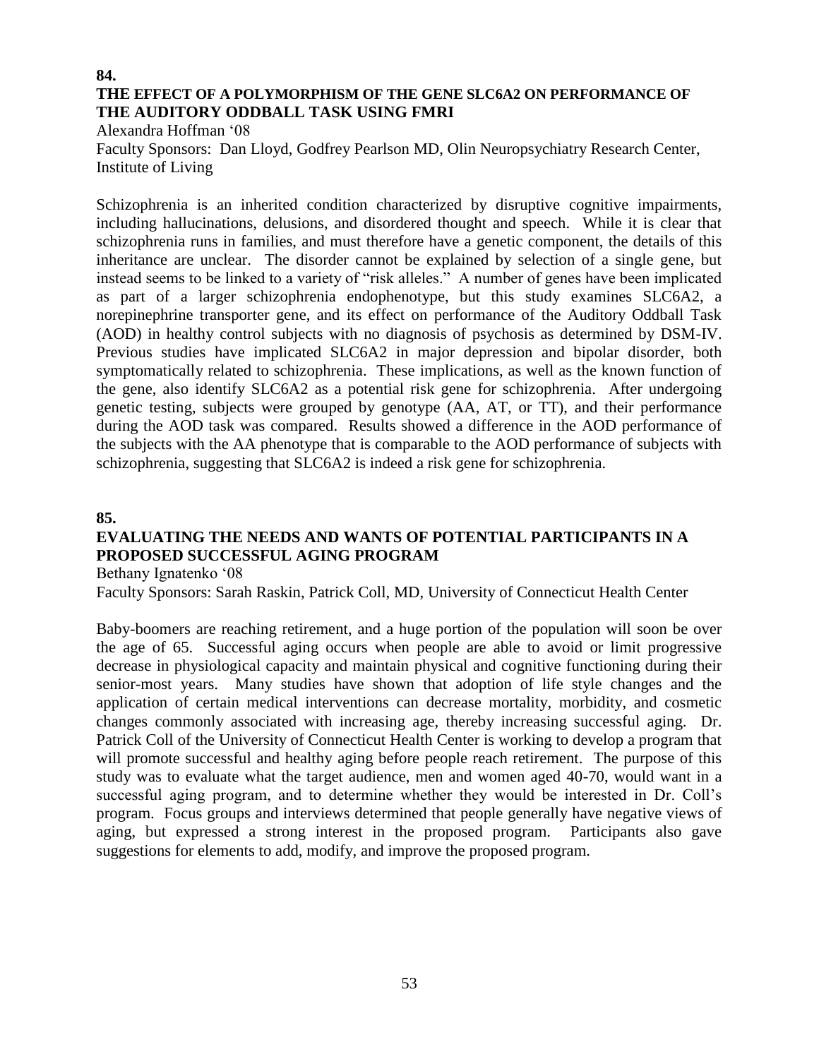**84.**

**THE EFFECT OF A POLYMORPHISM OF THE GENE SLC6A2 ON PERFORMANCE OF THE AUDITORY ODDBALL TASK USING FMRI**

Alexandra Hoffman '08

Faculty Sponsors: Dan Lloyd, Godfrey Pearlson MD, Olin Neuropsychiatry Research Center, Institute of Living

Schizophrenia is an inherited condition characterized by disruptive cognitive impairments, including hallucinations, delusions, and disordered thought and speech. While it is clear that schizophrenia runs in families, and must therefore have a genetic component, the details of this inheritance are unclear. The disorder cannot be explained by selection of a single gene, but instead seems to be linked to a variety of "risk alleles." A number of genes have been implicated as part of a larger schizophrenia endophenotype, but this study examines SLC6A2, a norepinephrine transporter gene, and its effect on performance of the Auditory Oddball Task (AOD) in healthy control subjects with no diagnosis of psychosis as determined by DSM-IV. Previous studies have implicated SLC6A2 in major depression and bipolar disorder, both symptomatically related to schizophrenia. These implications, as well as the known function of the gene, also identify SLC6A2 as a potential risk gene for schizophrenia. After undergoing genetic testing, subjects were grouped by genotype (AA, AT, or TT), and their performance during the AOD task was compared. Results showed a difference in the AOD performance of the subjects with the AA phenotype that is comparable to the AOD performance of subjects with schizophrenia, suggesting that SLC6A2 is indeed a risk gene for schizophrenia.

**85.**

**EVALUATING THE NEEDS AND WANTS OF POTENTIAL PARTICIPANTS IN A PROPOSED SUCCESSFUL AGING PROGRAM**

Bethany Ignatenko '08

Faculty Sponsors: Sarah Raskin, Patrick Coll, MD, University of Connecticut Health Center

Baby-boomers are reaching retirement, and a huge portion of the population will soon be over the age of 65. Successful aging occurs when people are able to avoid or limit progressive decrease in physiological capacity and maintain physical and cognitive functioning during their senior-most years. Many studies have shown that adoption of life style changes and the application of certain medical interventions can decrease mortality, morbidity, and cosmetic changes commonly associated with increasing age, thereby increasing successful aging. Dr. Patrick Coll of the University of Connecticut Health Center is working to develop a program that will promote successful and healthy aging before people reach retirement. The purpose of this study was to evaluate what the target audience, men and women aged 40-70, would want in a successful aging program, and to determine whether they would be interested in Dr. Coll's program. Focus groups and interviews determined that people generally have negative views of aging, but expressed a strong interest in the proposed program. Participants also gave suggestions for elements to add, modify, and improve the proposed program.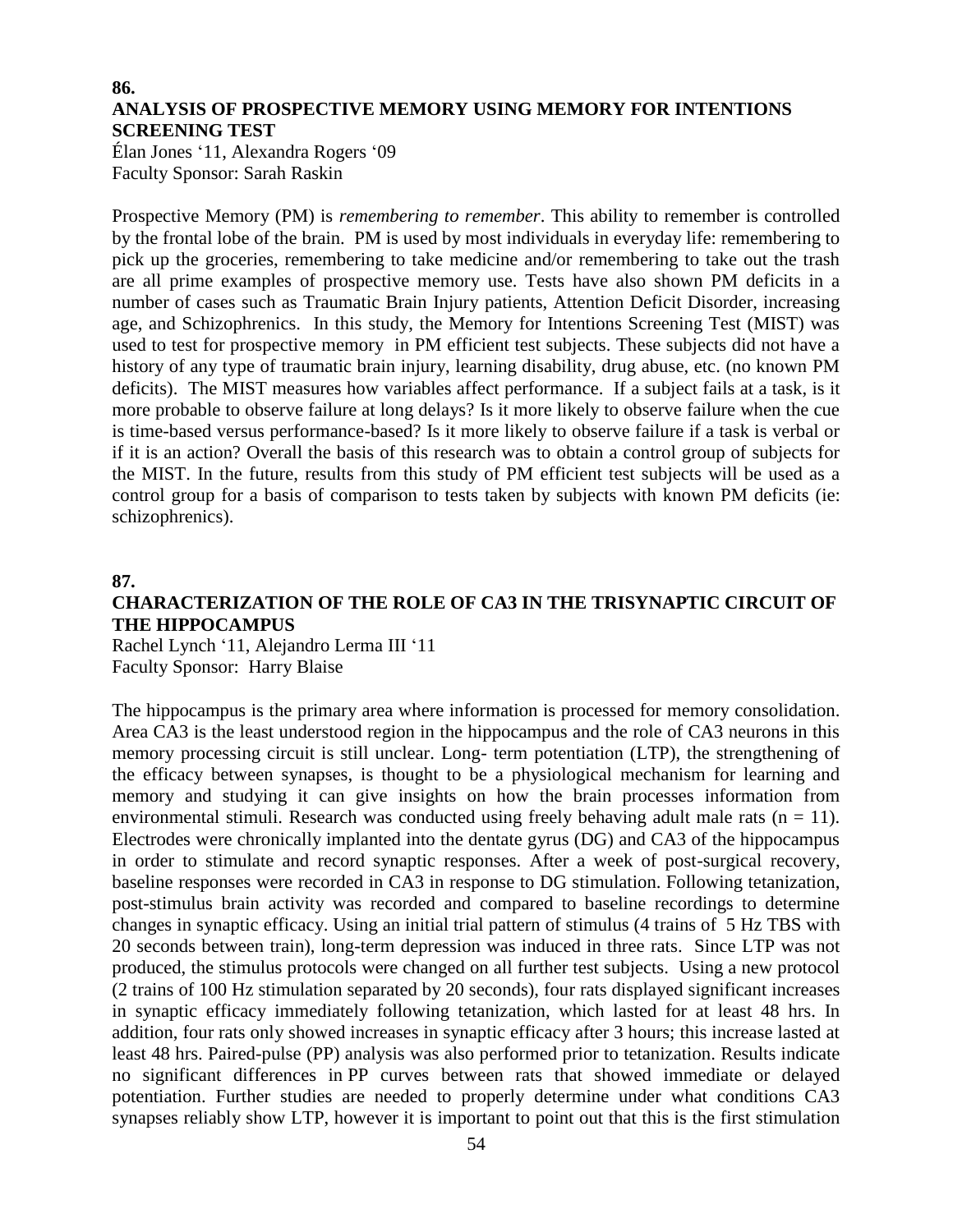**86.**

## ANALYSIS OF PROSPECTIVE MEMORY USING MEMORY FOR INTENTIONS SCREENING TEST

Élan Jones '11, Alexandra Rogers '09
Faculty Sponsor: Sarah Raskin

Prospective Memory (PM) is *remembering to remember*. This ability to remember is controlled by the frontal lobe of the brain. PM is used by most individuals in everyday life: remembering to pick up the groceries, remembering to take medicine and/or remembering to take out the trash are all prime examples of prospective memory use. Tests have also shown PM deficits in a number of cases such as Traumatic Brain Injury patients, Attention Deficit Disorder, increasing age, and Schizophrenics. In this study, the Memory for Intentions Screening Test (MIST) was used to test for prospective memory in PM efficient test subjects. These subjects did not have a history of any type of traumatic brain injury, learning disability, drug abuse, etc. (no known PM deficits). The MIST measures how variables affect performance. If a subject fails at a task, is it more probable to observe failure at long delays? Is it more likely to observe failure when the cue is time-based versus performance-based? Is it more likely to observe failure if a task is verbal or if it is an action? Overall the basis of this research was to obtain a control group of subjects for the MIST. In the future, results from this study of PM efficient test subjects will be used as a control group for a basis of comparison to tests taken by subjects with known PM deficits (ie: schizophrenics).

**87.**

## CHARACTERIZATION OF THE ROLE OF CA3 IN THE TRISYNAPTIC CIRCUIT OF THE HIPPOCAMPUS

Rachel Lynch '11, Alejandro Lerma III '11
Faculty Sponsor: Harry Blaise

The hippocampus is the primary area where information is processed for memory consolidation. Area CA3 is the least understood region in the hippocampus and the role of CA3 neurons in this memory processing circuit is still unclear. Long- term potentiation (LTP), the strengthening of the efficacy between synapses, is thought to be a physiological mechanism for learning and memory and studying it can give insights on how the brain processes information from environmental stimuli. Research was conducted using freely behaving adult male rats ($n = 11$). Electrodes were chronically implanted into the dentate gyrus (DG) and CA3 of the hippocampus in order to stimulate and record synaptic responses. After a week of post-surgical recovery, baseline responses were recorded in CA3 in response to DG stimulation. Following tetanization, post-stimulus brain activity was recorded and compared to baseline recordings to determine changes in synaptic efficacy. Using an initial trial pattern of stimulus (4 trains of 5 Hz TBS with 20 seconds between train), long-term depression was induced in three rats. Since LTP was not produced, the stimulus protocols were changed on all further test subjects. Using a new protocol (2 trains of 100 Hz stimulation separated by 20 seconds), four rats displayed significant increases in synaptic efficacy immediately following tetanization, which lasted for at least 48 hrs. In addition, four rats only showed increases in synaptic efficacy after 3 hours; this increase lasted at least 48 hrs. Paired-pulse (PP) analysis was also performed prior to tetanization. Results indicate no significant differences in PP curves between rats that showed immediate or delayed potentiation. Further studies are needed to properly determine under what conditions CA3 synapses reliably show LTP, however it is important to point out that this is the first stimulation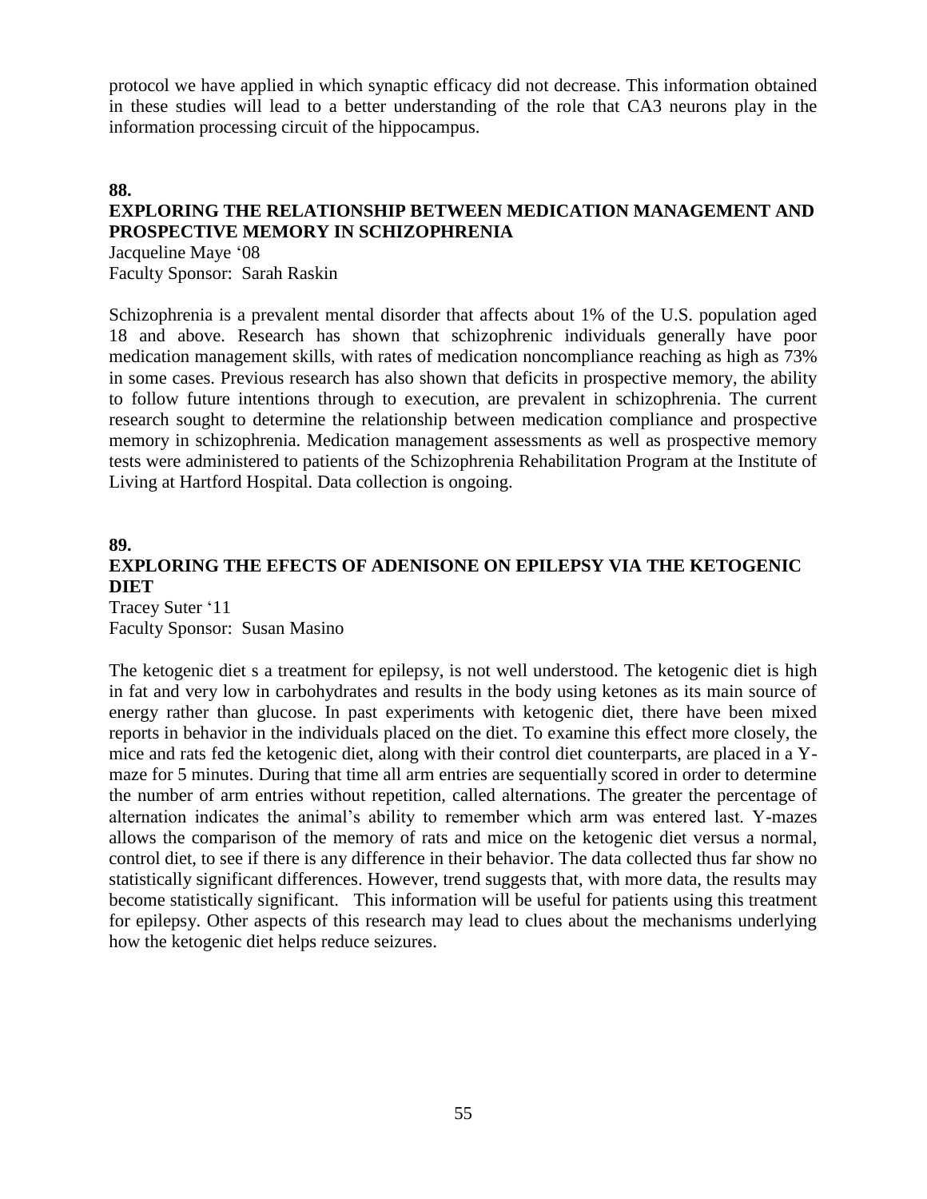protocol we have applied in which synaptic efficacy did not decrease. This information obtained in these studies will lead to a better understanding of the role that CA3 neurons play in the information processing circuit of the hippocampus.

**88.**

### EXPLORING THE RELATIONSHIP BETWEEN MEDICATION MANAGEMENT AND PROSPECTIVE MEMORY IN SCHIZOPHRENIA

Jacqueline Maye '08
Faculty Sponsor: Sarah Raskin

Schizophrenia is a prevalent mental disorder that affects about 1% of the U.S. population aged 18 and above. Research has shown that schizophrenic individuals generally have poor medication management skills, with rates of medication noncompliance reaching as high as 73% in some cases. Previous research has also shown that deficits in prospective memory, the ability to follow future intentions through to execution, are prevalent in schizophrenia. The current research sought to determine the relationship between medication compliance and prospective memory in schizophrenia. Medication management assessments as well as prospective memory tests were administered to patients of the Schizophrenia Rehabilitation Program at the Institute of Living at Hartford Hospital. Data collection is ongoing.

**89.**

### EXPLORING THE EFECTS OF ADENISONE ON EPILEPSY VIA THE KETOGENIC DIET

Tracey Suter '11
Faculty Sponsor: Susan Masino

The ketogenic diet s a treatment for epilepsy, is not well understood. The ketogenic diet is high in fat and very low in carbohydrates and results in the body using ketones as its main source of energy rather than glucose. In past experiments with ketogenic diet, there have been mixed reports in behavior in the individuals placed on the diet. To examine this effect more closely, the mice and rats fed the ketogenic diet, along with their control diet counterparts, are placed in a Y-maze for 5 minutes. During that time all arm entries are sequentially scored in order to determine the number of arm entries without repetition, called alternations. The greater the percentage of alternation indicates the animal's ability to remember which arm was entered last. Y-mazes allows the comparison of the memory of rats and mice on the ketogenic diet versus a normal, control diet, to see if there is any difference in their behavior. The data collected thus far show no statistically significant differences. However, trend suggests that, with more data, the results may become statistically significant. This information will be useful for patients using this treatment for epilepsy. Other aspects of this research may lead to clues about the mechanisms underlying how the ketogenic diet helps reduce seizures.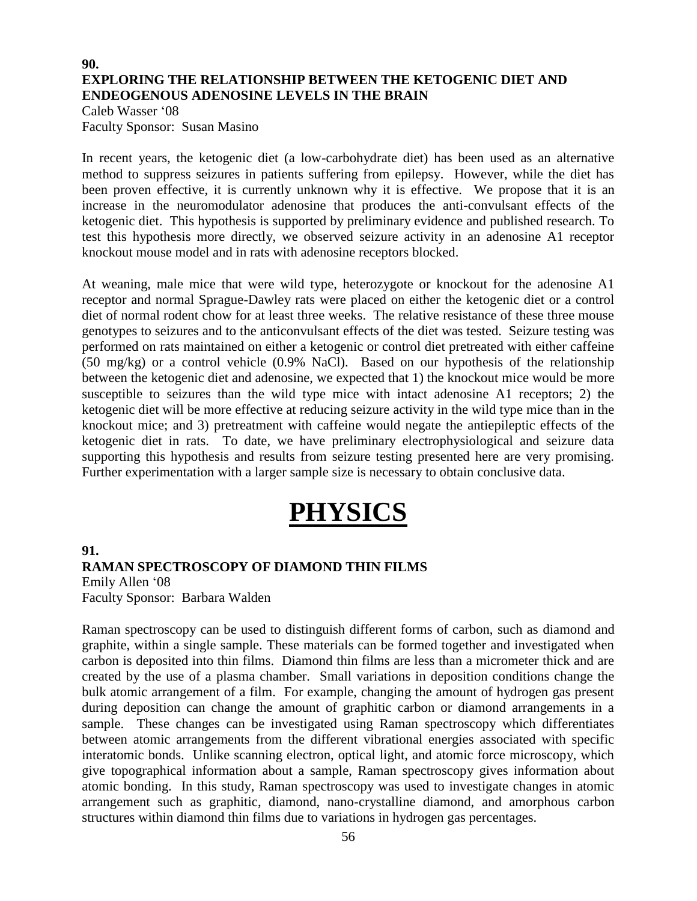**90.**
**EXPLORING THE RELATIONSHIP BETWEEN THE KETOGENIC DIET AND ENDEOGENOUS ADENOSINE LEVELS IN THE BRAIN**
Caleb Wasser '08
Faculty Sponsor: Susan Masino

In recent years, the ketogenic diet (a low-carbohydrate diet) has been used as an alternative method to suppress seizures in patients suffering from epilepsy. However, while the diet has been proven effective, it is currently unknown why it is effective. We propose that it is an increase in the neuromodulator adenosine that produces the anti-convulsant effects of the ketogenic diet. This hypothesis is supported by preliminary evidence and published research. To test this hypothesis more directly, we observed seizure activity in an adenosine A1 receptor knockout mouse model and in rats with adenosine receptors blocked.

At weaning, male mice that were wild type, heterozygote or knockout for the adenosine A1 receptor and normal Sprague-Dawley rats were placed on either the ketogenic diet or a control diet of normal rodent chow for at least three weeks. The relative resistance of these three mouse genotypes to seizures and to the anticonvulsant effects of the diet was tested. Seizure testing was performed on rats maintained on either a ketogenic or control diet pretreated with either caffeine (50 mg/kg) or a control vehicle (0.9% NaCl). Based on our hypothesis of the relationship between the ketogenic diet and adenosine, we expected that 1) the knockout mice would be more susceptible to seizures than the wild type mice with intact adenosine A1 receptors; 2) the ketogenic diet will be more effective at reducing seizure activity in the wild type mice than in the knockout mice; and 3) pretreatment with caffeine would negate the antiepileptic effects of the ketogenic diet in rats. To date, we have preliminary electrophysiological and seizure data supporting this hypothesis and results from seizure testing presented here are very promising. Further experimentation with a larger sample size is necessary to obtain conclusive data.

# PHYSICS

**91.**
**RAMAN SPECTROSCOPY OF DIAMOND THIN FILMS**
Emily Allen '08
Faculty Sponsor: Barbara Walden

Raman spectroscopy can be used to distinguish different forms of carbon, such as diamond and graphite, within a single sample. These materials can be formed together and investigated when carbon is deposited into thin films. Diamond thin films are less than a micrometer thick and are created by the use of a plasma chamber. Small variations in deposition conditions change the bulk atomic arrangement of a film. For example, changing the amount of hydrogen gas present during deposition can change the amount of graphitic carbon or diamond arrangements in a sample. These changes can be investigated using Raman spectroscopy which differentiates between atomic arrangements from the different vibrational energies associated with specific interatomic bonds. Unlike scanning electron, optical light, and atomic force microscopy, which give topographical information about a sample, Raman spectroscopy gives information about atomic bonding. In this study, Raman spectroscopy was used to investigate changes in atomic arrangement such as graphitic, diamond, nano-crystalline diamond, and amorphous carbon structures within diamond thin films due to variations in hydrogen gas percentages.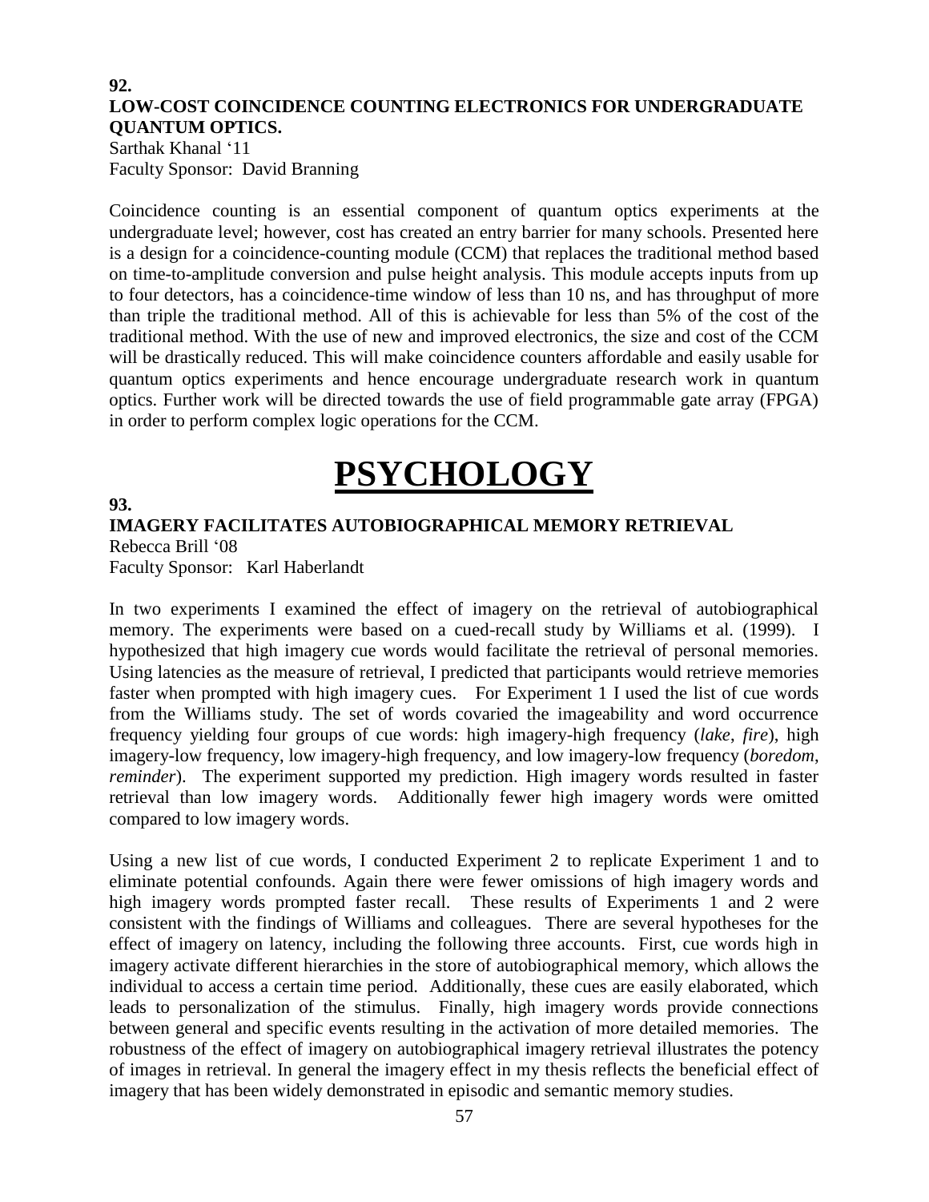**92.**

**LOW-COST COINCIDENCE COUNTING ELECTRONICS FOR UNDERGRADUATE QUANTUM OPTICS.**

Sarthak Khanal '11
Faculty Sponsor: David Branning

Coincidence counting is an essential component of quantum optics experiments at the undergraduate level; however, cost has created an entry barrier for many schools. Presented here is a design for a coincidence-counting module (CCM) that replaces the traditional method based on time-to-amplitude conversion and pulse height analysis. This module accepts inputs from up to four detectors, has a coincidence-time window of less than 10 ns, and has throughput of more than triple the traditional method. All of this is achievable for less than 5% of the cost of the traditional method. With the use of new and improved electronics, the size and cost of the CCM will be drastically reduced. This will make coincidence counters affordable and easily usable for quantum optics experiments and hence encourage undergraduate research work in quantum optics. Further work will be directed towards the use of field programmable gate array (FPGA) in order to perform complex logic operations for the CCM.

# PSYCHOLOGY

**93.**

**IMAGERY FACILITATES AUTOBIOGRAPHICAL MEMORY RETRIEVAL**

Rebecca Brill '08
Faculty Sponsor: Karl Haberlandt

In two experiments I examined the effect of imagery on the retrieval of autobiographical memory. The experiments were based on a cued-recall study by Williams et al. (1999). I hypothesized that high imagery cue words would facilitate the retrieval of personal memories. Using latencies as the measure of retrieval, I predicted that participants would retrieve memories faster when prompted with high imagery cues. For Experiment 1 I used the list of cue words from the Williams study. The set of words covaried the imageability and word occurrence frequency yielding four groups of cue words: high imagery-high frequency (*lake*, *fire*), high imagery-low frequency, low imagery-high frequency, and low imagery-low frequency (*boredom*, *reminder*). The experiment supported my prediction. High imagery words resulted in faster retrieval than low imagery words. Additionally fewer high imagery words were omitted compared to low imagery words.

Using a new list of cue words, I conducted Experiment 2 to replicate Experiment 1 and to eliminate potential confounds. Again there were fewer omissions of high imagery words and high imagery words prompted faster recall. These results of Experiments 1 and 2 were consistent with the findings of Williams and colleagues. There are several hypotheses for the effect of imagery on latency, including the following three accounts. First, cue words high in imagery activate different hierarchies in the store of autobiographical memory, which allows the individual to access a certain time period. Additionally, these cues are easily elaborated, which leads to personalization of the stimulus. Finally, high imagery words provide connections between general and specific events resulting in the activation of more detailed memories. The robustness of the effect of imagery on autobiographical imagery retrieval illustrates the potency of images in retrieval. In general the imagery effect in my thesis reflects the beneficial effect of imagery that has been widely demonstrated in episodic and semantic memory studies.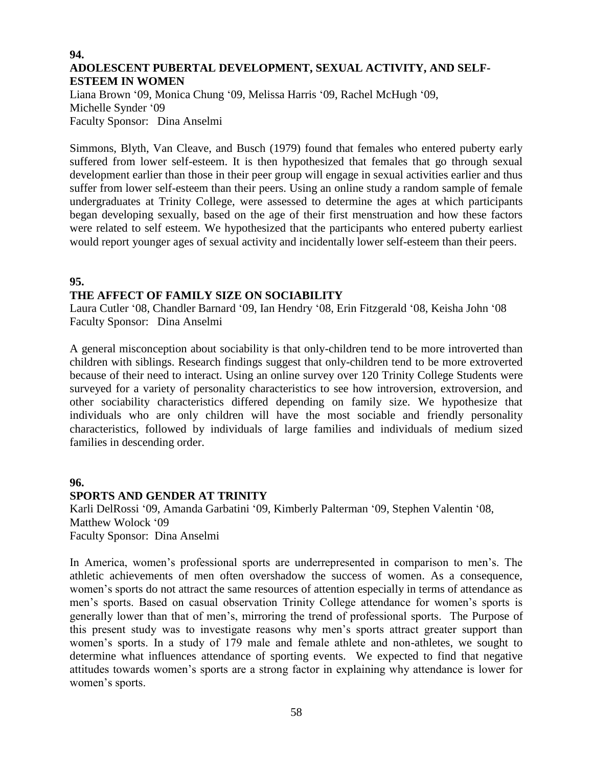**94.**

### ADOLESCENT PUBERTAL DEVELOPMENT, SEXUAL ACTIVITY, AND SELF-ESTEEM IN WOMEN

Liana Brown '09, Monica Chung '09, Melissa Harris '09, Rachel McHugh '09, Michelle Synder '09
Faculty Sponsor: Dina Anselmi

Simmons, Blyth, Van Cleave, and Busch (1979) found that females who entered puberty early suffered from lower self-esteem. It is then hypothesized that females that go through sexual development earlier than those in their peer group will engage in sexual activities earlier and thus suffer from lower self-esteem than their peers. Using an online study a random sample of female undergraduates at Trinity College, were assessed to determine the ages at which participants began developing sexually, based on the age of their first menstruation and how these factors were related to self esteem. We hypothesized that the participants who entered puberty earliest would report younger ages of sexual activity and incidentally lower self-esteem than their peers.

**95.**

### THE AFFECT OF FAMILY SIZE ON SOCIABILITY

Laura Cutler '08, Chandler Barnard '09, Ian Hendry '08, Erin Fitzgerald '08, Keisha John '08
Faculty Sponsor: Dina Anselmi

A general misconception about sociability is that only-children tend to be more introverted than children with siblings. Research findings suggest that only-children tend to be more extroverted because of their need to interact. Using an online survey over 120 Trinity College Students were surveyed for a variety of personality characteristics to see how introversion, extroversion, and other sociability characteristics differed depending on family size. We hypothesize that individuals who are only children will have the most sociable and friendly personality characteristics, followed by individuals of large families and individuals of medium sized families in descending order.

**96.**

### SPORTS AND GENDER AT TRINITY

Karli DelRossi '09, Amanda Garbatini '09, Kimberly Palterman '09, Stephen Valentin '08, Matthew Wolock '09
Faculty Sponsor: Dina Anselmi

In America, women's professional sports are underrepresented in comparison to men's. The athletic achievements of men often overshadow the success of women. As a consequence, women's sports do not attract the same resources of attention especially in terms of attendance as men's sports. Based on casual observation Trinity College attendance for women's sports is generally lower than that of men's, mirroring the trend of professional sports. The Purpose of this present study was to investigate reasons why men's sports attract greater support than women's sports. In a study of 179 male and female athlete and non-athletes, we sought to determine what influences attendance of sporting events. We expected to find that negative attitudes towards women's sports are a strong factor in explaining why attendance is lower for women's sports.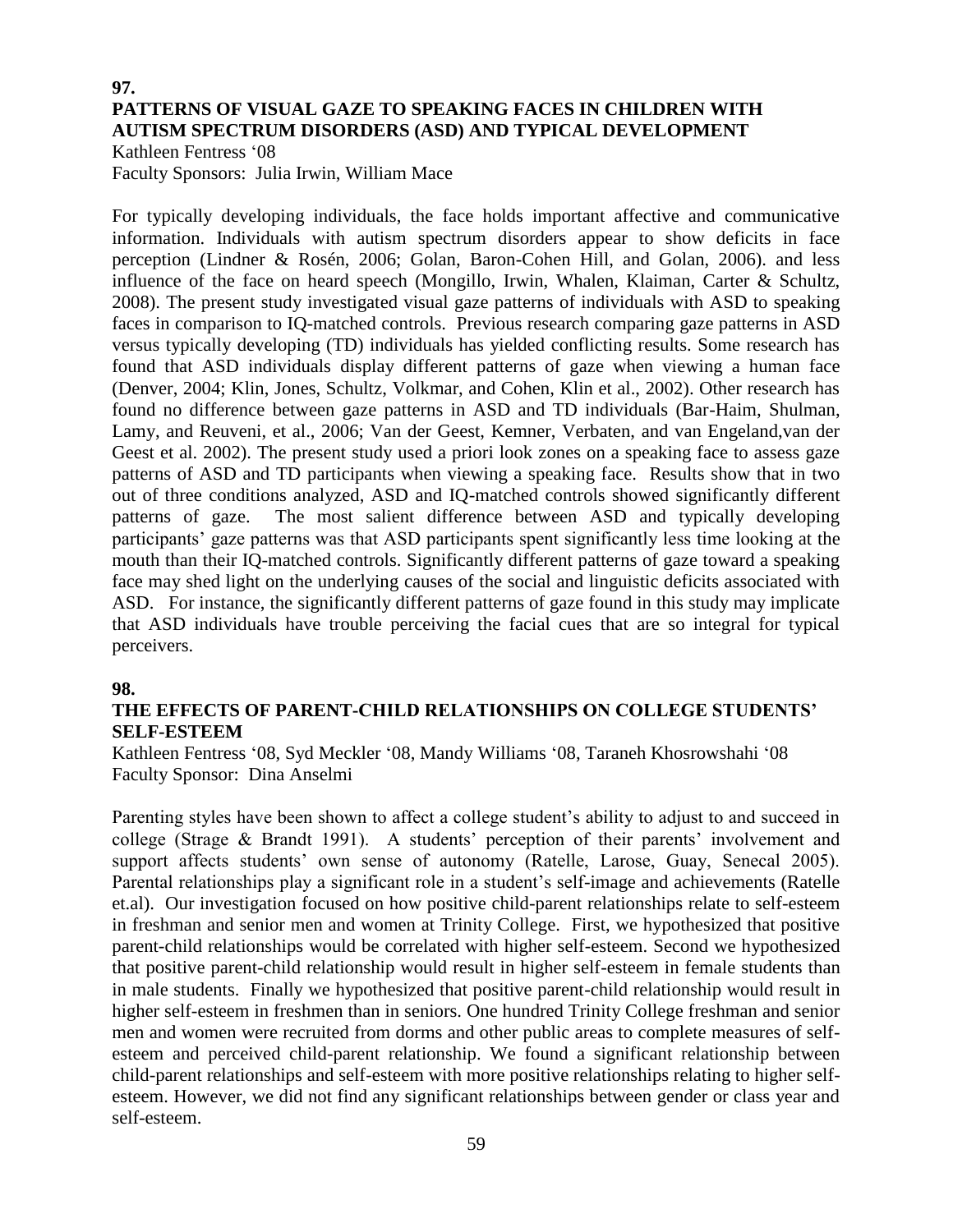**97.**

### PATTERNS OF VISUAL GAZE TO SPEAKING FACES IN CHILDREN WITH AUTISM SPECTRUM DISORDERS (ASD) AND TYPICAL DEVELOPMENT

Kathleen Fentress '08
Faculty Sponsors: Julia Irwin, William Mace

For typically developing individuals, the face holds important affective and communicative information. Individuals with autism spectrum disorders appear to show deficits in face perception (Lindner & Rosén, 2006; Golan, Baron-Cohen Hill, and Golan, 2006). and less influence of the face on heard speech (Mongillo, Irwin, Whalen, Klaiman, Carter & Schultz, 2008). The present study investigated visual gaze patterns of individuals with ASD to speaking faces in comparison to IQ-matched controls. Previous research comparing gaze patterns in ASD versus typically developing (TD) individuals has yielded conflicting results. Some research has found that ASD individuals display different patterns of gaze when viewing a human face (Denver, 2004; Klin, Jones, Schultz, Volkmar, and Cohen, Klin et al., 2002). Other research has found no difference between gaze patterns in ASD and TD individuals (Bar-Haim, Shulman, Lamy, and Reuveni, et al., 2006; Van der Geest, Kemner, Verbaten, and van Engeland,van der Geest et al. 2002). The present study used a priori look zones on a speaking face to assess gaze patterns of ASD and TD participants when viewing a speaking face. Results show that in two out of three conditions analyzed, ASD and IQ-matched controls showed significantly different patterns of gaze. The most salient difference between ASD and typically developing participants' gaze patterns was that ASD participants spent significantly less time looking at the mouth than their IQ-matched controls. Significantly different patterns of gaze toward a speaking face may shed light on the underlying causes of the social and linguistic deficits associated with ASD. For instance, the significantly different patterns of gaze found in this study may implicate that ASD individuals have trouble perceiving the facial cues that are so integral for typical perceivers.

**98.**

### THE EFFECTS OF PARENT-CHILD RELATIONSHIPS ON COLLEGE STUDENTS' SELF-ESTEEM

Kathleen Fentress '08, Syd Meckler '08, Mandy Williams '08, Taraneh Khosrowshahi '08
Faculty Sponsor: Dina Anselmi

Parenting styles have been shown to affect a college student's ability to adjust to and succeed in college (Strage & Brandt 1991). A students' perception of their parents' involvement and support affects students' own sense of autonomy (Ratelle, Larose, Guay, Senecal 2005). Parental relationships play a significant role in a student's self-image and achievements (Ratelle et.al). Our investigation focused on how positive child-parent relationships relate to self-esteem in freshman and senior men and women at Trinity College. First, we hypothesized that positive parent-child relationships would be correlated with higher self-esteem. Second we hypothesized that positive parent-child relationship would result in higher self-esteem in female students than in male students. Finally we hypothesized that positive parent-child relationship would result in higher self-esteem in freshmen than in seniors. One hundred Trinity College freshman and senior men and women were recruited from dorms and other public areas to complete measures of self-esteem and perceived child-parent relationship. We found a significant relationship between child-parent relationships and self-esteem with more positive relationships relating to higher self-esteem. However, we did not find any significant relationships between gender or class year and self-esteem.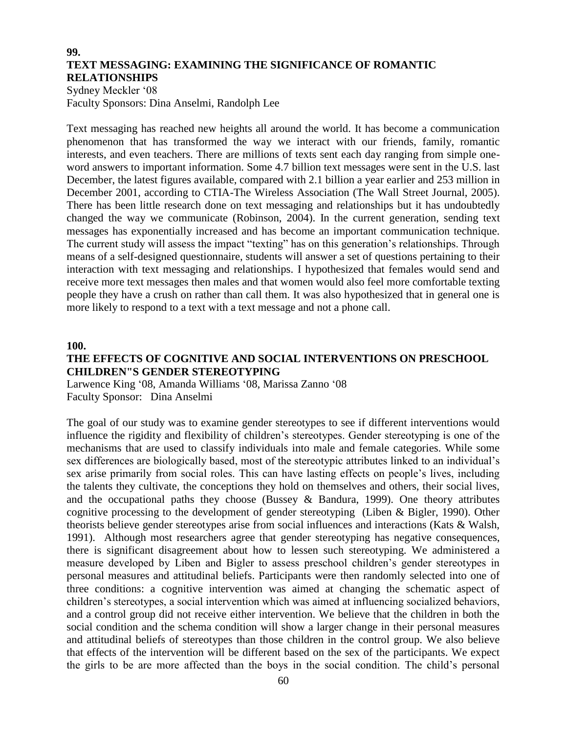**99.**
**TEXT MESSAGING: EXAMINING THE SIGNIFICANCE OF ROMANTIC RELATIONSHIPS**
Sydney Meckler '08
Faculty Sponsors: Dina Anselmi, Randolph Lee

Text messaging has reached new heights all around the world. It has become a communication phenomenon that has transformed the way we interact with our friends, family, romantic interests, and even teachers. There are millions of texts sent each day ranging from simple one-word answers to important information. Some 4.7 billion text messages were sent in the U.S. last December, the latest figures available, compared with 2.1 billion a year earlier and 253 million in December 2001, according to CTIA-The Wireless Association (The Wall Street Journal, 2005). There has been little research done on text messaging and relationships but it has undoubtedly changed the way we communicate (Robinson, 2004). In the current generation, sending text messages has exponentially increased and has become an important communication technique. The current study will assess the impact "texting" has on this generation's relationships. Through means of a self-designed questionnaire, students will answer a set of questions pertaining to their interaction with text messaging and relationships. I hypothesized that females would send and receive more text messages then males and that women would also feel more comfortable texting people they have a crush on rather than call them. It was also hypothesized that in general one is more likely to respond to a text with a text message and not a phone call.

**100.**
**THE EFFECTS OF COGNITIVE AND SOCIAL INTERVENTIONS ON PRESCHOOL CHILDREN"S GENDER STEREOTYPING**
Larwence King '08, Amanda Williams '08, Marissa Zanno '08
Faculty Sponsor: Dina Anselmi

The goal of our study was to examine gender stereotypes to see if different interventions would influence the rigidity and flexibility of children's stereotypes. Gender stereotyping is one of the mechanisms that are used to classify individuals into male and female categories. While some sex differences are biologically based, most of the stereotypic attributes linked to an individual's sex arise primarily from social roles. This can have lasting effects on people's lives, including the talents they cultivate, the conceptions they hold on themselves and others, their social lives, and the occupational paths they choose (Bussey & Bandura, 1999). One theory attributes cognitive processing to the development of gender stereotyping (Liben & Bigler, 1990). Other theorists believe gender stereotypes arise from social influences and interactions (Kats & Walsh, 1991). Although most researchers agree that gender stereotyping has negative consequences, there is significant disagreement about how to lessen such stereotyping. We administered a measure developed by Liben and Bigler to assess preschool children's gender stereotypes in personal measures and attitudinal beliefs. Participants were then randomly selected into one of three conditions: a cognitive intervention was aimed at changing the schematic aspect of children's stereotypes, a social intervention which was aimed at influencing socialized behaviors, and a control group did not receive either intervention. We believe that the children in both the social condition and the schema condition will show a larger change in their personal measures and attitudinal beliefs of stereotypes than those children in the control group. We also believe that effects of the intervention will be different based on the sex of the participants. We expect the girls to be are more affected than the boys in the social condition. The child's personal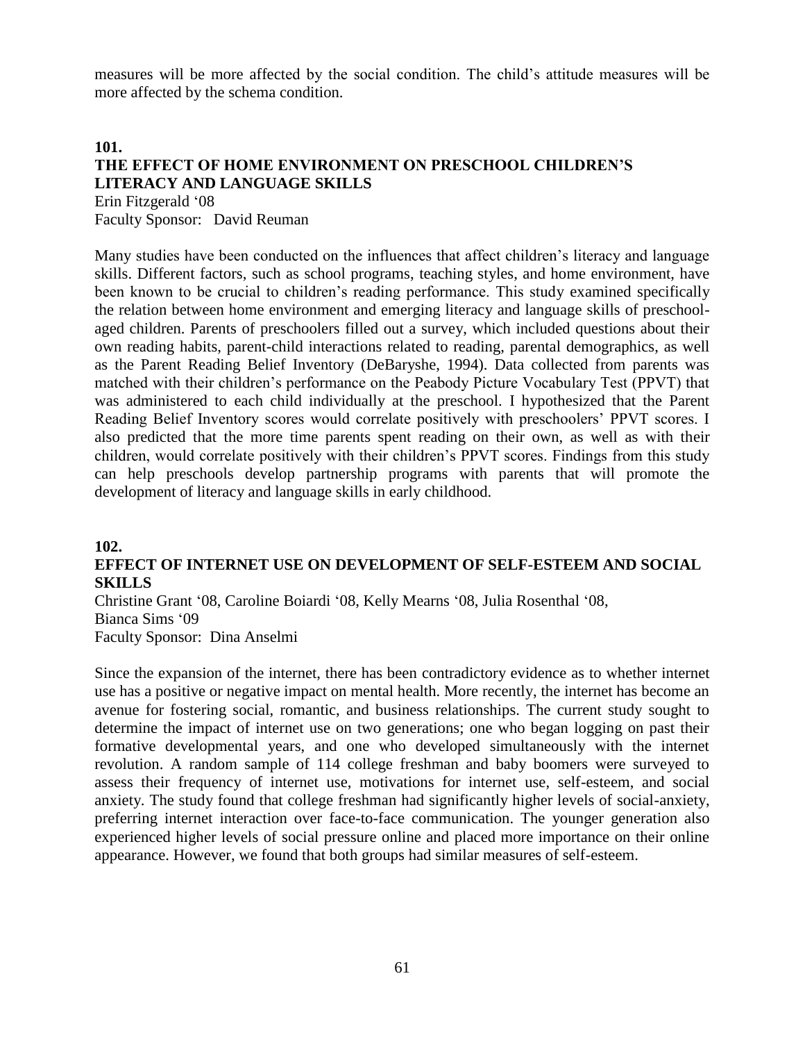measures will be more affected by the social condition. The child's attitude measures will be more affected by the schema condition.

**101.**

**THE EFFECT OF HOME ENVIRONMENT ON PRESCHOOL CHILDREN'S LITERACY AND LANGUAGE SKILLS**

Erin Fitzgerald '08
Faculty Sponsor: David Reuman

Many studies have been conducted on the influences that affect children's literacy and language skills. Different factors, such as school programs, teaching styles, and home environment, have been known to be crucial to children's reading performance. This study examined specifically the relation between home environment and emerging literacy and language skills of preschool-aged children. Parents of preschoolers filled out a survey, which included questions about their own reading habits, parent-child interactions related to reading, parental demographics, as well as the Parent Reading Belief Inventory (DeBaryshe, 1994). Data collected from parents was matched with their children's performance on the Peabody Picture Vocabulary Test (PPVT) that was administered to each child individually at the preschool. I hypothesized that the Parent Reading Belief Inventory scores would correlate positively with preschoolers' PPVT scores. I also predicted that the more time parents spent reading on their own, as well as with their children, would correlate positively with their children's PPVT scores. Findings from this study can help preschools develop partnership programs with parents that will promote the development of literacy and language skills in early childhood.

**102.**

**EFFECT OF INTERNET USE ON DEVELOPMENT OF SELF-ESTEEM AND SOCIAL SKILLS**

Christine Grant '08, Caroline Boiardi '08, Kelly Mearns '08, Julia Rosenthal '08, Bianca Sims '09
Faculty Sponsor: Dina Anselmi

Since the expansion of the internet, there has been contradictory evidence as to whether internet use has a positive or negative impact on mental health. More recently, the internet has become an avenue for fostering social, romantic, and business relationships. The current study sought to determine the impact of internet use on two generations; one who began logging on past their formative developmental years, and one who developed simultaneously with the internet revolution. A random sample of 114 college freshman and baby boomers were surveyed to assess their frequency of internet use, motivations for internet use, self-esteem, and social anxiety. The study found that college freshman had significantly higher levels of social-anxiety, preferring internet interaction over face-to-face communication. The younger generation also experienced higher levels of social pressure online and placed more importance on their online appearance. However, we found that both groups had similar measures of self-esteem.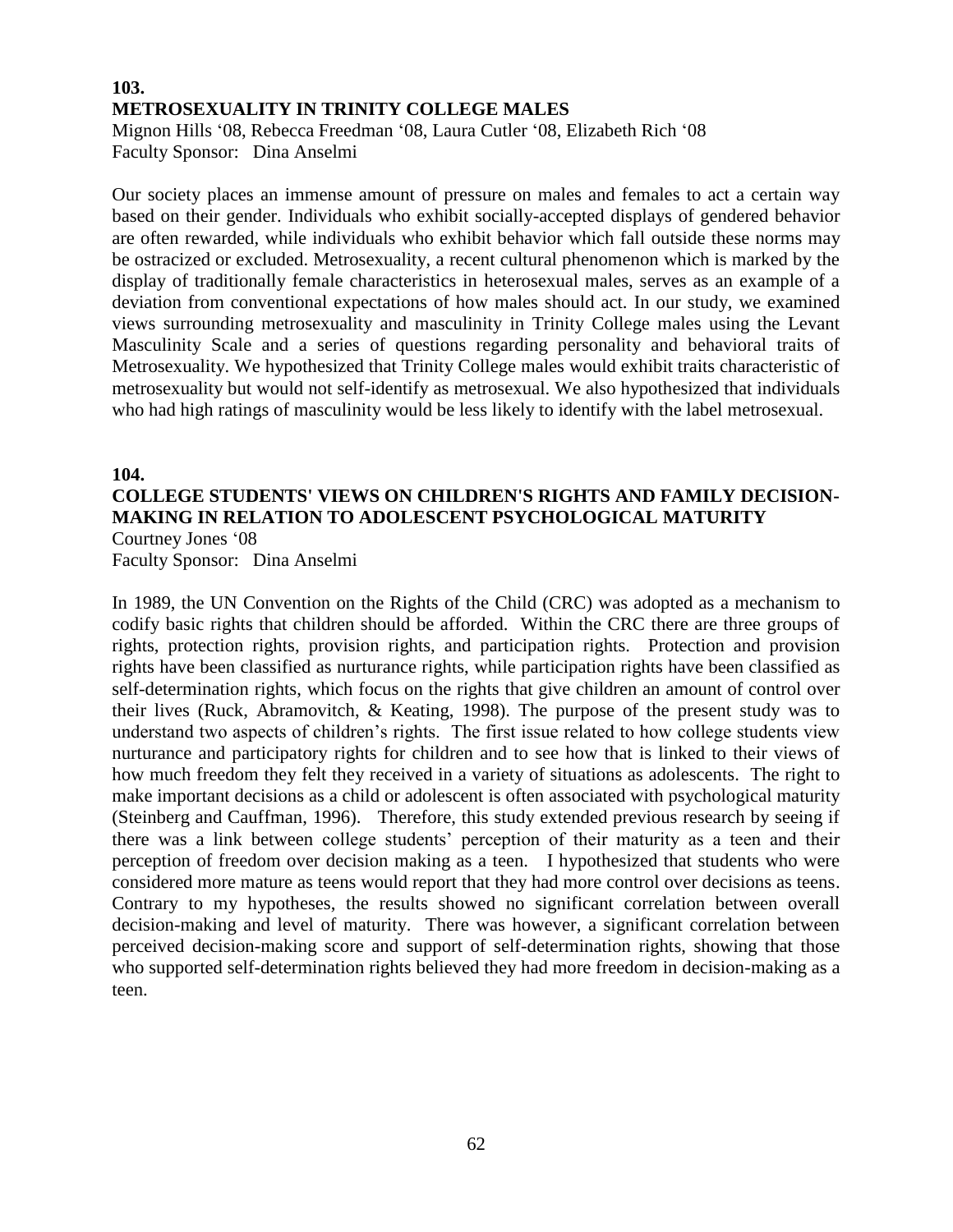**103.**
**METROSEXUALITY IN TRINITY COLLEGE MALES**
Mignon Hills '08, Rebecca Freedman '08, Laura Cutler '08, Elizabeth Rich '08
Faculty Sponsor: Dina Anselmi

Our society places an immense amount of pressure on males and females to act a certain way based on their gender. Individuals who exhibit socially-accepted displays of gendered behavior are often rewarded, while individuals who exhibit behavior which fall outside these norms may be ostracized or excluded. Metrosexuality, a recent cultural phenomenon which is marked by the display of traditionally female characteristics in heterosexual males, serves as an example of a deviation from conventional expectations of how males should act. In our study, we examined views surrounding metrosexuality and masculinity in Trinity College males using the Levant Masculinity Scale and a series of questions regarding personality and behavioral traits of Metrosexuality. We hypothesized that Trinity College males would exhibit traits characteristic of metrosexuality but would not self-identify as metrosexual. We also hypothesized that individuals who had high ratings of masculinity would be less likely to identify with the label metrosexual.

**104.**
**COLLEGE STUDENTS' VIEWS ON CHILDREN'S RIGHTS AND FAMILY DECISION-MAKING IN RELATION TO ADOLESCENT PSYCHOLOGICAL MATURITY**
Courtney Jones '08
Faculty Sponsor: Dina Anselmi

In 1989, the UN Convention on the Rights of the Child (CRC) was adopted as a mechanism to codify basic rights that children should be afforded. Within the CRC there are three groups of rights, protection rights, provision rights, and participation rights. Protection and provision rights have been classified as nurturance rights, while participation rights have been classified as self-determination rights, which focus on the rights that give children an amount of control over their lives (Ruck, Abramovitch, & Keating, 1998). The purpose of the present study was to understand two aspects of children's rights. The first issue related to how college students view nurturance and participatory rights for children and to see how that is linked to their views of how much freedom they felt they received in a variety of situations as adolescents. The right to make important decisions as a child or adolescent is often associated with psychological maturity (Steinberg and Cauffman, 1996). Therefore, this study extended previous research by seeing if there was a link between college students' perception of their maturity as a teen and their perception of freedom over decision making as a teen. I hypothesized that students who were considered more mature as teens would report that they had more control over decisions as teens. Contrary to my hypotheses, the results showed no significant correlation between overall decision-making and level of maturity. There was however, a significant correlation between perceived decision-making score and support of self-determination rights, showing that those who supported self-determination rights believed they had more freedom in decision-making as a teen.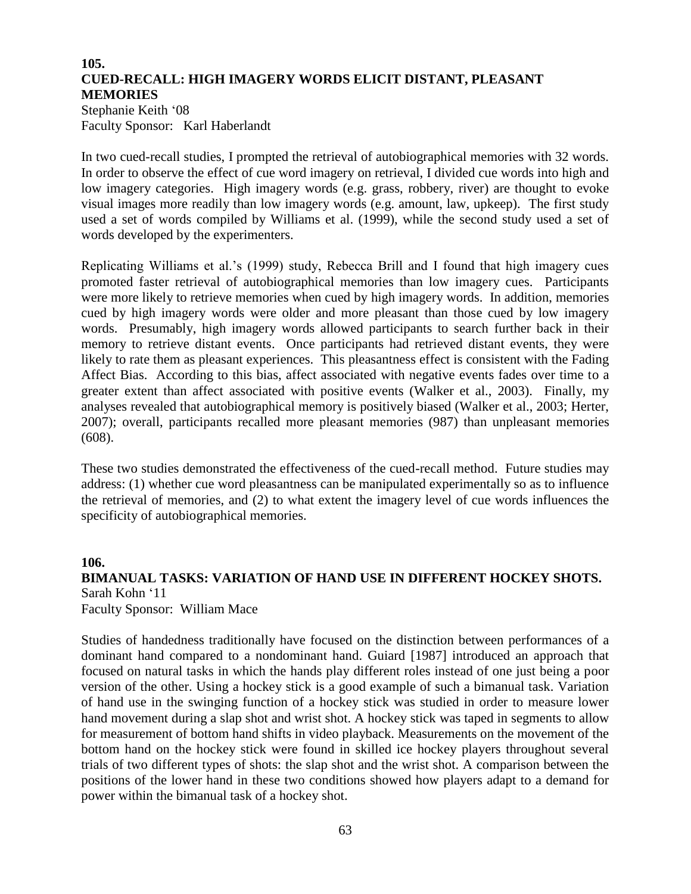## 105.
## CUED-RECALL: HIGH IMAGERY WORDS ELICIT DISTANT, PLEASANT MEMORIES

Stephanie Keith '08
Faculty Sponsor: Karl Haberlandt

In two cued-recall studies, I prompted the retrieval of autobiographical memories with 32 words. In order to observe the effect of cue word imagery on retrieval, I divided cue words into high and low imagery categories. High imagery words (e.g. grass, robbery, river) are thought to evoke visual images more readily than low imagery words (e.g. amount, law, upkeep). The first study used a set of words compiled by Williams et al. (1999), while the second study used a set of words developed by the experimenters.

Replicating Williams et al.'s (1999) study, Rebecca Brill and I found that high imagery cues promoted faster retrieval of autobiographical memories than low imagery cues. Participants were more likely to retrieve memories when cued by high imagery words. In addition, memories cued by high imagery words were older and more pleasant than those cued by low imagery words. Presumably, high imagery words allowed participants to search further back in their memory to retrieve distant events. Once participants had retrieved distant events, they were likely to rate them as pleasant experiences. This pleasantness effect is consistent with the Fading Affect Bias. According to this bias, affect associated with negative events fades over time to a greater extent than affect associated with positive events (Walker et al., 2003). Finally, my analyses revealed that autobiographical memory is positively biased (Walker et al., 2003; Herter, 2007); overall, participants recalled more pleasant memories (987) than unpleasant memories (608).

These two studies demonstrated the effectiveness of the cued-recall method. Future studies may address: (1) whether cue word pleasantness can be manipulated experimentally so as to influence the retrieval of memories, and (2) to what extent the imagery level of cue words influences the specificity of autobiographical memories.

## 106.
## BIMANUAL TASKS: VARIATION OF HAND USE IN DIFFERENT HOCKEY SHOTS.

Sarah Kohn '11
Faculty Sponsor: William Mace

Studies of handedness traditionally have focused on the distinction between performances of a dominant hand compared to a nondominant hand. Guiard [1987] introduced an approach that focused on natural tasks in which the hands play different roles instead of one just being a poor version of the other. Using a hockey stick is a good example of such a bimanual task. Variation of hand use in the swinging function of a hockey stick was studied in order to measure lower hand movement during a slap shot and wrist shot. A hockey stick was taped in segments to allow for measurement of bottom hand shifts in video playback. Measurements on the movement of the bottom hand on the hockey stick were found in skilled ice hockey players throughout several trials of two different types of shots: the slap shot and the wrist shot. A comparison between the positions of the lower hand in these two conditions showed how players adapt to a demand for power within the bimanual task of a hockey shot.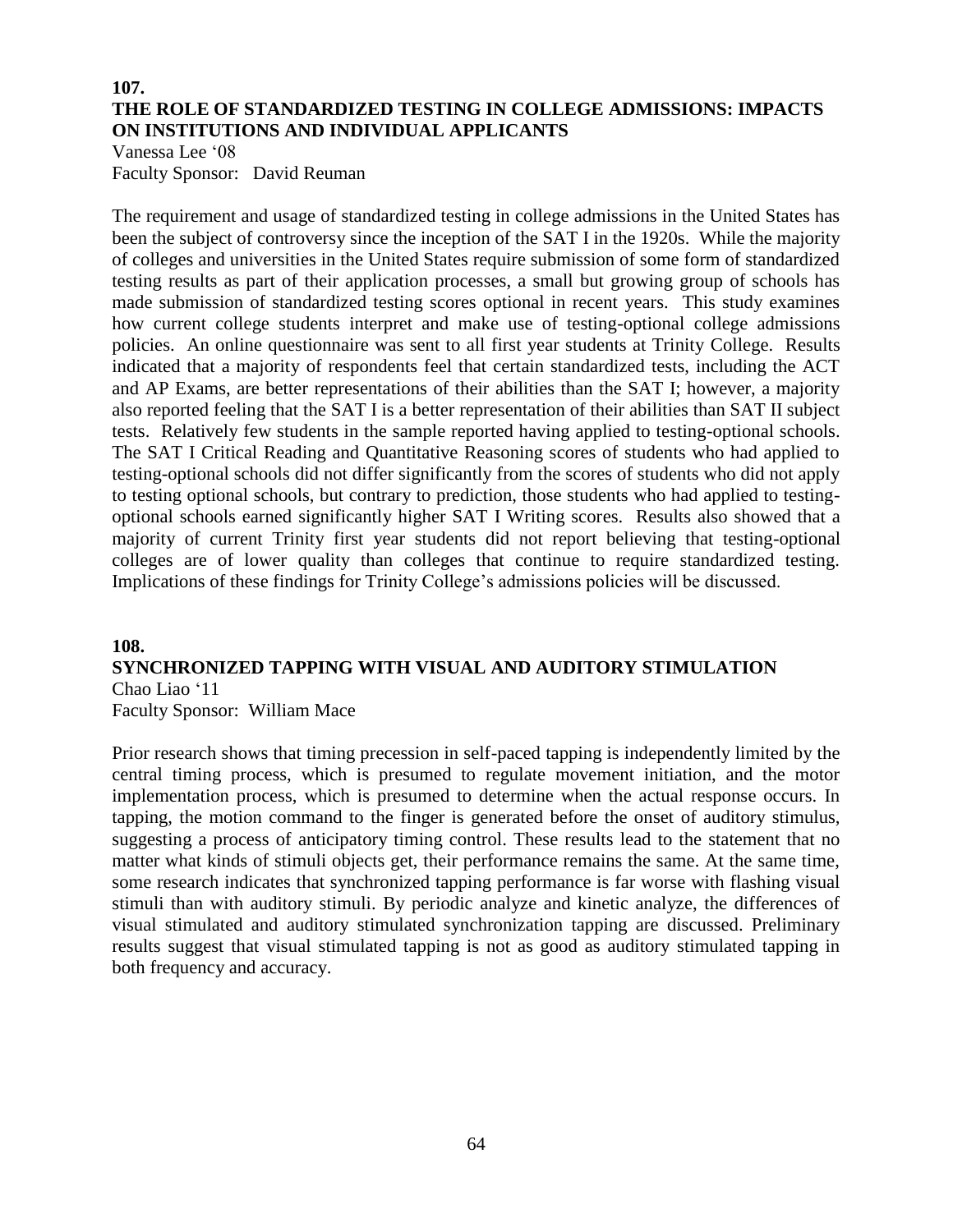**107.**

## THE ROLE OF STANDARDIZED TESTING IN COLLEGE ADMISSIONS: IMPACTS ON INSTITUTIONS AND INDIVIDUAL APPLICANTS

Vanessa Lee '08
Faculty Sponsor: David Reuman

The requirement and usage of standardized testing in college admissions in the United States has been the subject of controversy since the inception of the SAT I in the 1920s. While the majority of colleges and universities in the United States require submission of some form of standardized testing results as part of their application processes, a small but growing group of schools has made submission of standardized testing scores optional in recent years. This study examines how current college students interpret and make use of testing-optional college admissions policies. An online questionnaire was sent to all first year students at Trinity College. Results indicated that a majority of respondents feel that certain standardized tests, including the ACT and AP Exams, are better representations of their abilities than the SAT I; however, a majority also reported feeling that the SAT I is a better representation of their abilities than SAT II subject tests. Relatively few students in the sample reported having applied to testing-optional schools. The SAT I Critical Reading and Quantitative Reasoning scores of students who had applied to testing-optional schools did not differ significantly from the scores of students who did not apply to testing optional schools, but contrary to prediction, those students who had applied to testing-optional schools earned significantly higher SAT I Writing scores. Results also showed that a majority of current Trinity first year students did not report believing that testing-optional colleges are of lower quality than colleges that continue to require standardized testing. Implications of these findings for Trinity College's admissions policies will be discussed.

**108.**

## SYNCHRONIZED TAPPING WITH VISUAL AND AUDITORY STIMULATION

Chao Liao '11
Faculty Sponsor: William Mace

Prior research shows that timing precession in self-paced tapping is independently limited by the central timing process, which is presumed to regulate movement initiation, and the motor implementation process, which is presumed to determine when the actual response occurs. In tapping, the motion command to the finger is generated before the onset of auditory stimulus, suggesting a process of anticipatory timing control. These results lead to the statement that no matter what kinds of stimuli objects get, their performance remains the same. At the same time, some research indicates that synchronized tapping performance is far worse with flashing visual stimuli than with auditory stimuli. By periodic analyze and kinetic analyze, the differences of visual stimulated and auditory stimulated synchronization tapping are discussed. Preliminary results suggest that visual stimulated tapping is not as good as auditory stimulated tapping in both frequency and accuracy.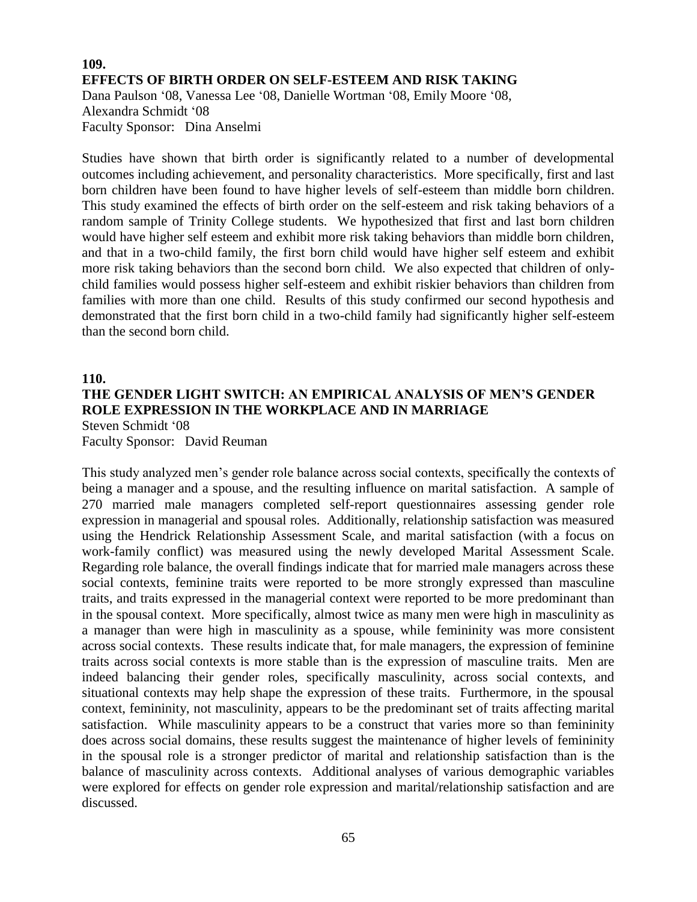## 109.

### EFFECTS OF BIRTH ORDER ON SELF-ESTEEM AND RISK TAKING

Dana Paulson '08, Vanessa Lee '08, Danielle Wortman '08, Emily Moore '08, Alexandra Schmidt '08
Faculty Sponsor: Dina Anselmi

Studies have shown that birth order is significantly related to a number of developmental outcomes including achievement, and personality characteristics. More specifically, first and last born children have been found to have higher levels of self-esteem than middle born children. This study examined the effects of birth order on the self-esteem and risk taking behaviors of a random sample of Trinity College students. We hypothesized that first and last born children would have higher self esteem and exhibit more risk taking behaviors than middle born children, and that in a two-child family, the first born child would have higher self esteem and exhibit more risk taking behaviors than the second born child. We also expected that children of only-child families would possess higher self-esteem and exhibit riskier behaviors than children from families with more than one child. Results of this study confirmed our second hypothesis and demonstrated that the first born child in a two-child family had significantly higher self-esteem than the second born child.

## 110.

### THE GENDER LIGHT SWITCH: AN EMPIRICAL ANALYSIS OF MEN'S GENDER ROLE EXPRESSION IN THE WORKPLACE AND IN MARRIAGE

Steven Schmidt '08
Faculty Sponsor: David Reuman

This study analyzed men's gender role balance across social contexts, specifically the contexts of being a manager and a spouse, and the resulting influence on marital satisfaction. A sample of 270 married male managers completed self-report questionnaires assessing gender role expression in managerial and spousal roles. Additionally, relationship satisfaction was measured using the Hendrick Relationship Assessment Scale, and marital satisfaction (with a focus on work-family conflict) was measured using the newly developed Marital Assessment Scale. Regarding role balance, the overall findings indicate that for married male managers across these social contexts, feminine traits were reported to be more strongly expressed than masculine traits, and traits expressed in the managerial context were reported to be more predominant than in the spousal context. More specifically, almost twice as many men were high in masculinity as a manager than were high in masculinity as a spouse, while femininity was more consistent across social contexts. These results indicate that, for male managers, the expression of feminine traits across social contexts is more stable than is the expression of masculine traits. Men are indeed balancing their gender roles, specifically masculinity, across social contexts, and situational contexts may help shape the expression of these traits. Furthermore, in the spousal context, femininity, not masculinity, appears to be the predominant set of traits affecting marital satisfaction. While masculinity appears to be a construct that varies more so than femininity does across social domains, these results suggest the maintenance of higher levels of femininity in the spousal role is a stronger predictor of marital and relationship satisfaction than is the balance of masculinity across contexts. Additional analyses of various demographic variables were explored for effects on gender role expression and marital/relationship satisfaction and are discussed.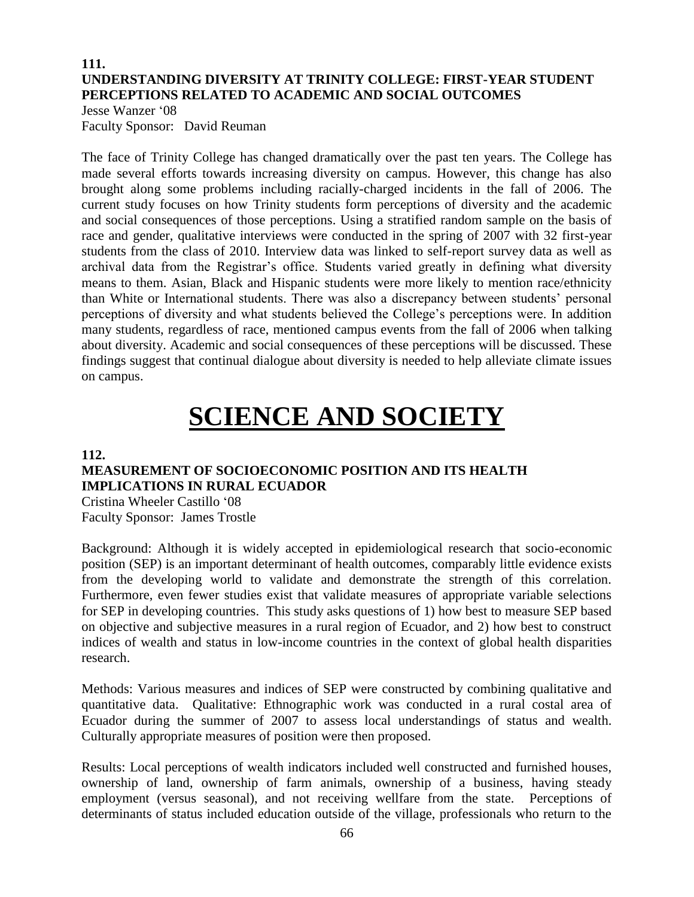**111.**

**UNDERSTANDING DIVERSITY AT TRINITY COLLEGE: FIRST-YEAR STUDENT PERCEPTIONS RELATED TO ACADEMIC AND SOCIAL OUTCOMES**

Jesse Wanzer '08
Faculty Sponsor: David Reuman

The face of Trinity College has changed dramatically over the past ten years. The College has made several efforts towards increasing diversity on campus. However, this change has also brought along some problems including racially-charged incidents in the fall of 2006. The current study focuses on how Trinity students form perceptions of diversity and the academic and social consequences of those perceptions. Using a stratified random sample on the basis of race and gender, qualitative interviews were conducted in the spring of 2007 with 32 first-year students from the class of 2010. Interview data was linked to self-report survey data as well as archival data from the Registrar's office. Students varied greatly in defining what diversity means to them. Asian, Black and Hispanic students were more likely to mention race/ethnicity than White or International students. There was also a discrepancy between students' personal perceptions of diversity and what students believed the College's perceptions were. In addition many students, regardless of race, mentioned campus events from the fall of 2006 when talking about diversity. Academic and social consequences of these perceptions will be discussed. These findings suggest that continual dialogue about diversity is needed to help alleviate climate issues on campus.

# SCIENCE AND SOCIETY

**112.**

**MEASUREMENT OF SOCIOECONOMIC POSITION AND ITS HEALTH IMPLICATIONS IN RURAL ECUADOR**

Cristina Wheeler Castillo '08
Faculty Sponsor: James Trostle

Background: Although it is widely accepted in epidemiological research that socio-economic position (SEP) is an important determinant of health outcomes, comparably little evidence exists from the developing world to validate and demonstrate the strength of this correlation. Furthermore, even fewer studies exist that validate measures of appropriate variable selections for SEP in developing countries. This study asks questions of 1) how best to measure SEP based on objective and subjective measures in a rural region of Ecuador, and 2) how best to construct indices of wealth and status in low-income countries in the context of global health disparities research.

Methods: Various measures and indices of SEP were constructed by combining qualitative and quantitative data. Qualitative: Ethnographic work was conducted in a rural costal area of Ecuador during the summer of 2007 to assess local understandings of status and wealth. Culturally appropriate measures of position were then proposed.

Results: Local perceptions of wealth indicators included well constructed and furnished houses, ownership of land, ownership of farm animals, ownership of a business, having steady employment (versus seasonal), and not receiving wellfare from the state. Perceptions of determinants of status included education outside of the village, professionals who return to the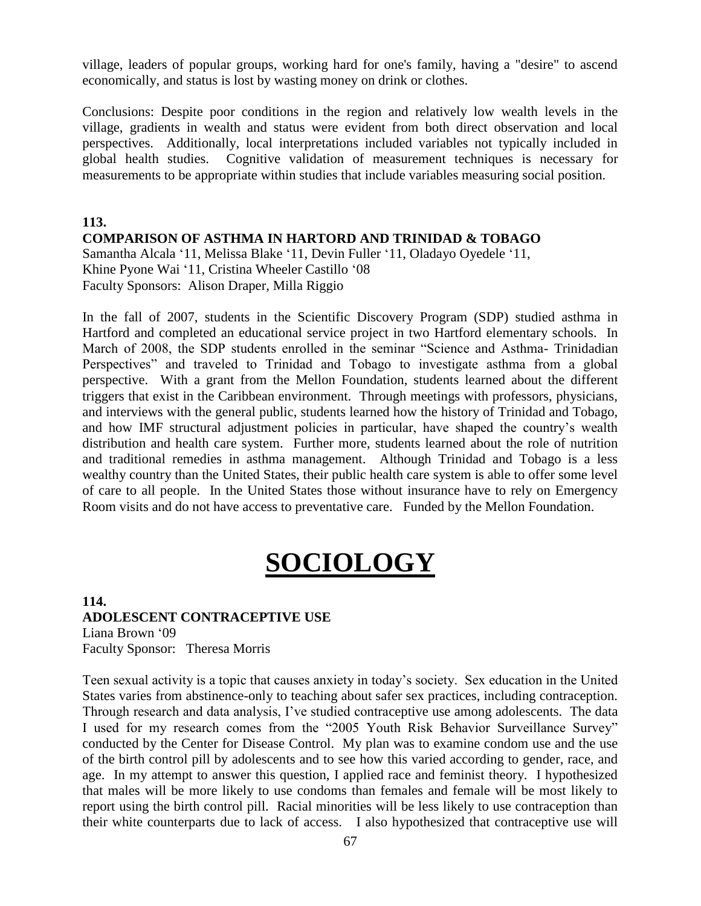village, leaders of popular groups, working hard for one's family, having a "desire" to ascend economically, and status is lost by wasting money on drink or clothes.

Conclusions: Despite poor conditions in the region and relatively low wealth levels in the village, gradients in wealth and status were evident from both direct observation and local perspectives. Additionally, local interpretations included variables not typically included in global health studies. Cognitive validation of measurement techniques is necessary for measurements to be appropriate within studies that include variables measuring social position.

**113.**
**COMPARISON OF ASTHMA IN HARTORD AND TRINIDAD & TOBAGO**
Samantha Alcala '11, Melissa Blake '11, Devin Fuller '11, Oladayo Oyedele '11, Khine Pyone Wai '11, Cristina Wheeler Castillo '08
Faculty Sponsors: Alison Draper, Milla Riggio

In the fall of 2007, students in the Scientific Discovery Program (SDP) studied asthma in Hartford and completed an educational service project in two Hartford elementary schools. In March of 2008, the SDP students enrolled in the seminar "Science and Asthma- Trinidadian Perspectives" and traveled to Trinidad and Tobago to investigate asthma from a global perspective. With a grant from the Mellon Foundation, students learned about the different triggers that exist in the Caribbean environment. Through meetings with professors, physicians, and interviews with the general public, students learned how the history of Trinidad and Tobago, and how IMF structural adjustment policies in particular, have shaped the country's wealth distribution and health care system. Further more, students learned about the role of nutrition and traditional remedies in asthma management. Although Trinidad and Tobago is a less wealthy country than the United States, their public health care system is able to offer some level of care to all people. In the United States those without insurance have to rely on Emergency Room visits and do not have access to preventative care. Funded by the Mellon Foundation.

# SOCIOLOGY

**114.**
**ADOLESCENT CONTRACEPTIVE USE**
Liana Brown '09
Faculty Sponsor: Theresa Morris

Teen sexual activity is a topic that causes anxiety in today's society. Sex education in the United States varies from abstinence-only to teaching about safer sex practices, including contraception. Through research and data analysis, I've studied contraceptive use among adolescents. The data I used for my research comes from the "2005 Youth Risk Behavior Surveillance Survey" conducted by the Center for Disease Control. My plan was to examine condom use and the use of the birth control pill by adolescents and to see how this varied according to gender, race, and age. In my attempt to answer this question, I applied race and feminist theory. I hypothesized that males will be more likely to use condoms than females and female will be most likely to report using the birth control pill. Racial minorities will be less likely to use contraception than their white counterparts due to lack of access. I also hypothesized that contraceptive use will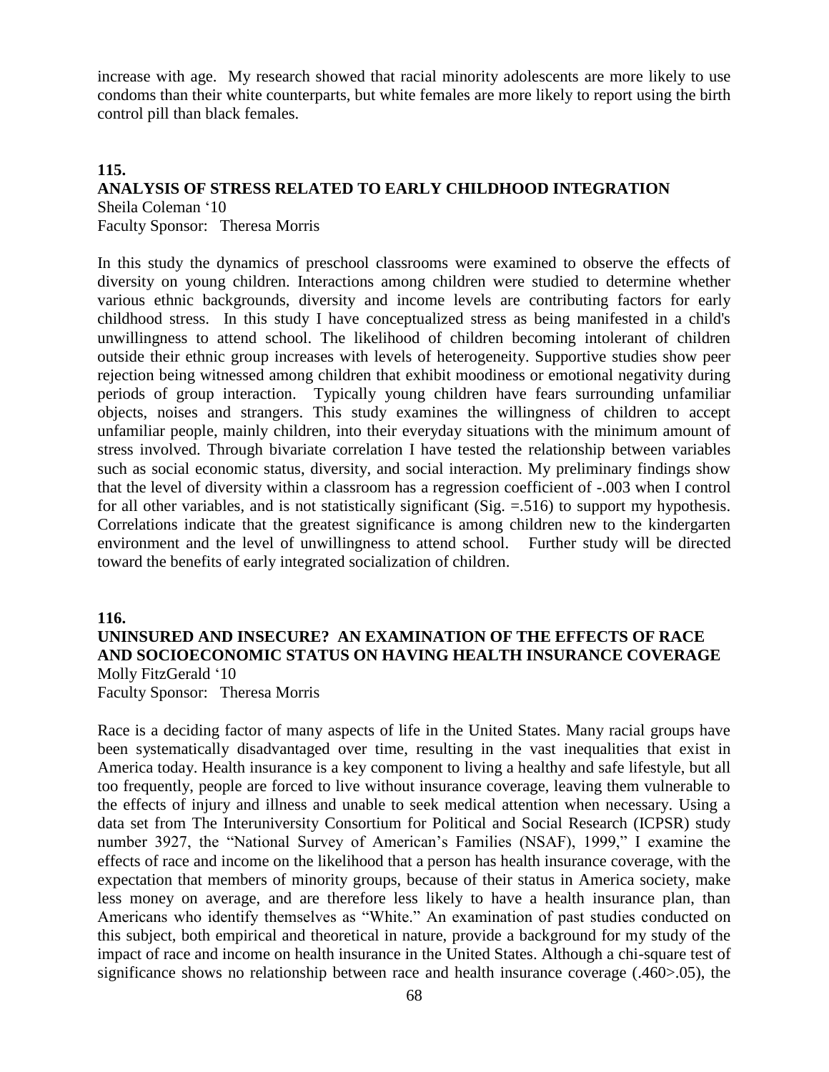increase with age. My research showed that racial minority adolescents are more likely to use condoms than their white counterparts, but white females are more likely to report using the birth control pill than black females.

## 115.

## ANALYSIS OF STRESS RELATED TO EARLY CHILDHOOD INTEGRATION

Sheila Coleman '10
Faculty Sponsor: Theresa Morris

In this study the dynamics of preschool classrooms were examined to observe the effects of diversity on young children. Interactions among children were studied to determine whether various ethnic backgrounds, diversity and income levels are contributing factors for early childhood stress. In this study I have conceptualized stress as being manifested in a child's unwillingness to attend school. The likelihood of children becoming intolerant of children outside their ethnic group increases with levels of heterogeneity. Supportive studies show peer rejection being witnessed among children that exhibit moodiness or emotional negativity during periods of group interaction. Typically young children have fears surrounding unfamiliar objects, noises and strangers. This study examines the willingness of children to accept unfamiliar people, mainly children, into their everyday situations with the minimum amount of stress involved. Through bivariate correlation I have tested the relationship between variables such as social economic status, diversity, and social interaction. My preliminary findings show that the level of diversity within a classroom has a regression coefficient of -.003 when I control for all other variables, and is not statistically significant (Sig. =.516) to support my hypothesis. Correlations indicate that the greatest significance is among children new to the kindergarten environment and the level of unwillingness to attend school. Further study will be directed toward the benefits of early integrated socialization of children.

## 116.

## UNINSURED AND INSECURE? AN EXAMINATION OF THE EFFECTS OF RACE AND SOCIOECONOMIC STATUS ON HAVING HEALTH INSURANCE COVERAGE

Molly FitzGerald '10
Faculty Sponsor: Theresa Morris

Race is a deciding factor of many aspects of life in the United States. Many racial groups have been systematically disadvantaged over time, resulting in the vast inequalities that exist in America today. Health insurance is a key component to living a healthy and safe lifestyle, but all too frequently, people are forced to live without insurance coverage, leaving them vulnerable to the effects of injury and illness and unable to seek medical attention when necessary. Using a data set from The Interuniversity Consortium for Political and Social Research (ICPSR) study number 3927, the "National Survey of American's Families (NSAF), 1999," I examine the effects of race and income on the likelihood that a person has health insurance coverage, with the expectation that members of minority groups, because of their status in America society, make less money on average, and are therefore less likely to have a health insurance plan, than Americans who identify themselves as "White." An examination of past studies conducted on this subject, both empirical and theoretical in nature, provide a background for my study of the impact of race and income on health insurance in the United States. Although a chi-square test of significance shows no relationship between race and health insurance coverage (.460>.05), the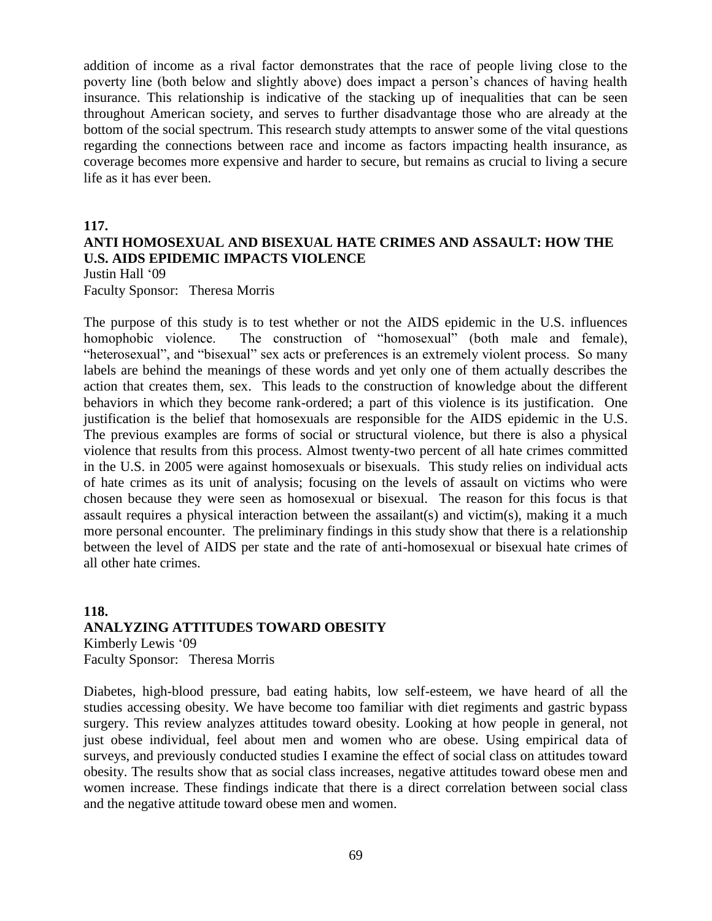addition of income as a rival factor demonstrates that the race of people living close to the poverty line (both below and slightly above) does impact a person's chances of having health insurance. This relationship is indicative of the stacking up of inequalities that can be seen throughout American society, and serves to further disadvantage those who are already at the bottom of the social spectrum. This research study attempts to answer some of the vital questions regarding the connections between race and income as factors impacting health insurance, as coverage becomes more expensive and harder to secure, but remains as crucial to living a secure life as it has ever been.

**117.**

**ANTI HOMOSEXUAL AND BISEXUAL HATE CRIMES AND ASSAULT: HOW THE U.S. AIDS EPIDEMIC IMPACTS VIOLENCE**

Justin Hall '09
Faculty Sponsor: Theresa Morris

The purpose of this study is to test whether or not the AIDS epidemic in the U.S. influences homophobic violence. The construction of "homosexual" (both male and female), "heterosexual", and "bisexual" sex acts or preferences is an extremely violent process. So many labels are behind the meanings of these words and yet only one of them actually describes the action that creates them, sex. This leads to the construction of knowledge about the different behaviors in which they become rank-ordered; a part of this violence is its justification. One justification is the belief that homosexuals are responsible for the AIDS epidemic in the U.S. The previous examples are forms of social or structural violence, but there is also a physical violence that results from this process. Almost twenty-two percent of all hate crimes committed in the U.S. in 2005 were against homosexuals or bisexuals. This study relies on individual acts of hate crimes as its unit of analysis; focusing on the levels of assault on victims who were chosen because they were seen as homosexual or bisexual. The reason for this focus is that assault requires a physical interaction between the assailant(s) and victim(s), making it a much more personal encounter. The preliminary findings in this study show that there is a relationship between the level of AIDS per state and the rate of anti-homosexual or bisexual hate crimes of all other hate crimes.

**118.**

**ANALYZING ATTITUDES TOWARD OBESITY**

Kimberly Lewis '09
Faculty Sponsor: Theresa Morris

Diabetes, high-blood pressure, bad eating habits, low self-esteem, we have heard of all the studies accessing obesity. We have become too familiar with diet regiments and gastric bypass surgery. This review analyzes attitudes toward obesity. Looking at how people in general, not just obese individual, feel about men and women who are obese. Using empirical data of surveys, and previously conducted studies I examine the effect of social class on attitudes toward obesity. The results show that as social class increases, negative attitudes toward obese men and women increase. These findings indicate that there is a direct correlation between social class and the negative attitude toward obese men and women.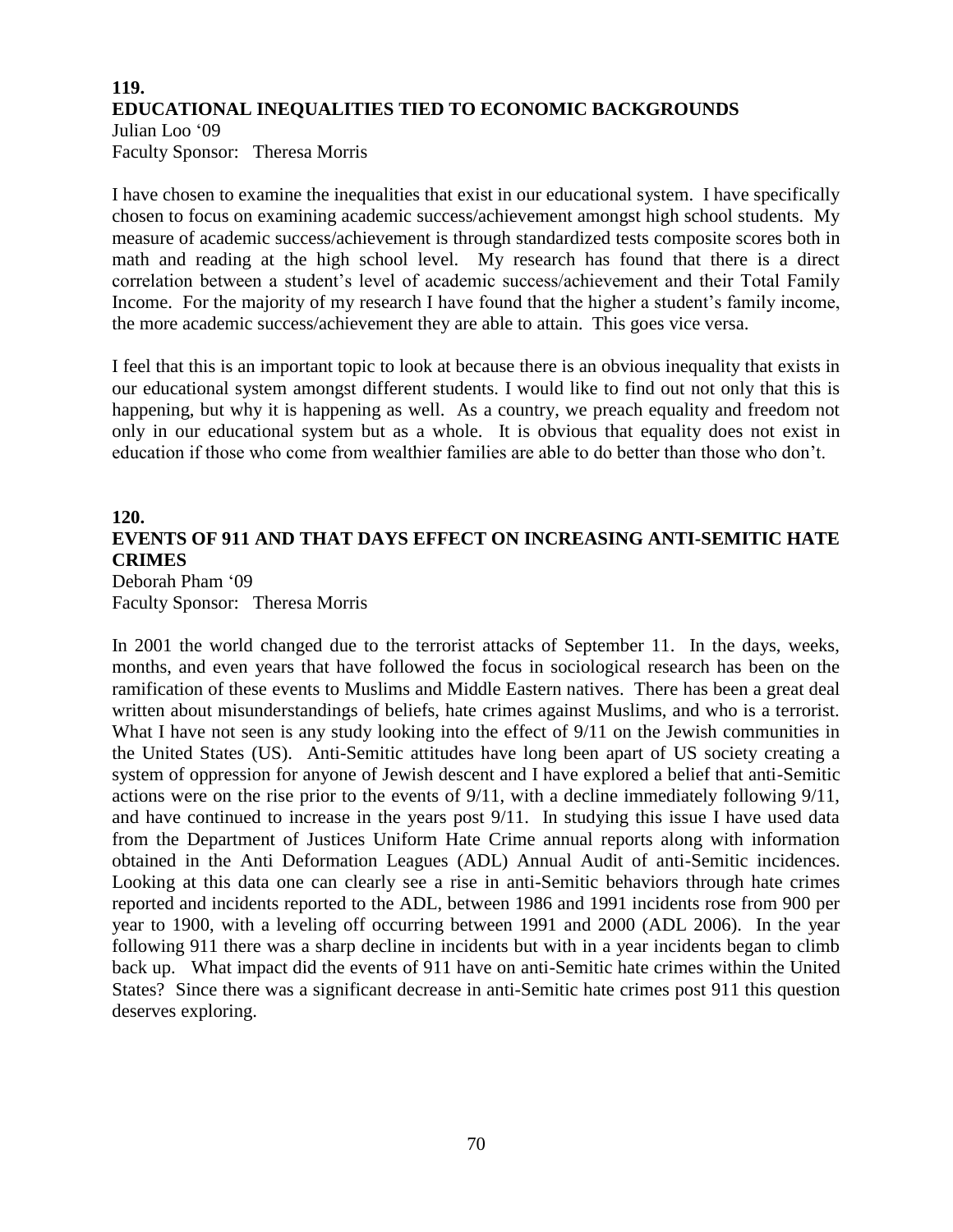## 119.
## EDUCATIONAL INEQUALITIES TIED TO ECONOMIC BACKGROUNDS

Julian Loo '09
Faculty Sponsor: Theresa Morris

I have chosen to examine the inequalities that exist in our educational system. I have specifically chosen to focus on examining academic success/achievement amongst high school students. My measure of academic success/achievement is through standardized tests composite scores both in math and reading at the high school level. My research has found that there is a direct correlation between a student's level of academic success/achievement and their Total Family Income. For the majority of my research I have found that the higher a student's family income, the more academic success/achievement they are able to attain. This goes vice versa.

I feel that this is an important topic to look at because there is an obvious inequality that exists in our educational system amongst different students. I would like to find out not only that this is happening, but why it is happening as well. As a country, we preach equality and freedom not only in our educational system but as a whole. It is obvious that equality does not exist in education if those who come from wealthier families are able to do better than those who don't.

## 120.
## EVENTS OF 911 AND THAT DAYS EFFECT ON INCREASING ANTI-SEMITIC HATE CRIMES

Deborah Pham '09
Faculty Sponsor: Theresa Morris

In 2001 the world changed due to the terrorist attacks of September 11. In the days, weeks, months, and even years that have followed the focus in sociological research has been on the ramification of these events to Muslims and Middle Eastern natives. There has been a great deal written about misunderstandings of beliefs, hate crimes against Muslims, and who is a terrorist. What I have not seen is any study looking into the effect of 9/11 on the Jewish communities in the United States (US). Anti-Semitic attitudes have long been apart of US society creating a system of oppression for anyone of Jewish descent and I have explored a belief that anti-Semitic actions were on the rise prior to the events of 9/11, with a decline immediately following 9/11, and have continued to increase in the years post 9/11. In studying this issue I have used data from the Department of Justices Uniform Hate Crime annual reports along with information obtained in the Anti Deformation Leagues (ADL) Annual Audit of anti-Semitic incidences. Looking at this data one can clearly see a rise in anti-Semitic behaviors through hate crimes reported and incidents reported to the ADL, between 1986 and 1991 incidents rose from 900 per year to 1900, with a leveling off occurring between 1991 and 2000 (ADL 2006). In the year following 911 there was a sharp decline in incidents but with in a year incidents began to climb back up. What impact did the events of 911 have on anti-Semitic hate crimes within the United States? Since there was a significant decrease in anti-Semitic hate crimes post 911 this question deserves exploring.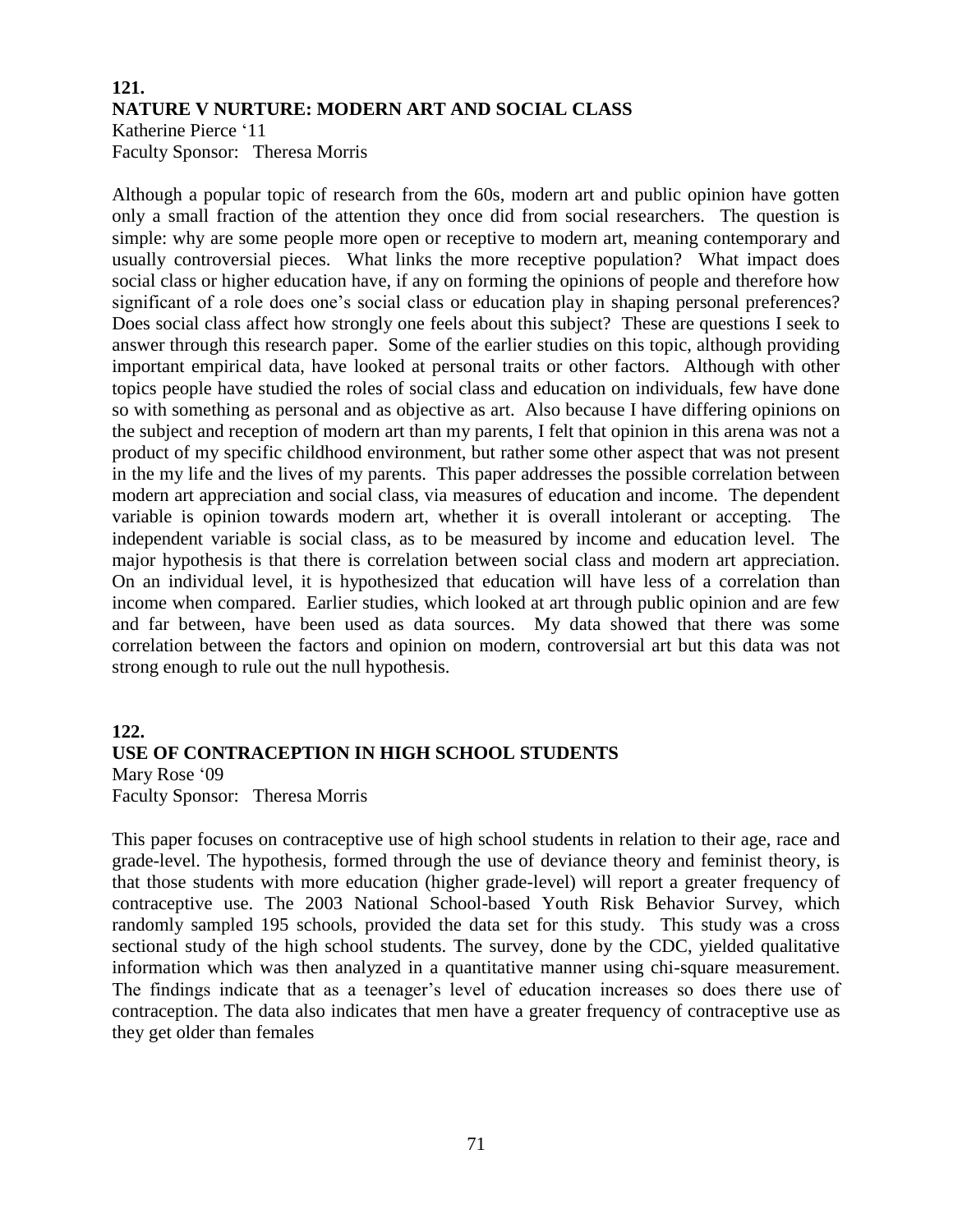## 121.
## NATURE V NURTURE: MODERN ART AND SOCIAL CLASS

Katherine Pierce '11
Faculty Sponsor: Theresa Morris

Although a popular topic of research from the 60s, modern art and public opinion have gotten only a small fraction of the attention they once did from social researchers. The question is simple: why are some people more open or receptive to modern art, meaning contemporary and usually controversial pieces. What links the more receptive population? What impact does social class or higher education have, if any on forming the opinions of people and therefore how significant of a role does one's social class or education play in shaping personal preferences? Does social class affect how strongly one feels about this subject? These are questions I seek to answer through this research paper. Some of the earlier studies on this topic, although providing important empirical data, have looked at personal traits or other factors. Although with other topics people have studied the roles of social class and education on individuals, few have done so with something as personal and as objective as art. Also because I have differing opinions on the subject and reception of modern art than my parents, I felt that opinion in this arena was not a product of my specific childhood environment, but rather some other aspect that was not present in the my life and the lives of my parents. This paper addresses the possible correlation between modern art appreciation and social class, via measures of education and income. The dependent variable is opinion towards modern art, whether it is overall intolerant or accepting. The independent variable is social class, as to be measured by income and education level. The major hypothesis is that there is correlation between social class and modern art appreciation. On an individual level, it is hypothesized that education will have less of a correlation than income when compared. Earlier studies, which looked at art through public opinion and are few and far between, have been used as data sources. My data showed that there was some correlation between the factors and opinion on modern, controversial art but this data was not strong enough to rule out the null hypothesis.

## 122.
## USE OF CONTRACEPTION IN HIGH SCHOOL STUDENTS

Mary Rose '09
Faculty Sponsor: Theresa Morris

This paper focuses on contraceptive use of high school students in relation to their age, race and grade-level. The hypothesis, formed through the use of deviance theory and feminist theory, is that those students with more education (higher grade-level) will report a greater frequency of contraceptive use. The 2003 National School-based Youth Risk Behavior Survey, which randomly sampled 195 schools, provided the data set for this study. This study was a cross sectional study of the high school students. The survey, done by the CDC, yielded qualitative information which was then analyzed in a quantitative manner using chi-square measurement. The findings indicate that as a teenager's level of education increases so does there use of contraception. The data also indicates that men have a greater frequency of contraceptive use as they get older than females